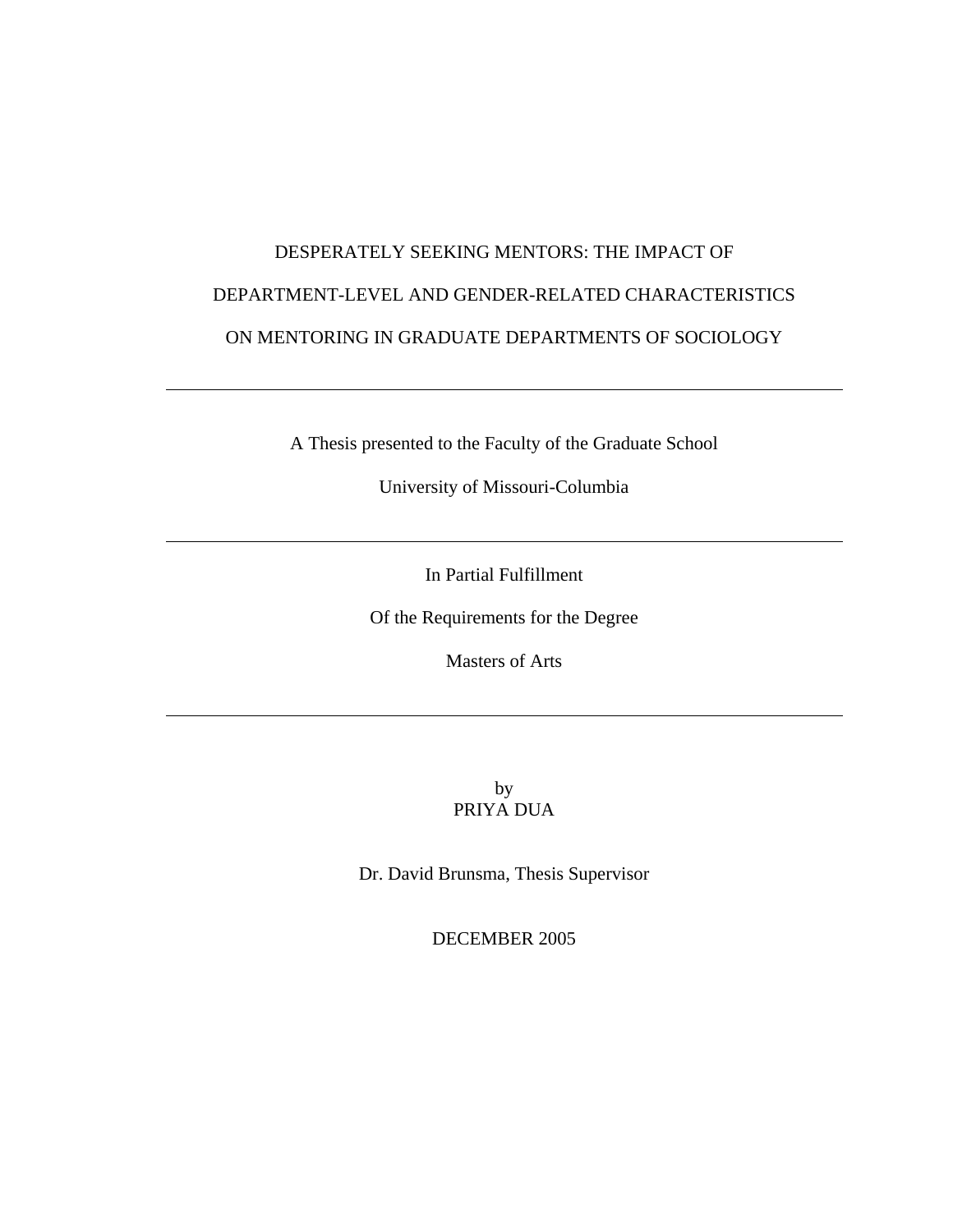# DESPERATELY SEEKING MENTORS: THE IMPACT OF DEPARTMENT-LEVEL AND GENDER-RELATED CHARACTERISTICS ON MENTORING IN GRADUATE DEPARTMENTS OF SOCIOLOGY

---

A Thesis presented to the Faculty of the Graduate School

University of Missouri-Columbia

---

In Partial Fulfillment

Of the Requirements for the Degree

Masters of Arts

---

by
PRIYA DUA

Dr. David Brunsma, Thesis Supervisor

DECEMBER 2005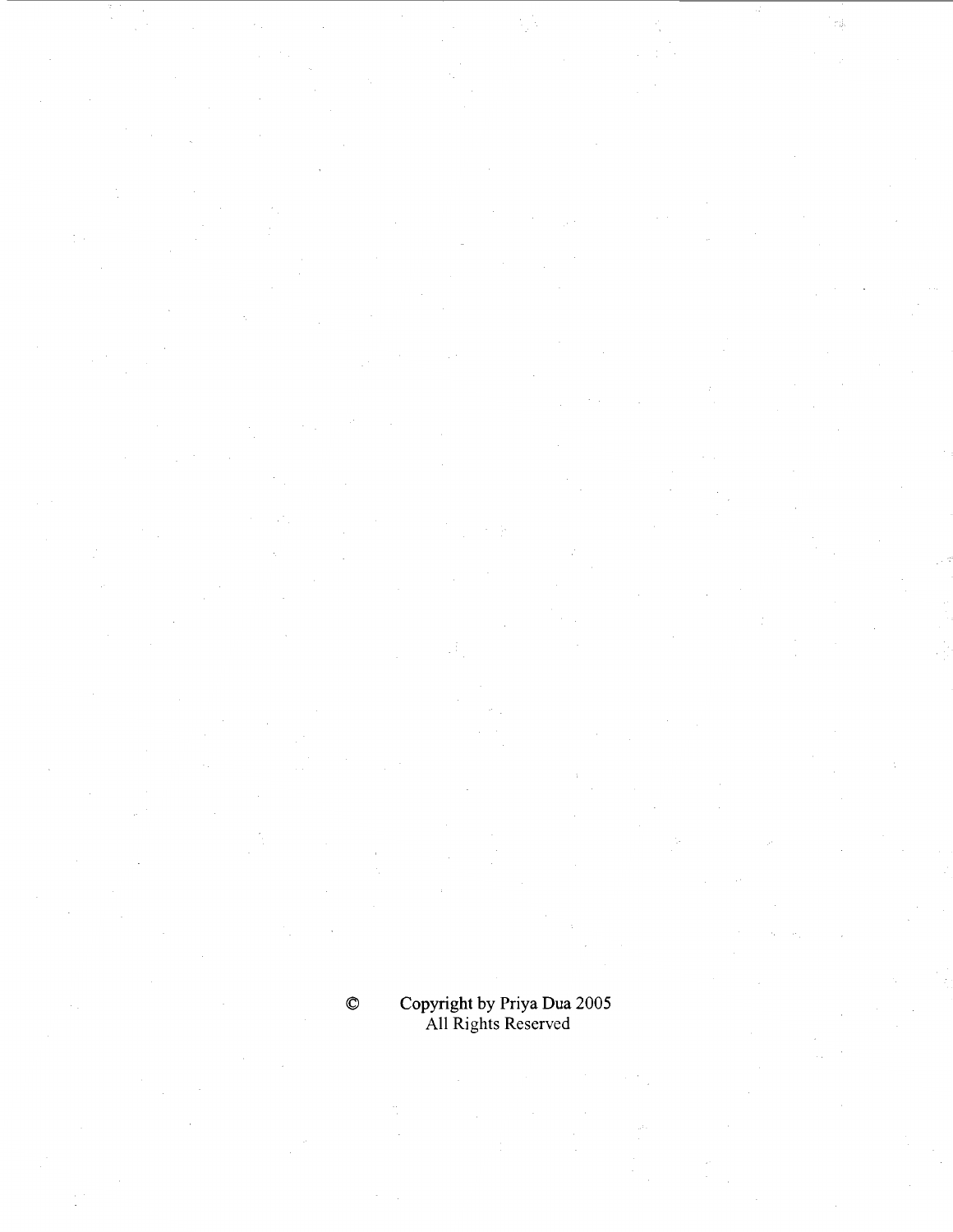© Copyright by Priya Dua 2005
All Rights Reserved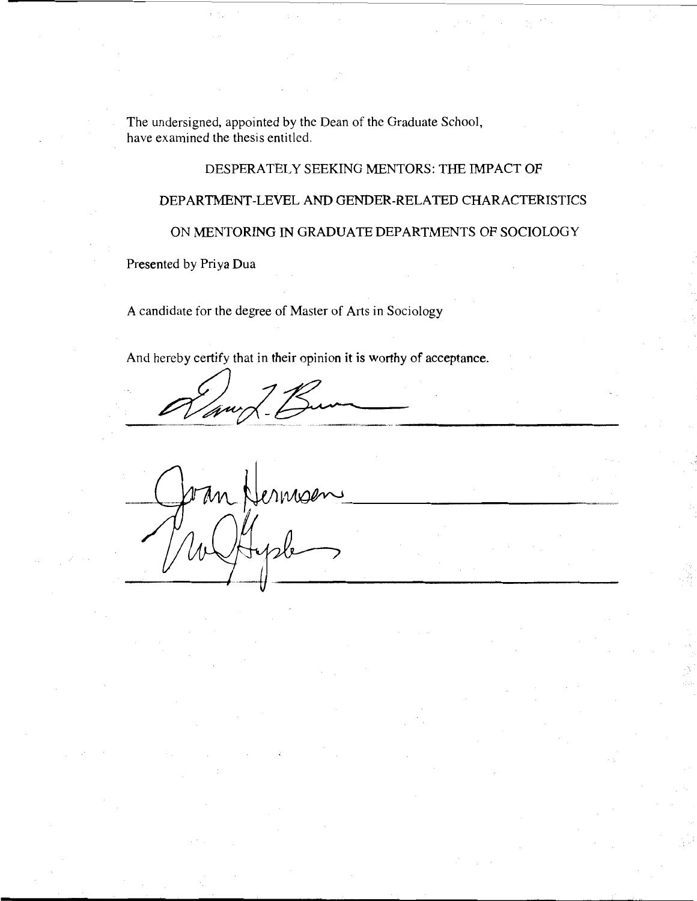The undersigned, appointed by the Dean of the Graduate School, have examined the thesis entitled.

DESPERATELY SEEKING MENTORS: THE IMPACT OF

DEPARTMENT-LEVEL AND GENDER-RELATED CHARACTERISTICS

ON MENTORING IN GRADUATE DEPARTMENTS OF SOCIOLOGY

Presented by Priya Dua

A candidate for the degree of Master of Arts in Sociology

And hereby certify that in their opinion it is worthy of acceptance.

______________________________

______________________________

______________________________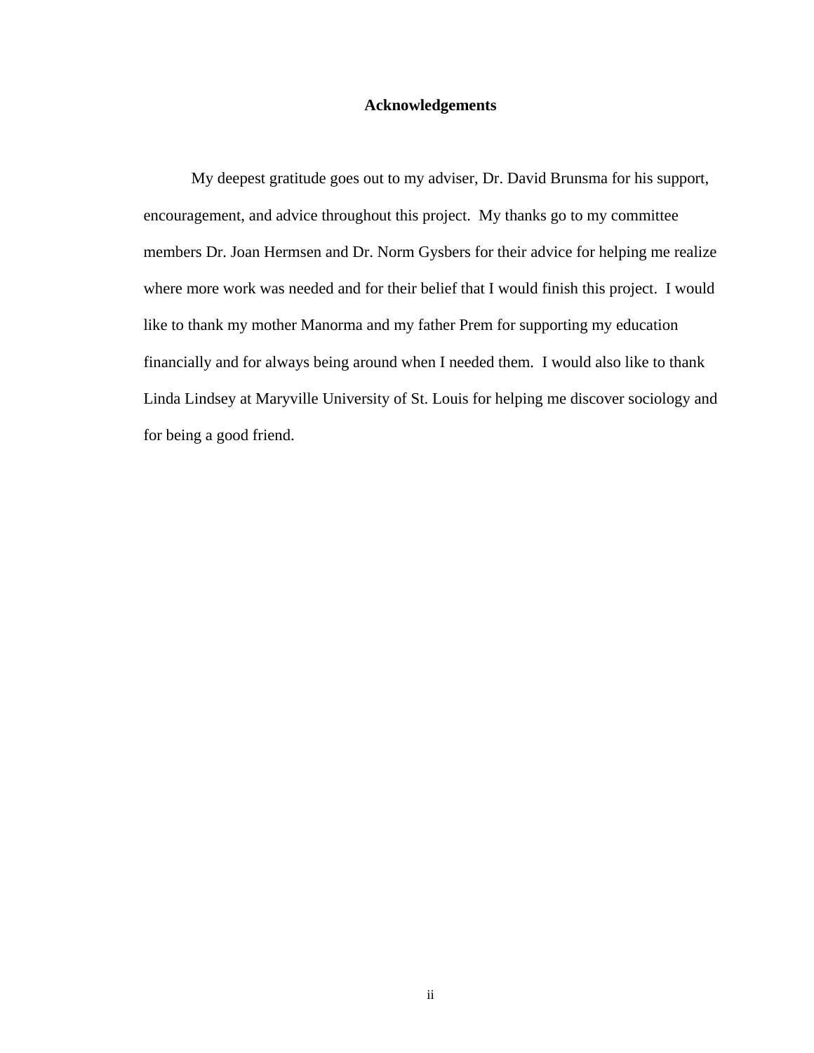# Acknowledgements

My deepest gratitude goes out to my adviser, Dr. David Brunsma for his support, encouragement, and advice throughout this project. My thanks go to my committee members Dr. Joan Hermsen and Dr. Norm Gysbers for their advice for helping me realize where more work was needed and for their belief that I would finish this project. I would like to thank my mother Manorma and my father Prem for supporting my education financially and for always being around when I needed them. I would also like to thank Linda Lindsey at Maryville University of St. Louis for helping me discover sociology and for being a good friend.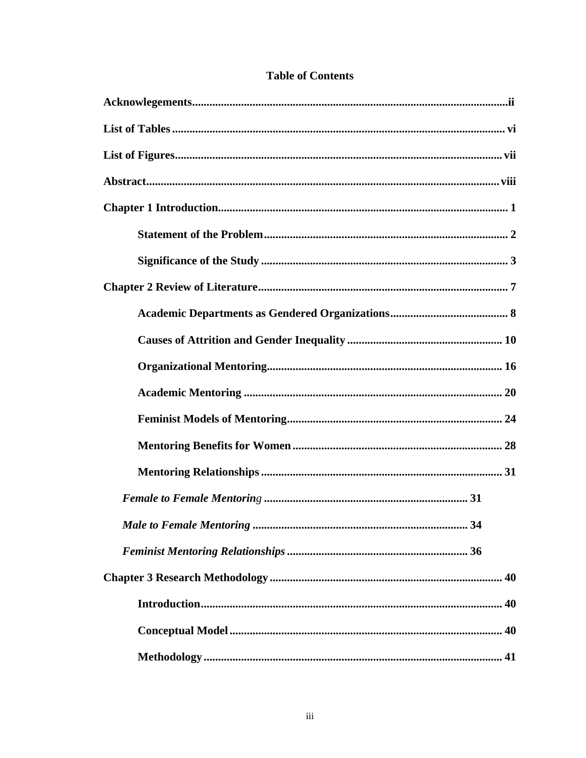# Table of Contents

**Acknowlegements**......................................................................................................**ii**

**List of Tables**............................................................................................................**vi**

**List of Figures**..........................................................................................................**vii**

**Abstract**..................................................................................................................**viii**

**Chapter 1 Introduction**................................................................................................**1**

  **Statement of the Problem**........................................................................................**2**

  **Significance of the Study**..........................................................................................**3**

**Chapter 2 Review of Literature**....................................................................................**7**

  **Academic Departments as Gendered Organizations**......................................................**8**

  **Causes of Attrition and Gender Inequality**..................................................................**10**

  **Organizational Mentoring**..........................................................................................**16**

  **Academic Mentoring**.................................................................................................**20**

  **Feminist Models of Mentoring**....................................................................................**24**

  **Mentoring Benefits for Women**...................................................................................**28**

  **Mentoring Relationships**...........................................................................................**31**

 ***Female to Female Mentoring*** ...................................................................... **31**

 ***Male to Female Mentoring*** ......................................................................... **34**

 ***Feminist Mentoring Relationships*** ............................................................... **36**

**Chapter 3 Research Methodology**................................................................................**40**

  **Introduction**............................................................................................................**40**

  **Conceptual Model**....................................................................................................**40**

  **Methodology**...........................................................................................................**41**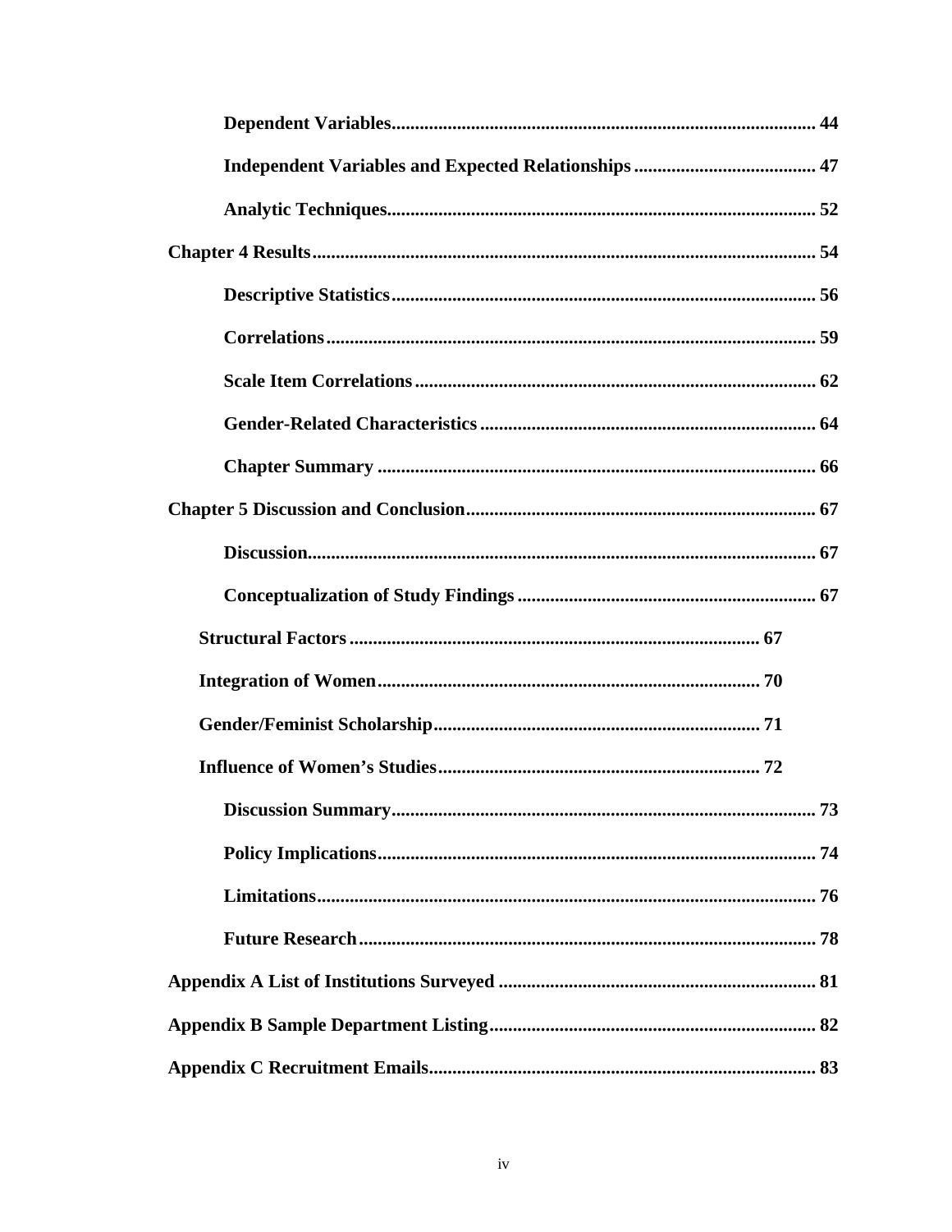**Dependent Variables** ..... 44

**Independent Variables and Expected Relationships** ..... 47

**Analytic Techniques** ..... 52

**Chapter 4 Results** ..... 54

**Descriptive Statistics** ..... 56

**Correlations** ..... 59

**Scale Item Correlations** ..... 62

**Gender-Related Characteristics** ..... 64

**Chapter Summary** ..... 66

**Chapter 5 Discussion and Conclusion** ..... 67

**Discussion** ..... 67

**Conceptualization of Study Findings** ..... 67

**Structural Factors** ..... 67

**Integration of Women** ..... 70

**Gender/Feminist Scholarship** ..... 71

**Influence of Women's Studies** ..... 72

**Discussion Summary** ..... 73

**Policy Implications** ..... 74

**Limitations** ..... 76

**Future Research** ..... 78

**Appendix A List of Institutions Surveyed** ..... 81

**Appendix B Sample Department Listing** ..... 82

**Appendix C Recruitment Emails** ..... 83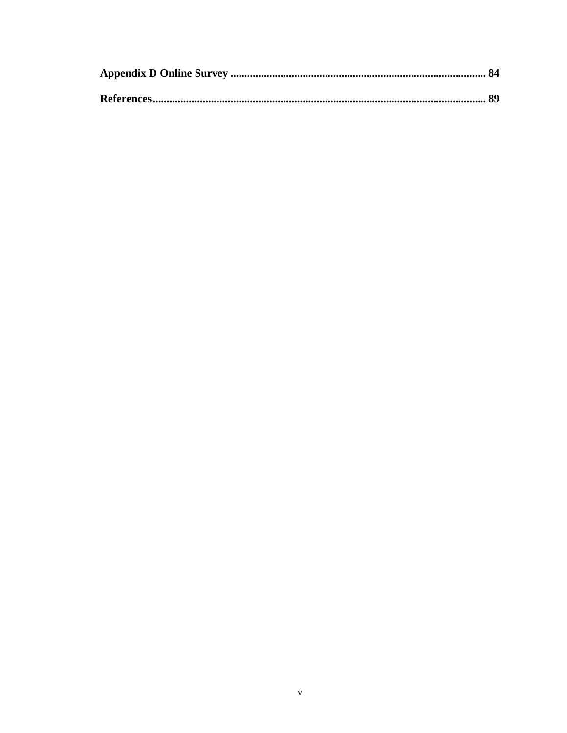**Appendix D Online Survey** .......................................................................................... **84**

**References**...................................................................................................................... **89**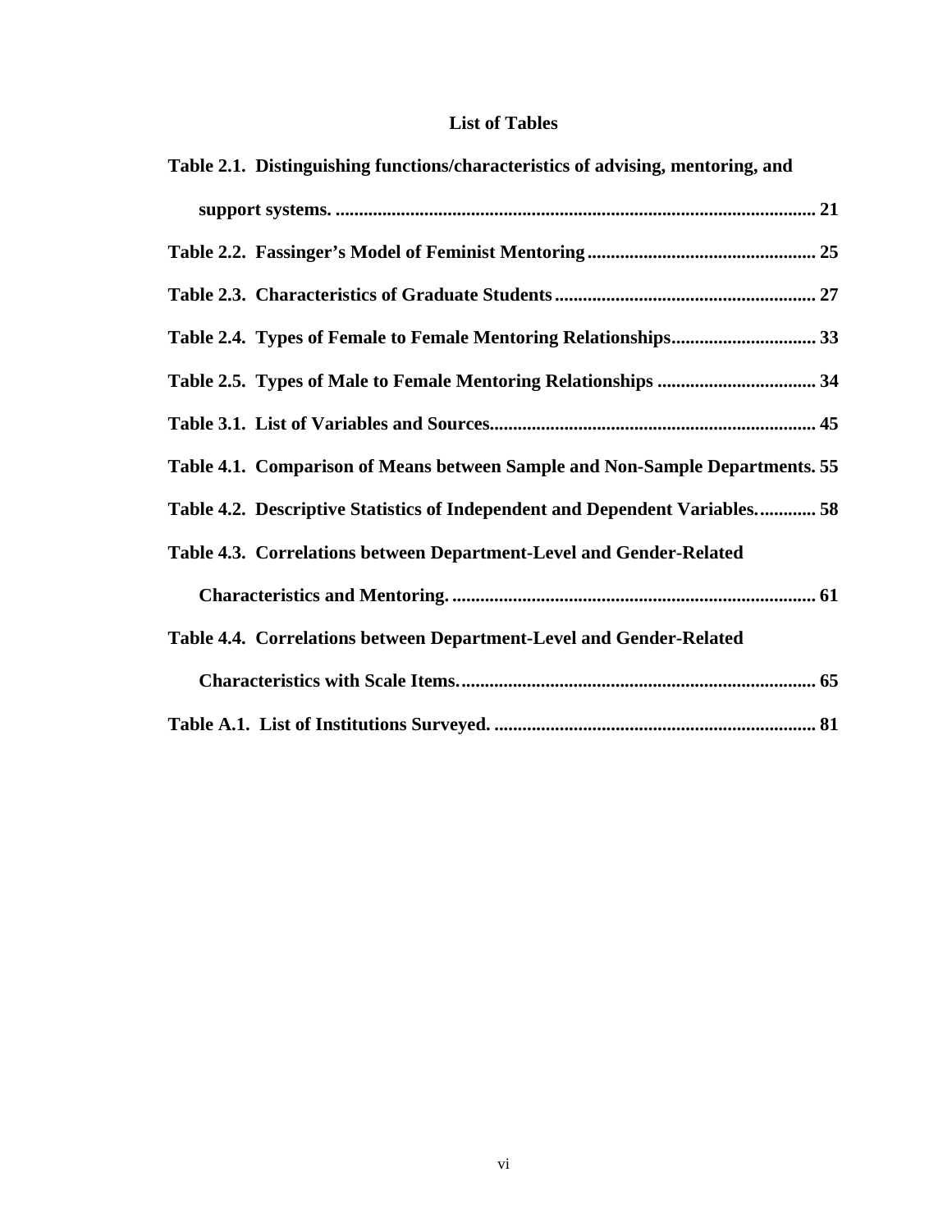## List of Tables

**Table 2.1. Distinguishing functions/characteristics of advising, mentoring, and support systems. ........ 21**

**Table 2.2. Fassinger's Model of Feminist Mentoring ........ 25**

**Table 2.3. Characteristics of Graduate Students ........ 27**

**Table 2.4. Types of Female to Female Mentoring Relationships ........ 33**

**Table 2.5. Types of Male to Female Mentoring Relationships ........ 34**

**Table 3.1. List of Variables and Sources ........ 45**

**Table 4.1. Comparison of Means between Sample and Non-Sample Departments. 55**

**Table 4.2. Descriptive Statistics of Independent and Dependent Variables. ........ 58**

**Table 4.3. Correlations between Department-Level and Gender-Related Characteristics and Mentoring. ........ 61**

**Table 4.4. Correlations between Department-Level and Gender-Related Characteristics with Scale Items. ........ 65**

**Table A.1. List of Institutions Surveyed. ........ 81**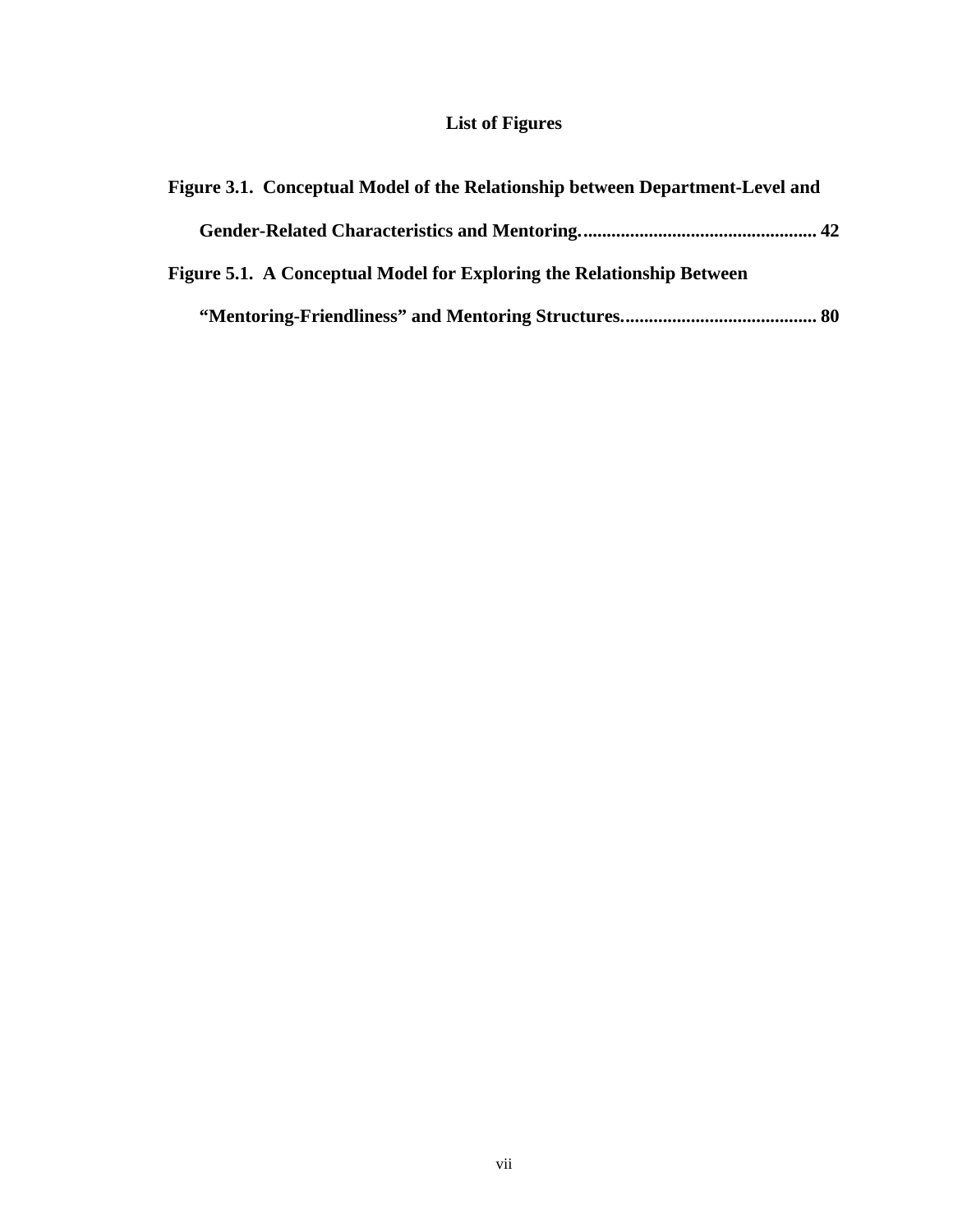# List of Figures

**Figure 3.1. Conceptual Model of the Relationship between Department-Level and Gender-Related Characteristics and Mentoring.................................................. 42**

**Figure 5.1. A Conceptual Model for Exploring the Relationship Between "Mentoring-Friendliness" and Mentoring Structures.......................................... 80**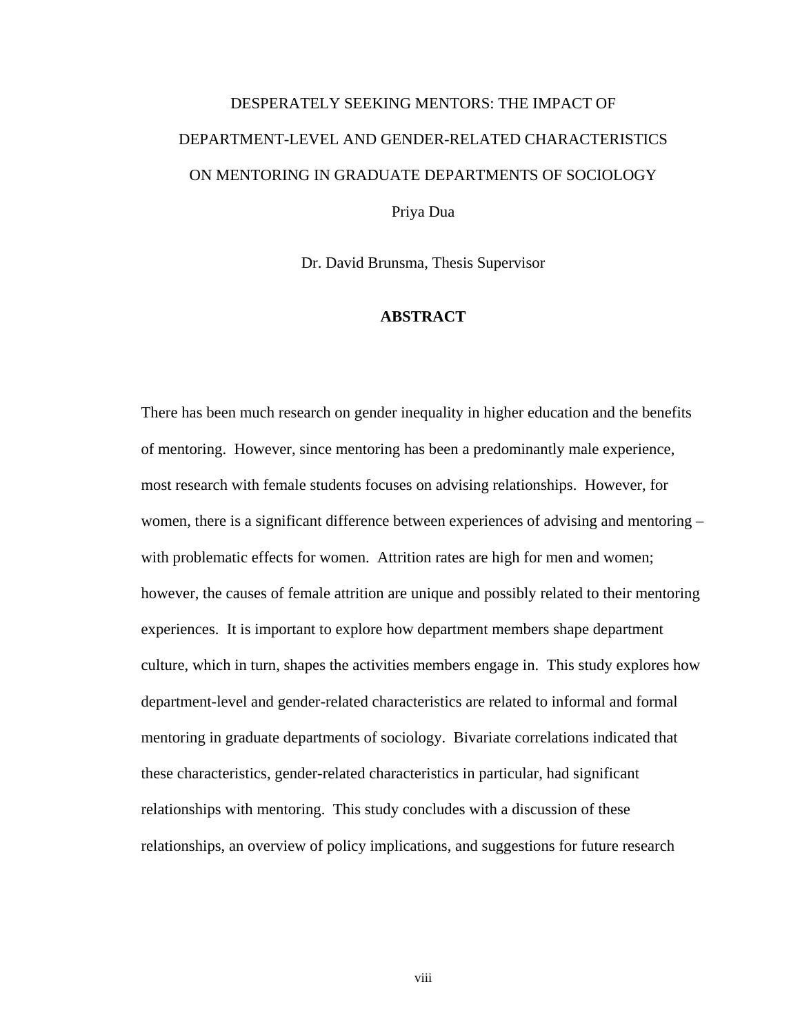DESPERATELY SEEKING MENTORS: THE IMPACT OF DEPARTMENT-LEVEL AND GENDER-RELATED CHARACTERISTICS ON MENTORING IN GRADUATE DEPARTMENTS OF SOCIOLOGY

Priya Dua

Dr. David Brunsma, Thesis Supervisor

## ABSTRACT

There has been much research on gender inequality in higher education and the benefits of mentoring. However, since mentoring has been a predominantly male experience, most research with female students focuses on advising relationships. However, for women, there is a significant difference between experiences of advising and mentoring – with problematic effects for women. Attrition rates are high for men and women; however, the causes of female attrition are unique and possibly related to their mentoring experiences. It is important to explore how department members shape department culture, which in turn, shapes the activities members engage in. This study explores how department-level and gender-related characteristics are related to informal and formal mentoring in graduate departments of sociology. Bivariate correlations indicated that these characteristics, gender-related characteristics in particular, had significant relationships with mentoring. This study concludes with a discussion of these relationships, an overview of policy implications, and suggestions for future research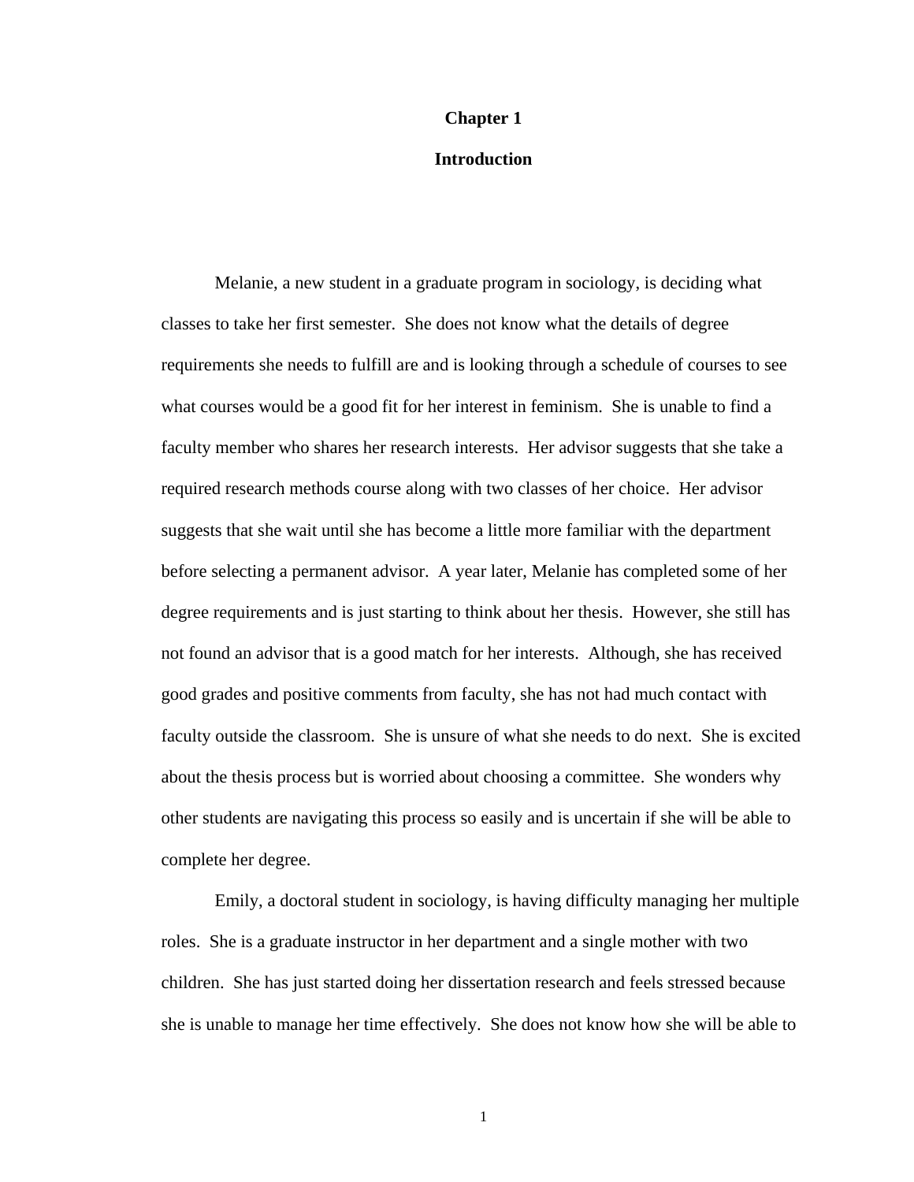# Chapter 1

## Introduction

Melanie, a new student in a graduate program in sociology, is deciding what classes to take her first semester. She does not know what the details of degree requirements she needs to fulfill are and is looking through a schedule of courses to see what courses would be a good fit for her interest in feminism. She is unable to find a faculty member who shares her research interests. Her advisor suggests that she take a required research methods course along with two classes of her choice. Her advisor suggests that she wait until she has become a little more familiar with the department before selecting a permanent advisor. A year later, Melanie has completed some of her degree requirements and is just starting to think about her thesis. However, she still has not found an advisor that is a good match for her interests. Although, she has received good grades and positive comments from faculty, she has not had much contact with faculty outside the classroom. She is unsure of what she needs to do next. She is excited about the thesis process but is worried about choosing a committee. She wonders why other students are navigating this process so easily and is uncertain if she will be able to complete her degree.

Emily, a doctoral student in sociology, is having difficulty managing her multiple roles. She is a graduate instructor in her department and a single mother with two children. She has just started doing her dissertation research and feels stressed because she is unable to manage her time effectively. She does not know how she will be able to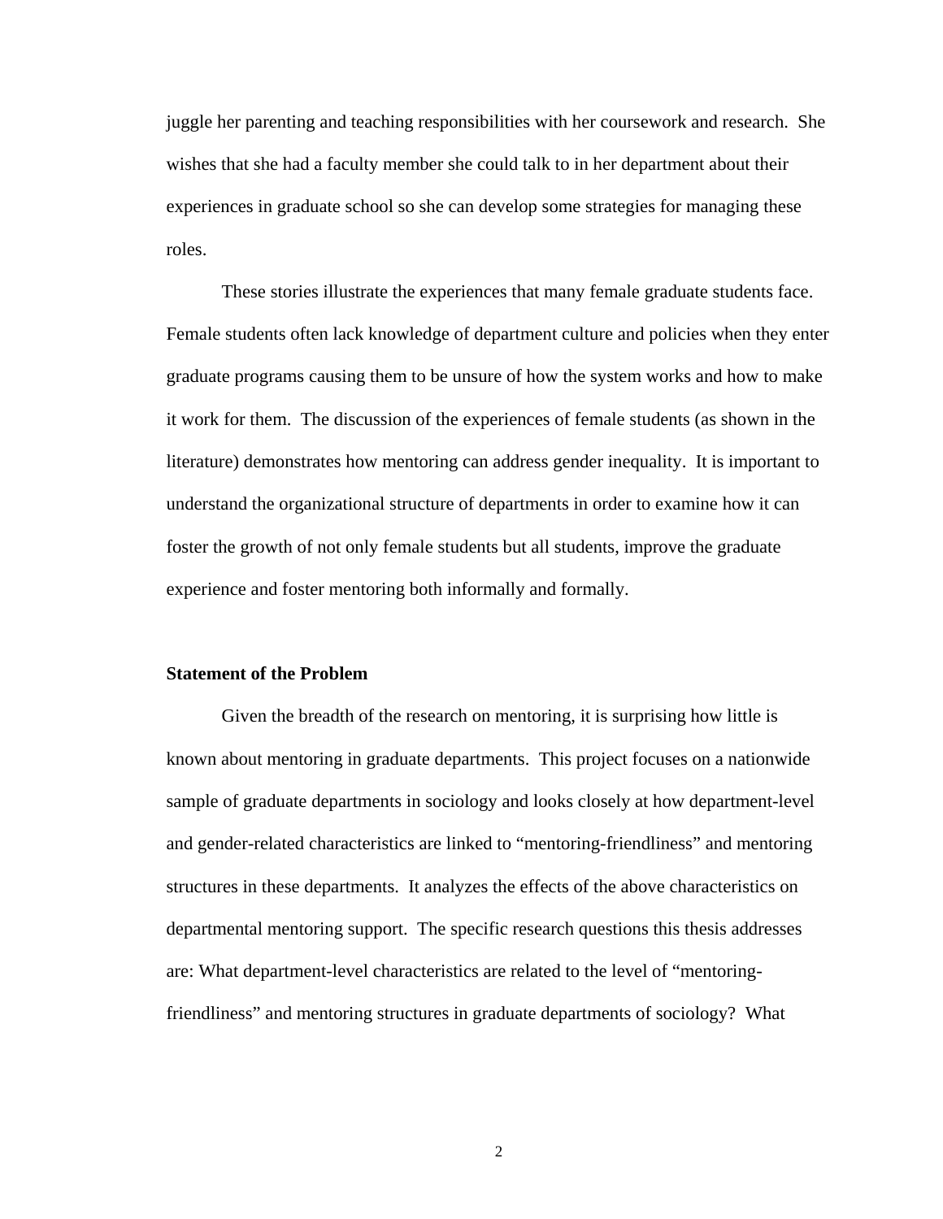juggle her parenting and teaching responsibilities with her coursework and research. She wishes that she had a faculty member she could talk to in her department about their experiences in graduate school so she can develop some strategies for managing these roles.

These stories illustrate the experiences that many female graduate students face. Female students often lack knowledge of department culture and policies when they enter graduate programs causing them to be unsure of how the system works and how to make it work for them. The discussion of the experiences of female students (as shown in the literature) demonstrates how mentoring can address gender inequality. It is important to understand the organizational structure of departments in order to examine how it can foster the growth of not only female students but all students, improve the graduate experience and foster mentoring both informally and formally.

### Statement of the Problem

Given the breadth of the research on mentoring, it is surprising how little is known about mentoring in graduate departments. This project focuses on a nationwide sample of graduate departments in sociology and looks closely at how department-level and gender-related characteristics are linked to "mentoring-friendliness" and mentoring structures in these departments. It analyzes the effects of the above characteristics on departmental mentoring support. The specific research questions this thesis addresses are: What department-level characteristics are related to the level of "mentoring-friendliness" and mentoring structures in graduate departments of sociology? What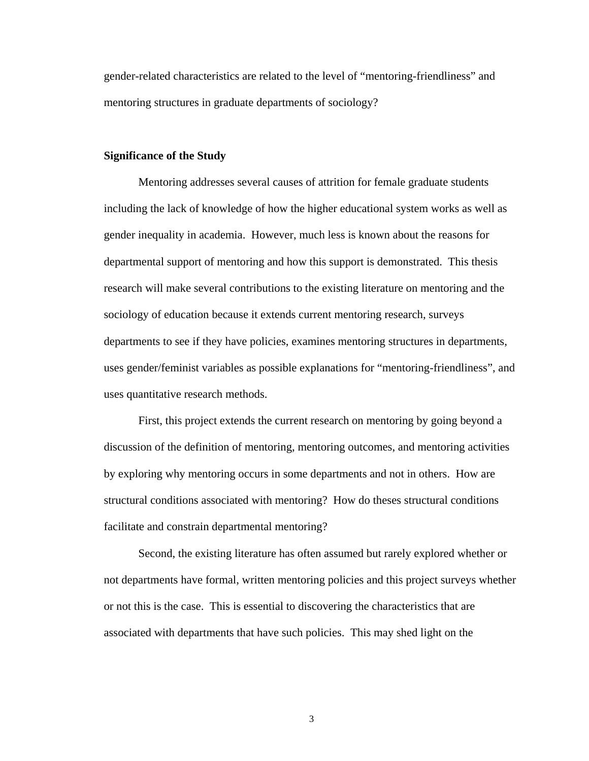gender-related characteristics are related to the level of "mentoring-friendliness" and mentoring structures in graduate departments of sociology?

**Significance of the Study**

Mentoring addresses several causes of attrition for female graduate students including the lack of knowledge of how the higher educational system works as well as gender inequality in academia. However, much less is known about the reasons for departmental support of mentoring and how this support is demonstrated. This thesis research will make several contributions to the existing literature on mentoring and the sociology of education because it extends current mentoring research, surveys departments to see if they have policies, examines mentoring structures in departments, uses gender/feminist variables as possible explanations for "mentoring-friendliness", and uses quantitative research methods.

First, this project extends the current research on mentoring by going beyond a discussion of the definition of mentoring, mentoring outcomes, and mentoring activities by exploring why mentoring occurs in some departments and not in others. How are structural conditions associated with mentoring? How do theses structural conditions facilitate and constrain departmental mentoring?

Second, the existing literature has often assumed but rarely explored whether or not departments have formal, written mentoring policies and this project surveys whether or not this is the case. This is essential to discovering the characteristics that are associated with departments that have such policies. This may shed light on the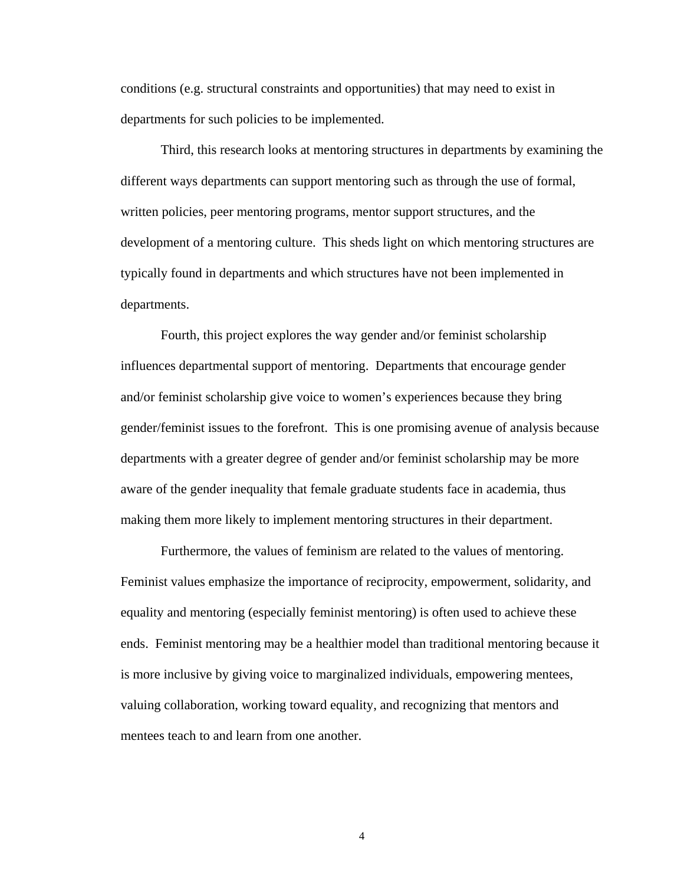conditions (e.g. structural constraints and opportunities) that may need to exist in departments for such policies to be implemented.

Third, this research looks at mentoring structures in departments by examining the different ways departments can support mentoring such as through the use of formal, written policies, peer mentoring programs, mentor support structures, and the development of a mentoring culture. This sheds light on which mentoring structures are typically found in departments and which structures have not been implemented in departments.

Fourth, this project explores the way gender and/or feminist scholarship influences departmental support of mentoring. Departments that encourage gender and/or feminist scholarship give voice to women's experiences because they bring gender/feminist issues to the forefront. This is one promising avenue of analysis because departments with a greater degree of gender and/or feminist scholarship may be more aware of the gender inequality that female graduate students face in academia, thus making them more likely to implement mentoring structures in their department.

Furthermore, the values of feminism are related to the values of mentoring. Feminist values emphasize the importance of reciprocity, empowerment, solidarity, and equality and mentoring (especially feminist mentoring) is often used to achieve these ends. Feminist mentoring may be a healthier model than traditional mentoring because it is more inclusive by giving voice to marginalized individuals, empowering mentees, valuing collaboration, working toward equality, and recognizing that mentors and mentees teach to and learn from one another.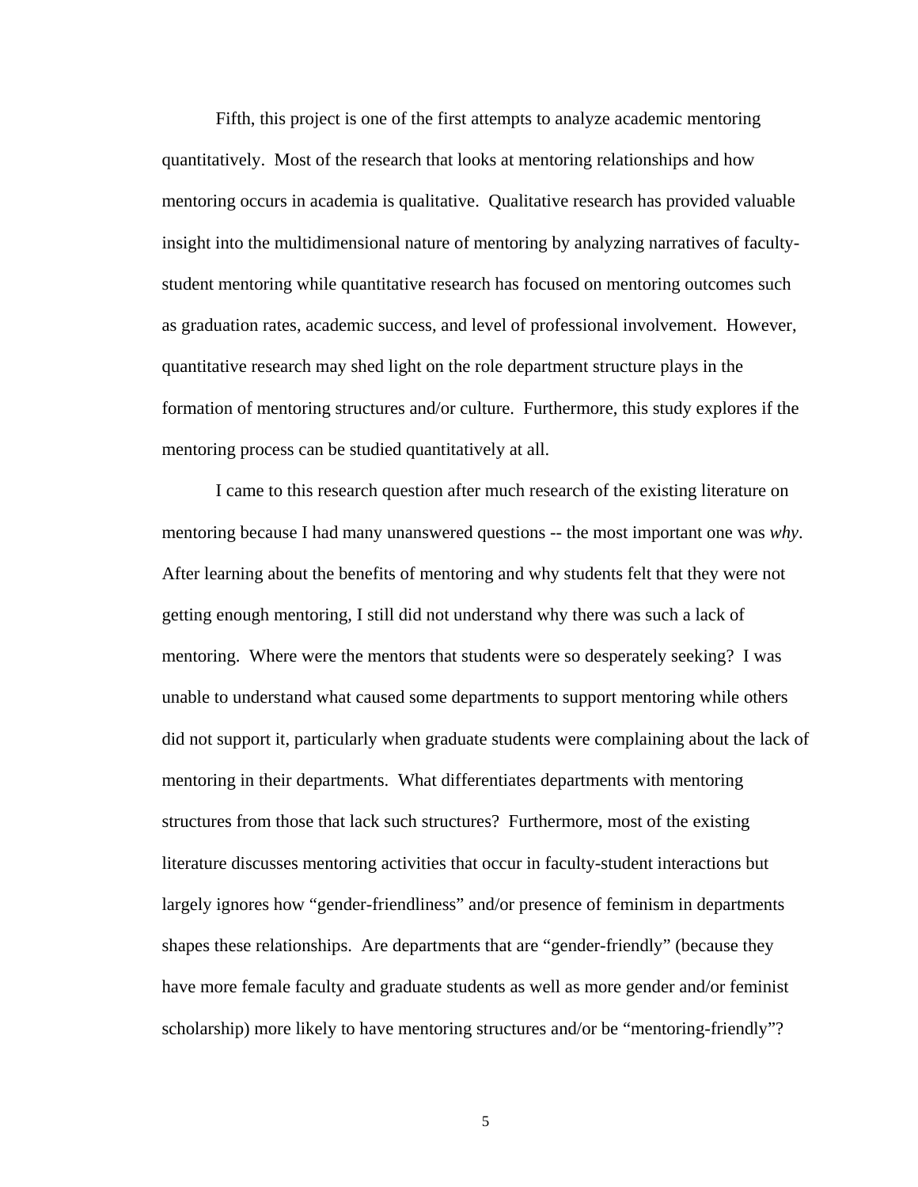Fifth, this project is one of the first attempts to analyze academic mentoring quantitatively. Most of the research that looks at mentoring relationships and how mentoring occurs in academia is qualitative. Qualitative research has provided valuable insight into the multidimensional nature of mentoring by analyzing narratives of faculty-student mentoring while quantitative research has focused on mentoring outcomes such as graduation rates, academic success, and level of professional involvement. However, quantitative research may shed light on the role department structure plays in the formation of mentoring structures and/or culture. Furthermore, this study explores if the mentoring process can be studied quantitatively at all.

I came to this research question after much research of the existing literature on mentoring because I had many unanswered questions -- the most important one was *why*. After learning about the benefits of mentoring and why students felt that they were not getting enough mentoring, I still did not understand why there was such a lack of mentoring. Where were the mentors that students were so desperately seeking? I was unable to understand what caused some departments to support mentoring while others did not support it, particularly when graduate students were complaining about the lack of mentoring in their departments. What differentiates departments with mentoring structures from those that lack such structures? Furthermore, most of the existing literature discusses mentoring activities that occur in faculty-student interactions but largely ignores how "gender-friendliness" and/or presence of feminism in departments shapes these relationships. Are departments that are "gender-friendly" (because they have more female faculty and graduate students as well as more gender and/or feminist scholarship) more likely to have mentoring structures and/or be "mentoring-friendly"?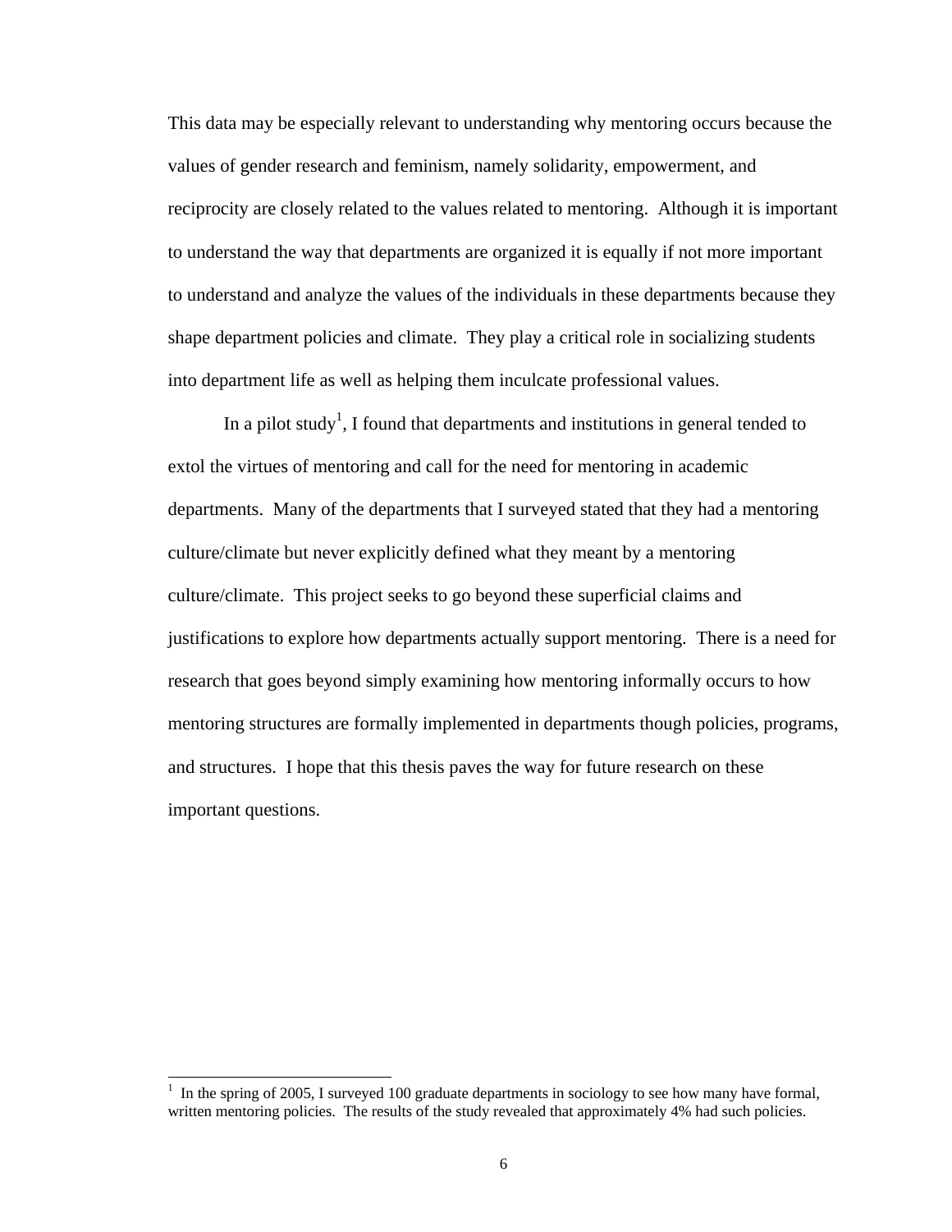This data may be especially relevant to understanding why mentoring occurs because the values of gender research and feminism, namely solidarity, empowerment, and reciprocity are closely related to the values related to mentoring. Although it is important to understand the way that departments are organized it is equally if not more important to understand and analyze the values of the individuals in these departments because they shape department policies and climate. They play a critical role in socializing students into department life as well as helping them inculcate professional values.

In a pilot study[1], I found that departments and institutions in general tended to extol the virtues of mentoring and call for the need for mentoring in academic departments. Many of the departments that I surveyed stated that they had a mentoring culture/climate but never explicitly defined what they meant by a mentoring culture/climate. This project seeks to go beyond these superficial claims and justifications to explore how departments actually support mentoring. There is a need for research that goes beyond simply examining how mentoring informally occurs to how mentoring structures are formally implemented in departments though policies, programs, and structures. I hope that this thesis paves the way for future research on these important questions.

[1] In the spring of 2005, I surveyed 100 graduate departments in sociology to see how many have formal, written mentoring policies. The results of the study revealed that approximately 4% had such policies.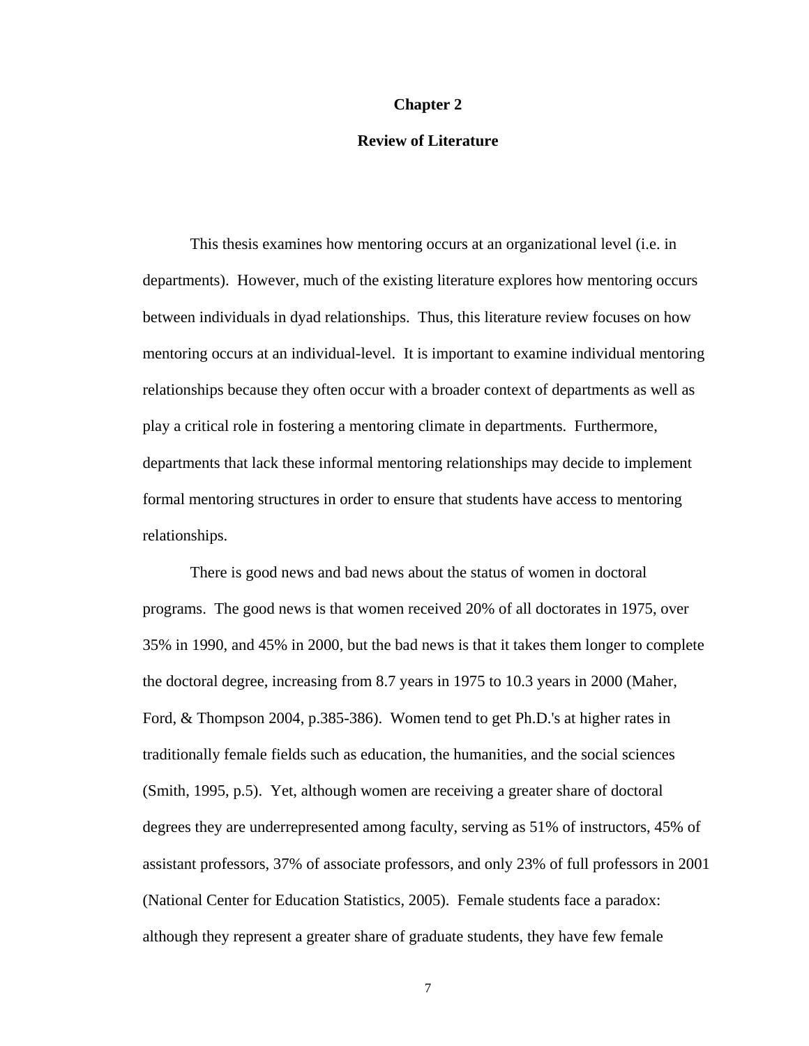# Chapter 2

## Review of Literature

This thesis examines how mentoring occurs at an organizational level (i.e. in departments). However, much of the existing literature explores how mentoring occurs between individuals in dyad relationships. Thus, this literature review focuses on how mentoring occurs at an individual-level. It is important to examine individual mentoring relationships because they often occur with a broader context of departments as well as play a critical role in fostering a mentoring climate in departments. Furthermore, departments that lack these informal mentoring relationships may decide to implement formal mentoring structures in order to ensure that students have access to mentoring relationships.

There is good news and bad news about the status of women in doctoral programs. The good news is that women received 20% of all doctorates in 1975, over 35% in 1990, and 45% in 2000, but the bad news is that it takes them longer to complete the doctoral degree, increasing from 8.7 years in 1975 to 10.3 years in 2000 (Maher, Ford, & Thompson 2004, p.385-386). Women tend to get Ph.D.'s at higher rates in traditionally female fields such as education, the humanities, and the social sciences (Smith, 1995, p.5). Yet, although women are receiving a greater share of doctoral degrees they are underrepresented among faculty, serving as 51% of instructors, 45% of assistant professors, 37% of associate professors, and only 23% of full professors in 2001 (National Center for Education Statistics, 2005). Female students face a paradox: although they represent a greater share of graduate students, they have few female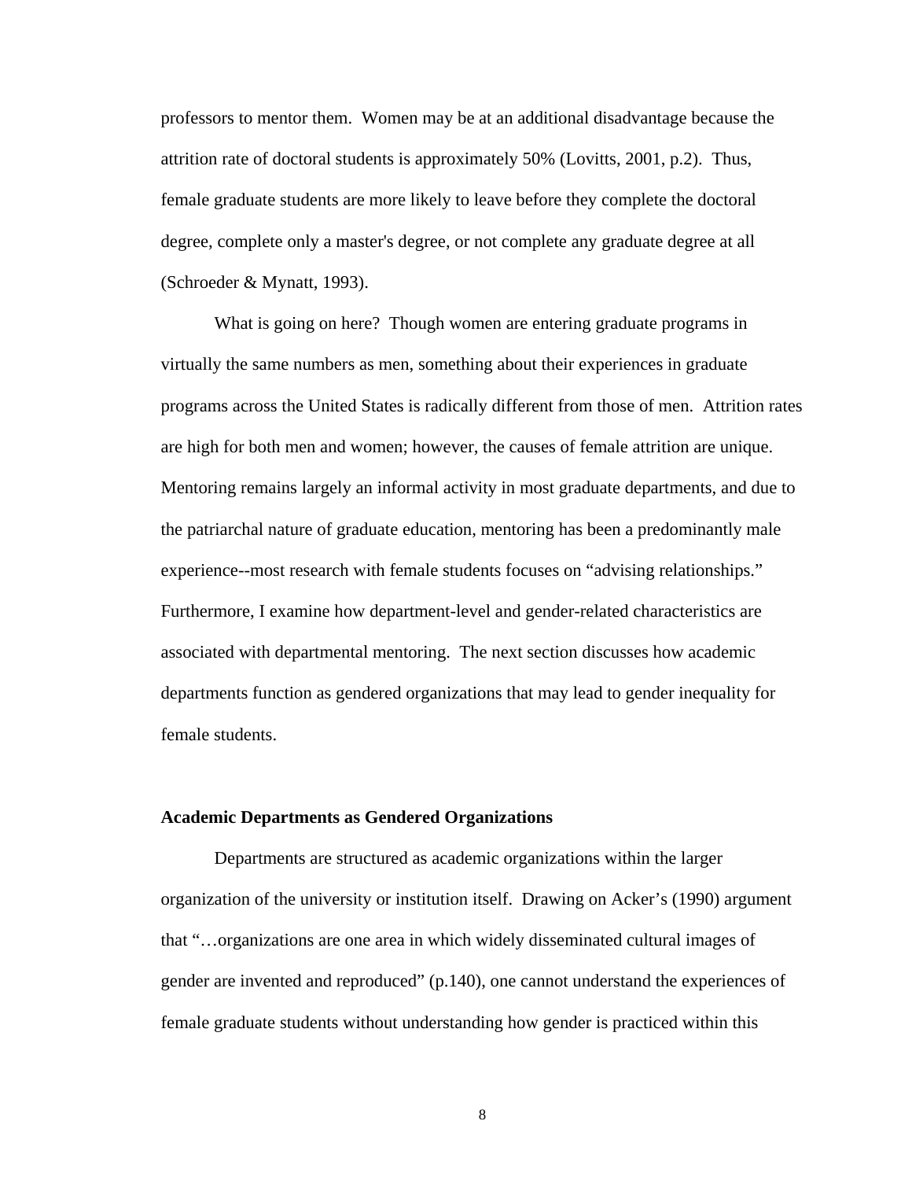professors to mentor them. Women may be at an additional disadvantage because the attrition rate of doctoral students is approximately 50% (Lovitts, 2001, p.2). Thus, female graduate students are more likely to leave before they complete the doctoral degree, complete only a master's degree, or not complete any graduate degree at all (Schroeder & Mynatt, 1993).

What is going on here? Though women are entering graduate programs in virtually the same numbers as men, something about their experiences in graduate programs across the United States is radically different from those of men. Attrition rates are high for both men and women; however, the causes of female attrition are unique. Mentoring remains largely an informal activity in most graduate departments, and due to the patriarchal nature of graduate education, mentoring has been a predominantly male experience--most research with female students focuses on "advising relationships." Furthermore, I examine how department-level and gender-related characteristics are associated with departmental mentoring. The next section discusses how academic departments function as gendered organizations that may lead to gender inequality for female students.

**Academic Departments as Gendered Organizations**

Departments are structured as academic organizations within the larger organization of the university or institution itself. Drawing on Acker's (1990) argument that "…organizations are one area in which widely disseminated cultural images of gender are invented and reproduced" (p.140), one cannot understand the experiences of female graduate students without understanding how gender is practiced within this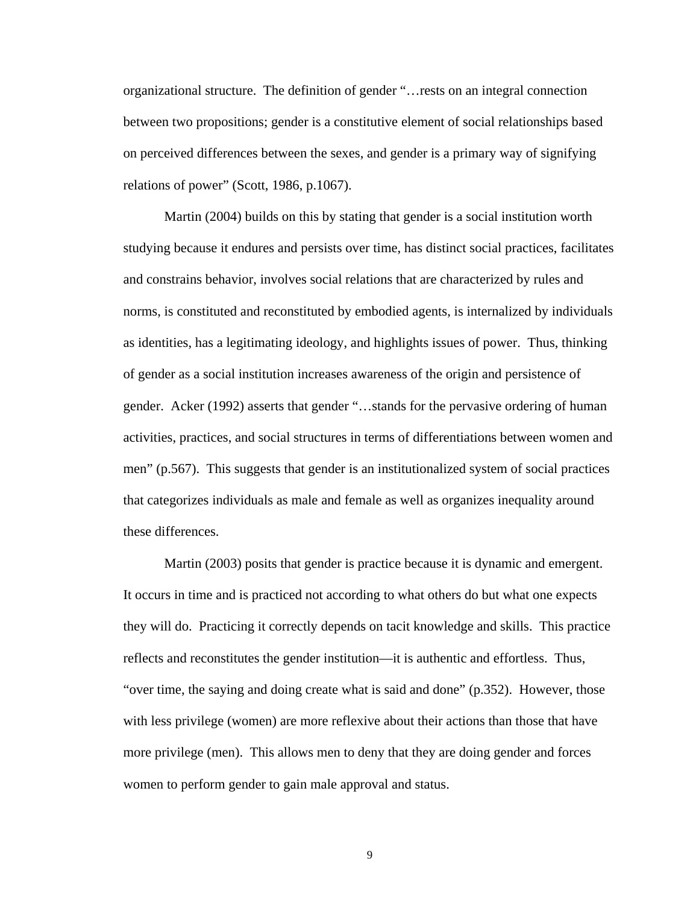organizational structure. The definition of gender "…rests on an integral connection between two propositions; gender is a constitutive element of social relationships based on perceived differences between the sexes, and gender is a primary way of signifying relations of power" (Scott, 1986, p.1067).

Martin (2004) builds on this by stating that gender is a social institution worth studying because it endures and persists over time, has distinct social practices, facilitates and constrains behavior, involves social relations that are characterized by rules and norms, is constituted and reconstituted by embodied agents, is internalized by individuals as identities, has a legitimating ideology, and highlights issues of power. Thus, thinking of gender as a social institution increases awareness of the origin and persistence of gender. Acker (1992) asserts that gender "…stands for the pervasive ordering of human activities, practices, and social structures in terms of differentiations between women and men" (p.567). This suggests that gender is an institutionalized system of social practices that categorizes individuals as male and female as well as organizes inequality around these differences.

Martin (2003) posits that gender is practice because it is dynamic and emergent. It occurs in time and is practiced not according to what others do but what one expects they will do. Practicing it correctly depends on tacit knowledge and skills. This practice reflects and reconstitutes the gender institution—it is authentic and effortless. Thus, "over time, the saying and doing create what is said and done" (p.352). However, those with less privilege (women) are more reflexive about their actions than those that have more privilege (men). This allows men to deny that they are doing gender and forces women to perform gender to gain male approval and status.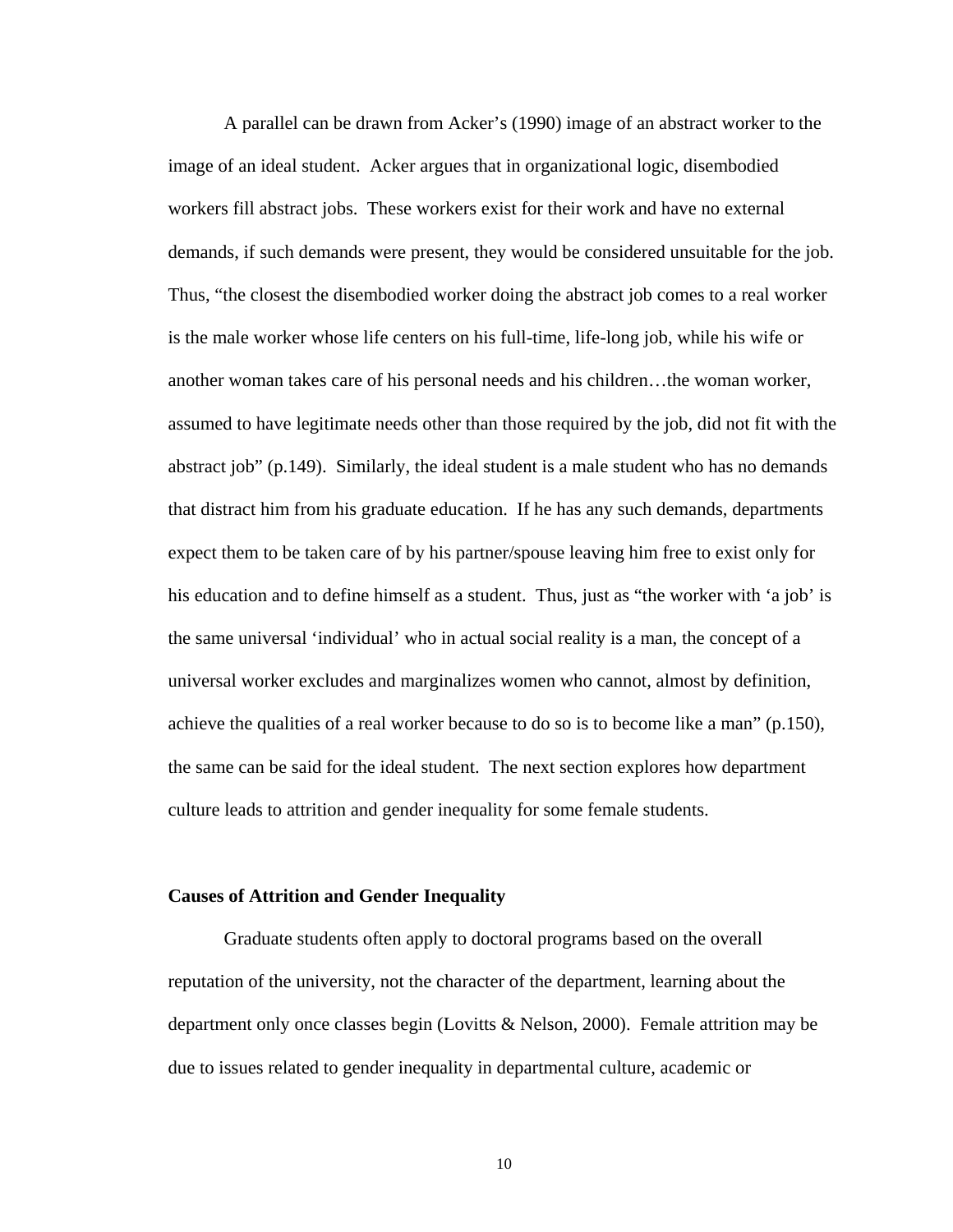A parallel can be drawn from Acker's (1990) image of an abstract worker to the image of an ideal student. Acker argues that in organizational logic, disembodied workers fill abstract jobs. These workers exist for their work and have no external demands, if such demands were present, they would be considered unsuitable for the job. Thus, "the closest the disembodied worker doing the abstract job comes to a real worker is the male worker whose life centers on his full-time, life-long job, while his wife or another woman takes care of his personal needs and his children…the woman worker, assumed to have legitimate needs other than those required by the job, did not fit with the abstract job" (p.149). Similarly, the ideal student is a male student who has no demands that distract him from his graduate education. If he has any such demands, departments expect them to be taken care of by his partner/spouse leaving him free to exist only for his education and to define himself as a student. Thus, just as "the worker with 'a job' is the same universal 'individual' who in actual social reality is a man, the concept of a universal worker excludes and marginalizes women who cannot, almost by definition, achieve the qualities of a real worker because to do so is to become like a man" (p.150), the same can be said for the ideal student. The next section explores how department culture leads to attrition and gender inequality for some female students.

**Causes of Attrition and Gender Inequality**

Graduate students often apply to doctoral programs based on the overall reputation of the university, not the character of the department, learning about the department only once classes begin (Lovitts & Nelson, 2000). Female attrition may be due to issues related to gender inequality in departmental culture, academic or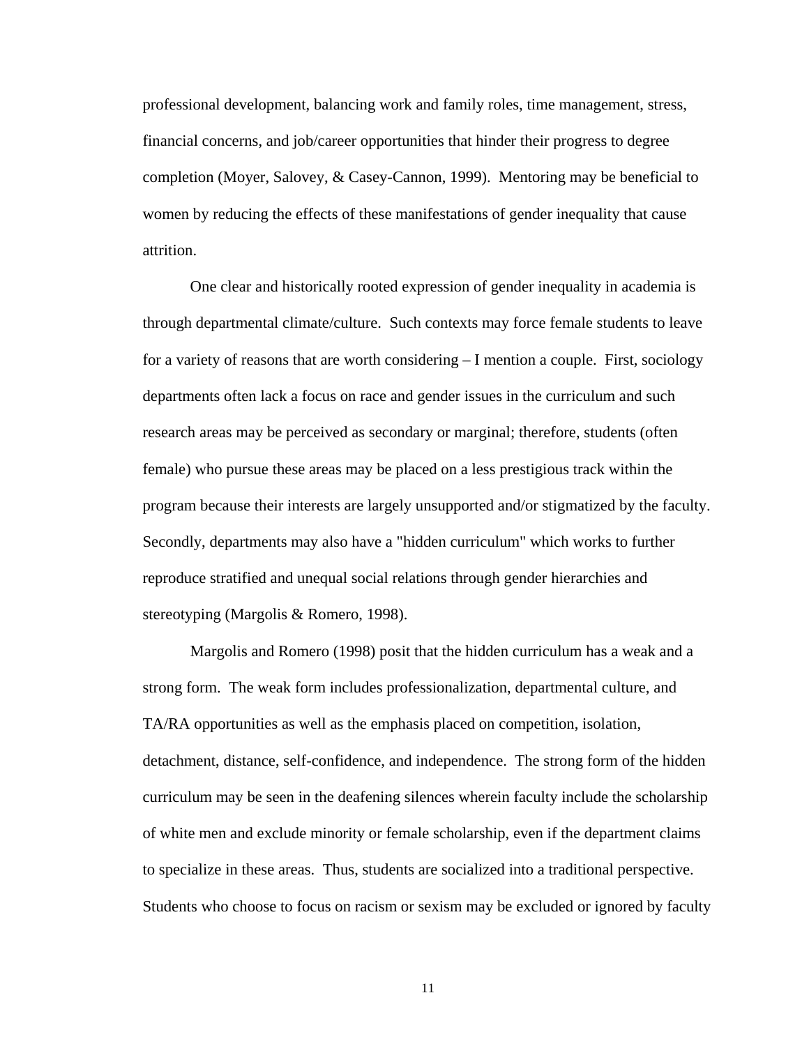professional development, balancing work and family roles, time management, stress, financial concerns, and job/career opportunities that hinder their progress to degree completion (Moyer, Salovey, & Casey-Cannon, 1999). Mentoring may be beneficial to women by reducing the effects of these manifestations of gender inequality that cause attrition.

One clear and historically rooted expression of gender inequality in academia is through departmental climate/culture. Such contexts may force female students to leave for a variety of reasons that are worth considering – I mention a couple. First, sociology departments often lack a focus on race and gender issues in the curriculum and such research areas may be perceived as secondary or marginal; therefore, students (often female) who pursue these areas may be placed on a less prestigious track within the program because their interests are largely unsupported and/or stigmatized by the faculty. Secondly, departments may also have a "hidden curriculum" which works to further reproduce stratified and unequal social relations through gender hierarchies and stereotyping (Margolis & Romero, 1998).

Margolis and Romero (1998) posit that the hidden curriculum has a weak and a strong form. The weak form includes professionalization, departmental culture, and TA/RA opportunities as well as the emphasis placed on competition, isolation, detachment, distance, self-confidence, and independence. The strong form of the hidden curriculum may be seen in the deafening silences wherein faculty include the scholarship of white men and exclude minority or female scholarship, even if the department claims to specialize in these areas. Thus, students are socialized into a traditional perspective. Students who choose to focus on racism or sexism may be excluded or ignored by faculty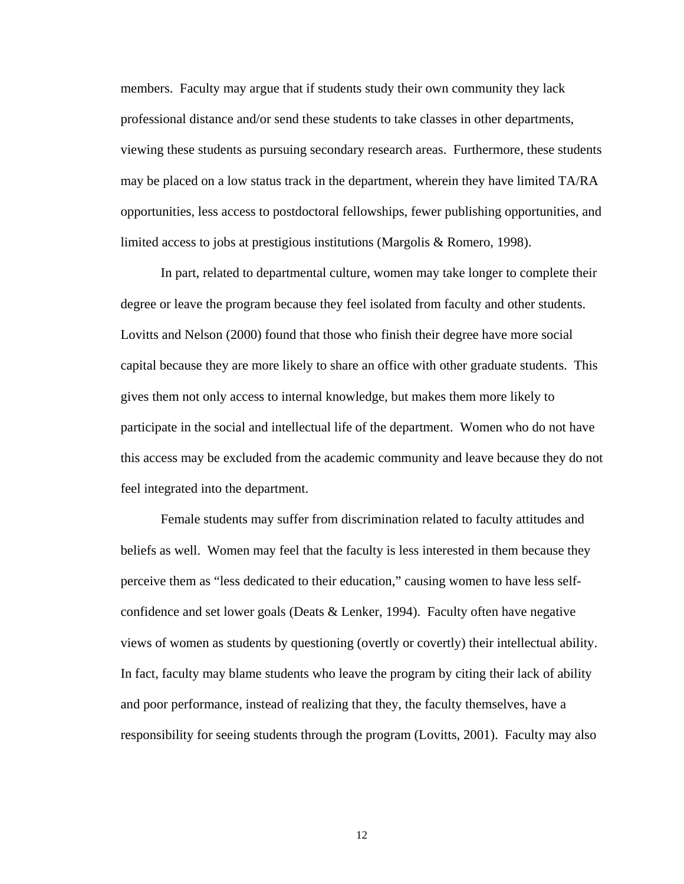members. Faculty may argue that if students study their own community they lack professional distance and/or send these students to take classes in other departments, viewing these students as pursuing secondary research areas. Furthermore, these students may be placed on a low status track in the department, wherein they have limited TA/RA opportunities, less access to postdoctoral fellowships, fewer publishing opportunities, and limited access to jobs at prestigious institutions (Margolis & Romero, 1998).

In part, related to departmental culture, women may take longer to complete their degree or leave the program because they feel isolated from faculty and other students. Lovitts and Nelson (2000) found that those who finish their degree have more social capital because they are more likely to share an office with other graduate students. This gives them not only access to internal knowledge, but makes them more likely to participate in the social and intellectual life of the department. Women who do not have this access may be excluded from the academic community and leave because they do not feel integrated into the department.

Female students may suffer from discrimination related to faculty attitudes and beliefs as well. Women may feel that the faculty is less interested in them because they perceive them as "less dedicated to their education," causing women to have less self-confidence and set lower goals (Deats & Lenker, 1994). Faculty often have negative views of women as students by questioning (overtly or covertly) their intellectual ability. In fact, faculty may blame students who leave the program by citing their lack of ability and poor performance, instead of realizing that they, the faculty themselves, have a responsibility for seeing students through the program (Lovitts, 2001). Faculty may also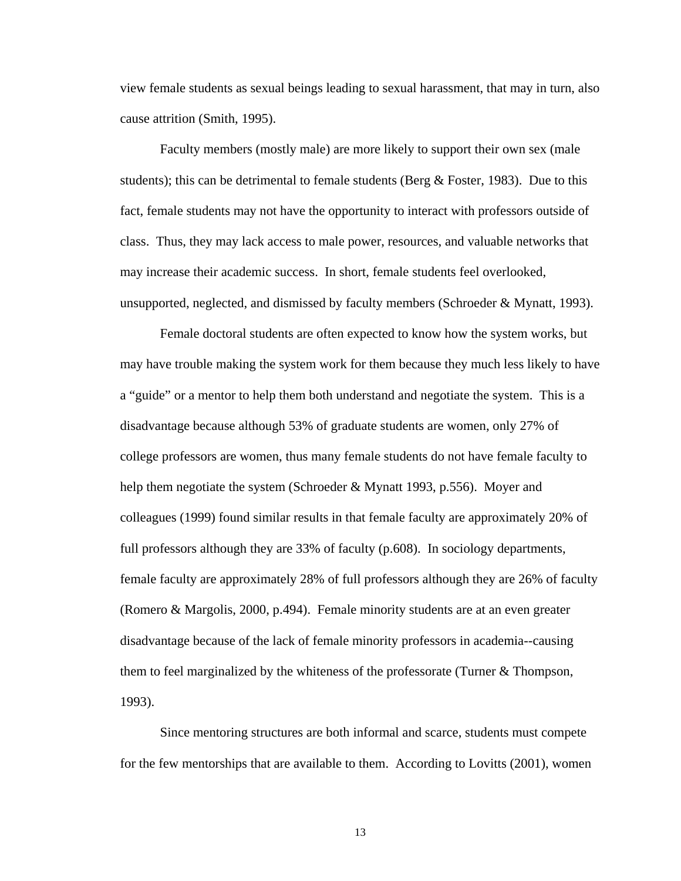view female students as sexual beings leading to sexual harassment, that may in turn, also cause attrition (Smith, 1995).

Faculty members (mostly male) are more likely to support their own sex (male students); this can be detrimental to female students (Berg & Foster, 1983). Due to this fact, female students may not have the opportunity to interact with professors outside of class. Thus, they may lack access to male power, resources, and valuable networks that may increase their academic success. In short, female students feel overlooked, unsupported, neglected, and dismissed by faculty members (Schroeder & Mynatt, 1993).

Female doctoral students are often expected to know how the system works, but may have trouble making the system work for them because they much less likely to have a "guide" or a mentor to help them both understand and negotiate the system. This is a disadvantage because although 53% of graduate students are women, only 27% of college professors are women, thus many female students do not have female faculty to help them negotiate the system (Schroeder & Mynatt 1993, p.556). Moyer and colleagues (1999) found similar results in that female faculty are approximately 20% of full professors although they are 33% of faculty (p.608). In sociology departments, female faculty are approximately 28% of full professors although they are 26% of faculty (Romero & Margolis, 2000, p.494). Female minority students are at an even greater disadvantage because of the lack of female minority professors in academia--causing them to feel marginalized by the whiteness of the professorate (Turner & Thompson, 1993).

Since mentoring structures are both informal and scarce, students must compete for the few mentorships that are available to them. According to Lovitts (2001), women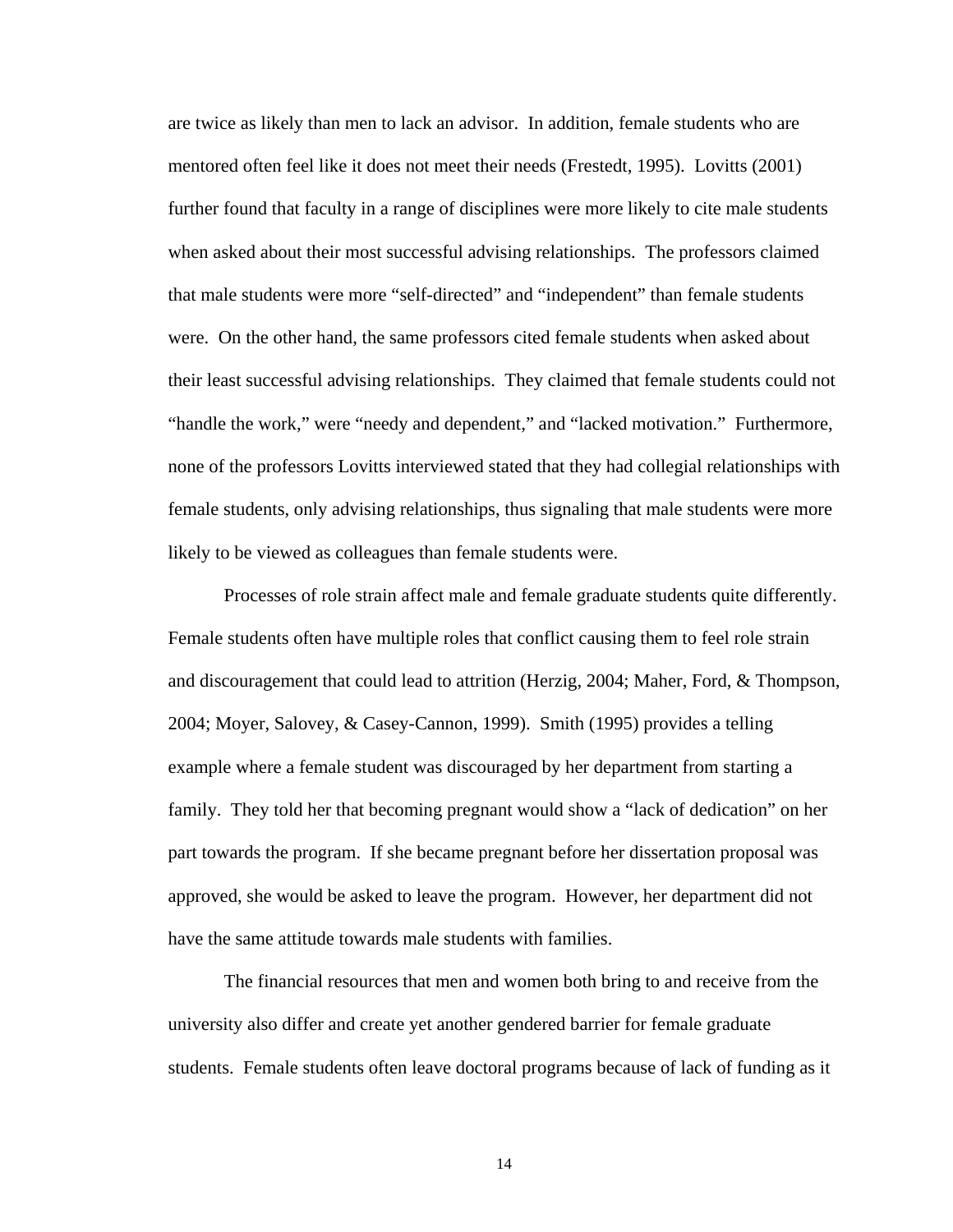are twice as likely than men to lack an advisor. In addition, female students who are mentored often feel like it does not meet their needs (Frestedt, 1995). Lovitts (2001) further found that faculty in a range of disciplines were more likely to cite male students when asked about their most successful advising relationships. The professors claimed that male students were more "self-directed" and "independent" than female students were. On the other hand, the same professors cited female students when asked about their least successful advising relationships. They claimed that female students could not "handle the work," were "needy and dependent," and "lacked motivation." Furthermore, none of the professors Lovitts interviewed stated that they had collegial relationships with female students, only advising relationships, thus signaling that male students were more likely to be viewed as colleagues than female students were.

Processes of role strain affect male and female graduate students quite differently. Female students often have multiple roles that conflict causing them to feel role strain and discouragement that could lead to attrition (Herzig, 2004; Maher, Ford, & Thompson, 2004; Moyer, Salovey, & Casey-Cannon, 1999). Smith (1995) provides a telling example where a female student was discouraged by her department from starting a family. They told her that becoming pregnant would show a "lack of dedication" on her part towards the program. If she became pregnant before her dissertation proposal was approved, she would be asked to leave the program. However, her department did not have the same attitude towards male students with families.

The financial resources that men and women both bring to and receive from the university also differ and create yet another gendered barrier for female graduate students. Female students often leave doctoral programs because of lack of funding as it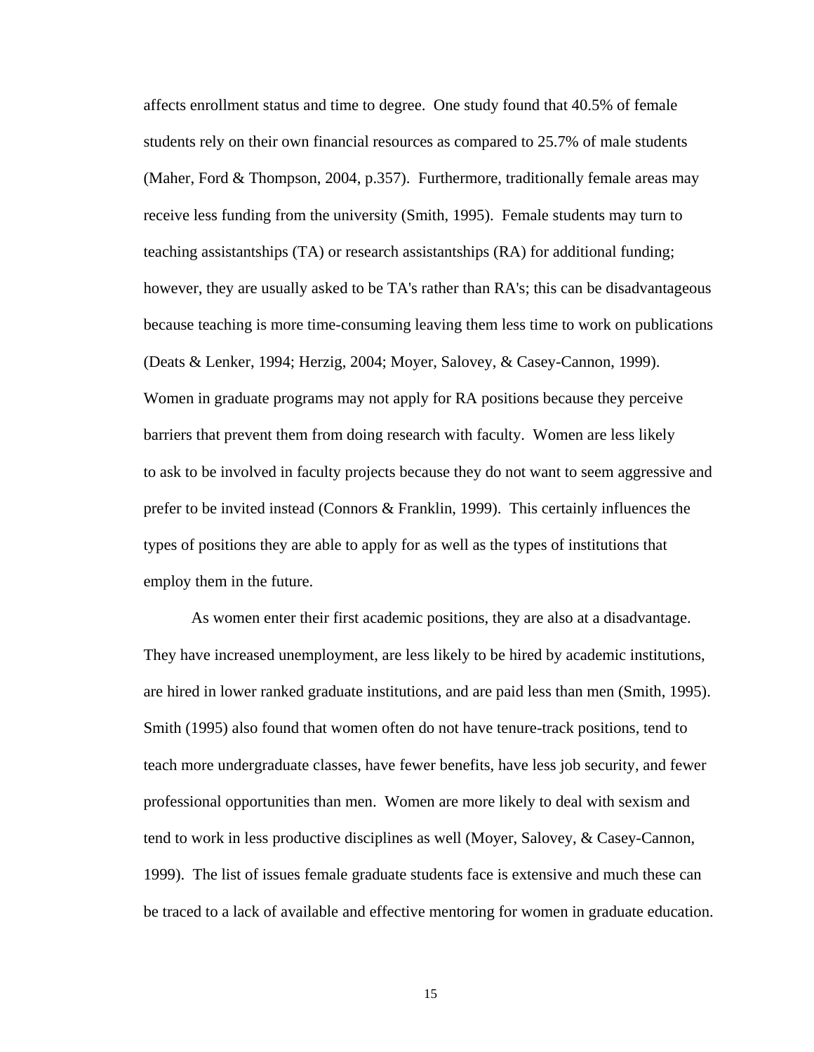affects enrollment status and time to degree. One study found that 40.5% of female students rely on their own financial resources as compared to 25.7% of male students (Maher, Ford & Thompson, 2004, p.357). Furthermore, traditionally female areas may receive less funding from the university (Smith, 1995). Female students may turn to teaching assistantships (TA) or research assistantships (RA) for additional funding; however, they are usually asked to be TA's rather than RA's; this can be disadvantageous because teaching is more time-consuming leaving them less time to work on publications (Deats & Lenker, 1994; Herzig, 2004; Moyer, Salovey, & Casey-Cannon, 1999). Women in graduate programs may not apply for RA positions because they perceive barriers that prevent them from doing research with faculty. Women are less likely to ask to be involved in faculty projects because they do not want to seem aggressive and prefer to be invited instead (Connors & Franklin, 1999). This certainly influences the types of positions they are able to apply for as well as the types of institutions that employ them in the future.

As women enter their first academic positions, they are also at a disadvantage. They have increased unemployment, are less likely to be hired by academic institutions, are hired in lower ranked graduate institutions, and are paid less than men (Smith, 1995). Smith (1995) also found that women often do not have tenure-track positions, tend to teach more undergraduate classes, have fewer benefits, have less job security, and fewer professional opportunities than men. Women are more likely to deal with sexism and tend to work in less productive disciplines as well (Moyer, Salovey, & Casey-Cannon, 1999). The list of issues female graduate students face is extensive and much these can be traced to a lack of available and effective mentoring for women in graduate education.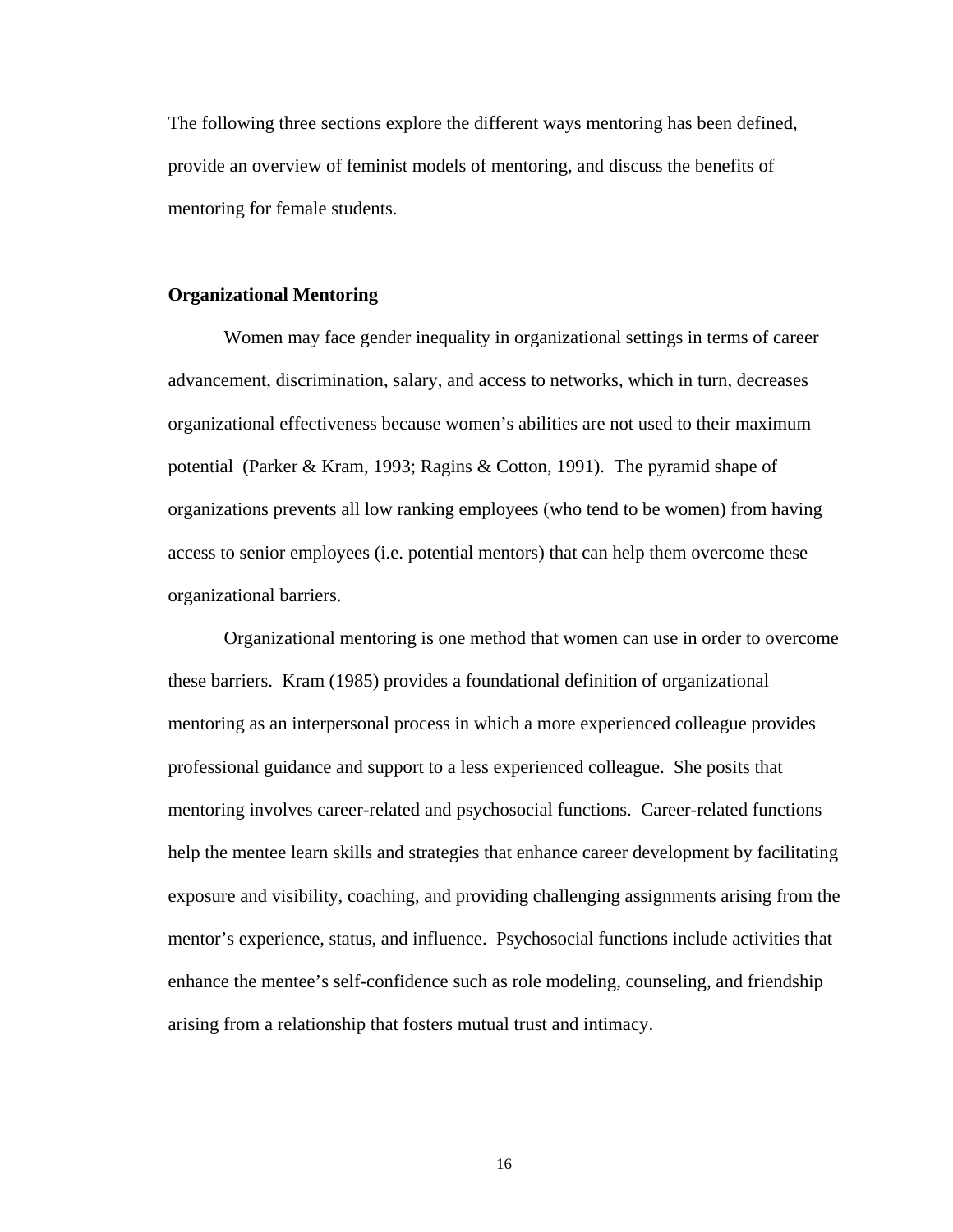The following three sections explore the different ways mentoring has been defined, provide an overview of feminist models of mentoring, and discuss the benefits of mentoring for female students.

**Organizational Mentoring**

Women may face gender inequality in organizational settings in terms of career advancement, discrimination, salary, and access to networks, which in turn, decreases organizational effectiveness because women's abilities are not used to their maximum potential (Parker & Kram, 1993; Ragins & Cotton, 1991). The pyramid shape of organizations prevents all low ranking employees (who tend to be women) from having access to senior employees (i.e. potential mentors) that can help them overcome these organizational barriers.

Organizational mentoring is one method that women can use in order to overcome these barriers. Kram (1985) provides a foundational definition of organizational mentoring as an interpersonal process in which a more experienced colleague provides professional guidance and support to a less experienced colleague. She posits that mentoring involves career-related and psychosocial functions. Career-related functions help the mentee learn skills and strategies that enhance career development by facilitating exposure and visibility, coaching, and providing challenging assignments arising from the mentor's experience, status, and influence. Psychosocial functions include activities that enhance the mentee's self-confidence such as role modeling, counseling, and friendship arising from a relationship that fosters mutual trust and intimacy.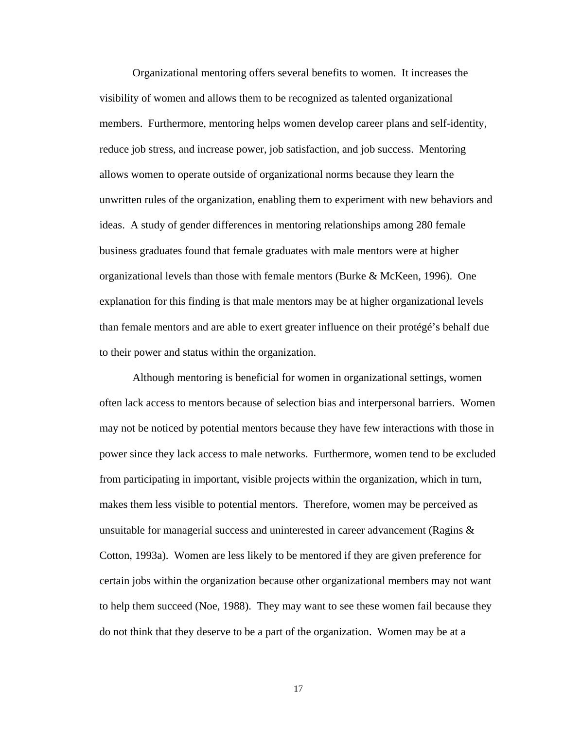Organizational mentoring offers several benefits to women. It increases the visibility of women and allows them to be recognized as talented organizational members. Furthermore, mentoring helps women develop career plans and self-identity, reduce job stress, and increase power, job satisfaction, and job success. Mentoring allows women to operate outside of organizational norms because they learn the unwritten rules of the organization, enabling them to experiment with new behaviors and ideas. A study of gender differences in mentoring relationships among 280 female business graduates found that female graduates with male mentors were at higher organizational levels than those with female mentors (Burke & McKeen, 1996). One explanation for this finding is that male mentors may be at higher organizational levels than female mentors and are able to exert greater influence on their protégé's behalf due to their power and status within the organization.

Although mentoring is beneficial for women in organizational settings, women often lack access to mentors because of selection bias and interpersonal barriers. Women may not be noticed by potential mentors because they have few interactions with those in power since they lack access to male networks. Furthermore, women tend to be excluded from participating in important, visible projects within the organization, which in turn, makes them less visible to potential mentors. Therefore, women may be perceived as unsuitable for managerial success and uninterested in career advancement (Ragins & Cotton, 1993a). Women are less likely to be mentored if they are given preference for certain jobs within the organization because other organizational members may not want to help them succeed (Noe, 1988). They may want to see these women fail because they do not think that they deserve to be a part of the organization. Women may be at a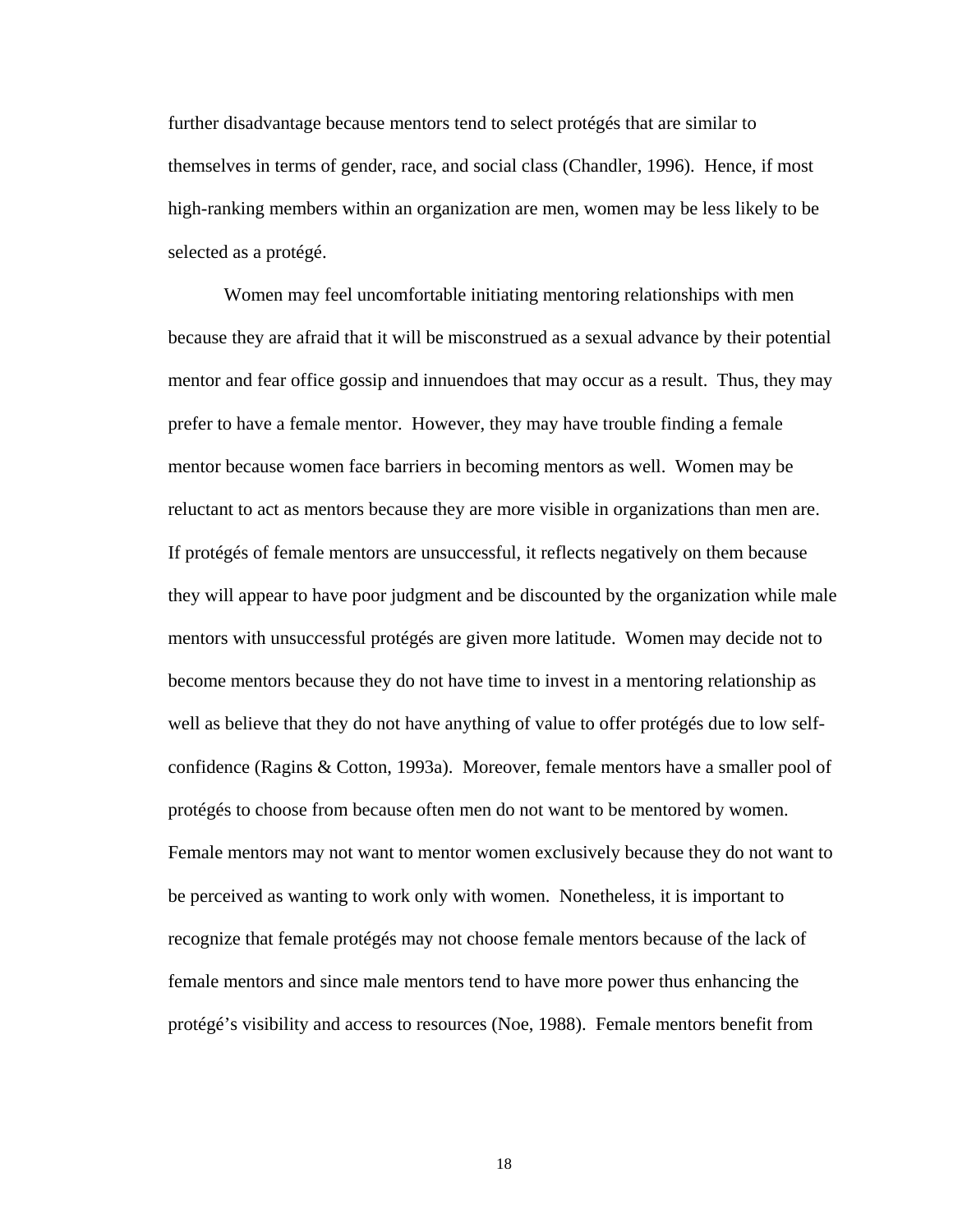further disadvantage because mentors tend to select protégés that are similar to themselves in terms of gender, race, and social class (Chandler, 1996). Hence, if most high-ranking members within an organization are men, women may be less likely to be selected as a protégé.

Women may feel uncomfortable initiating mentoring relationships with men because they are afraid that it will be misconstrued as a sexual advance by their potential mentor and fear office gossip and innuendoes that may occur as a result. Thus, they may prefer to have a female mentor. However, they may have trouble finding a female mentor because women face barriers in becoming mentors as well. Women may be reluctant to act as mentors because they are more visible in organizations than men are. If protégés of female mentors are unsuccessful, it reflects negatively on them because they will appear to have poor judgment and be discounted by the organization while male mentors with unsuccessful protégés are given more latitude. Women may decide not to become mentors because they do not have time to invest in a mentoring relationship as well as believe that they do not have anything of value to offer protégés due to low self-confidence (Ragins & Cotton, 1993a). Moreover, female mentors have a smaller pool of protégés to choose from because often men do not want to be mentored by women. Female mentors may not want to mentor women exclusively because they do not want to be perceived as wanting to work only with women. Nonetheless, it is important to recognize that female protégés may not choose female mentors because of the lack of female mentors and since male mentors tend to have more power thus enhancing the protégé's visibility and access to resources (Noe, 1988). Female mentors benefit from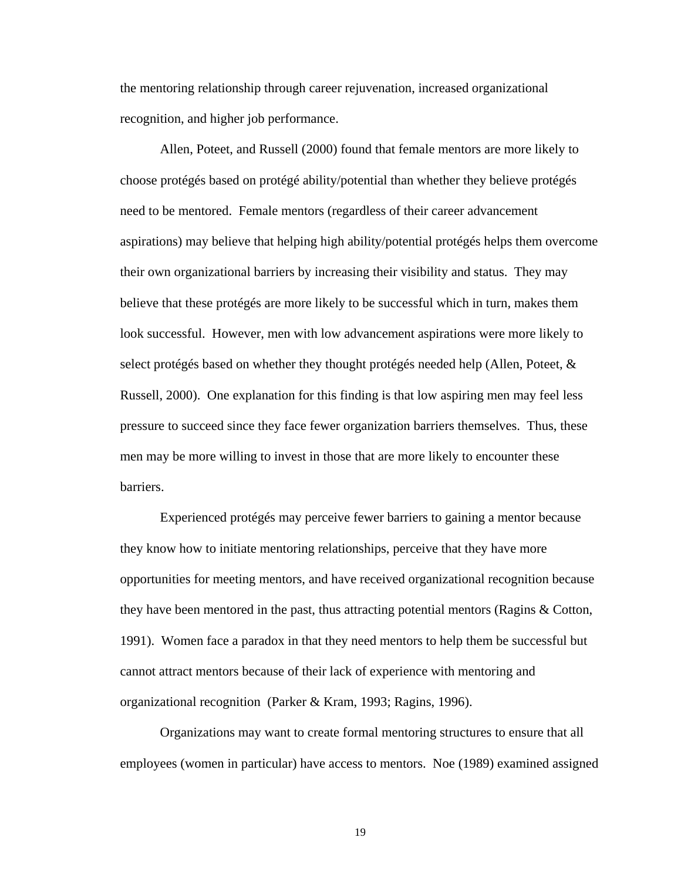the mentoring relationship through career rejuvenation, increased organizational recognition, and higher job performance.

Allen, Poteet, and Russell (2000) found that female mentors are more likely to choose protégés based on protégé ability/potential than whether they believe protégés need to be mentored. Female mentors (regardless of their career advancement aspirations) may believe that helping high ability/potential protégés helps them overcome their own organizational barriers by increasing their visibility and status. They may believe that these protégés are more likely to be successful which in turn, makes them look successful. However, men with low advancement aspirations were more likely to select protégés based on whether they thought protégés needed help (Allen, Poteet, & Russell, 2000). One explanation for this finding is that low aspiring men may feel less pressure to succeed since they face fewer organization barriers themselves. Thus, these men may be more willing to invest in those that are more likely to encounter these barriers.

Experienced protégés may perceive fewer barriers to gaining a mentor because they know how to initiate mentoring relationships, perceive that they have more opportunities for meeting mentors, and have received organizational recognition because they have been mentored in the past, thus attracting potential mentors (Ragins & Cotton, 1991). Women face a paradox in that they need mentors to help them be successful but cannot attract mentors because of their lack of experience with mentoring and organizational recognition (Parker & Kram, 1993; Ragins, 1996).

Organizations may want to create formal mentoring structures to ensure that all employees (women in particular) have access to mentors. Noe (1989) examined assigned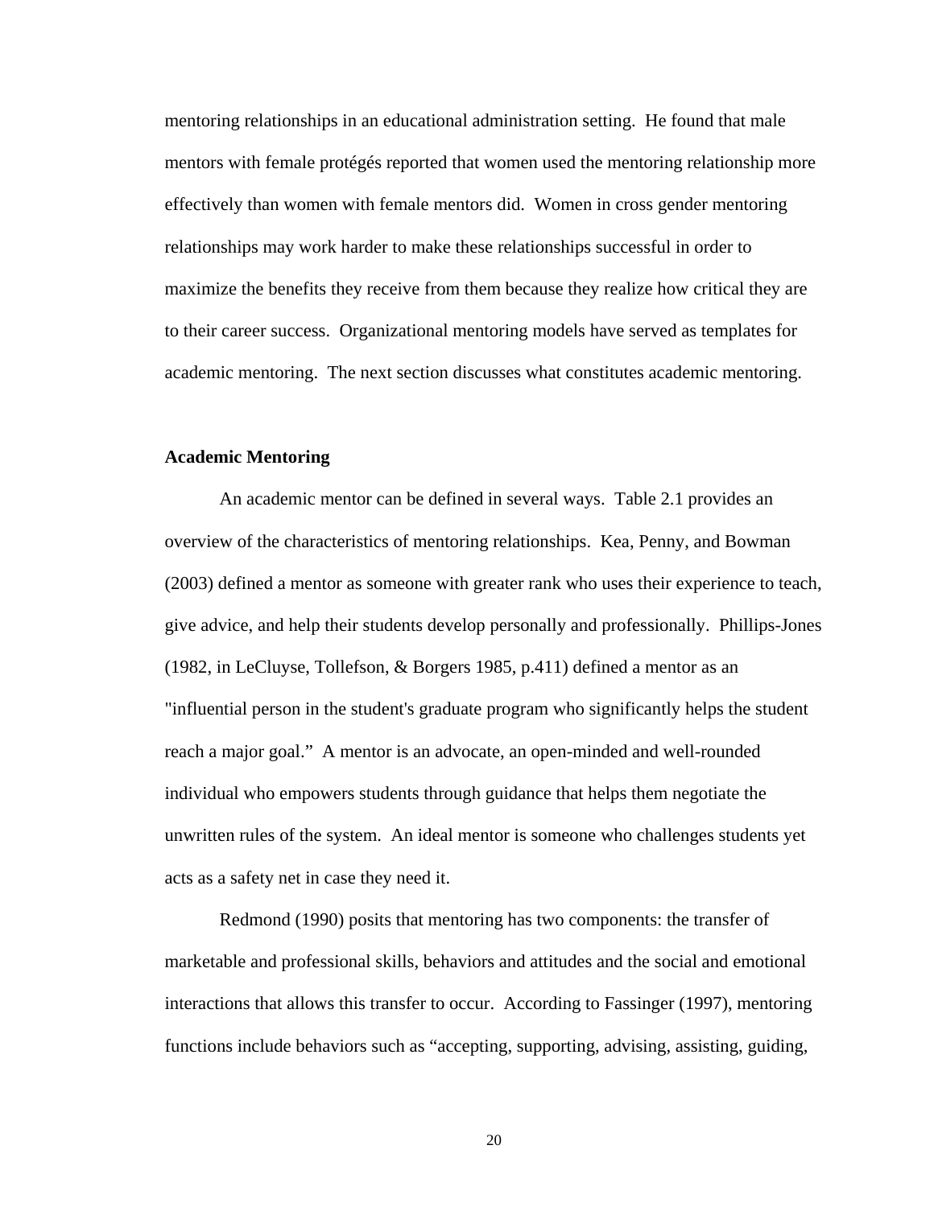mentoring relationships in an educational administration setting. He found that male mentors with female protégés reported that women used the mentoring relationship more effectively than women with female mentors did. Women in cross gender mentoring relationships may work harder to make these relationships successful in order to maximize the benefits they receive from them because they realize how critical they are to their career success. Organizational mentoring models have served as templates for academic mentoring. The next section discusses what constitutes academic mentoring.

**Academic Mentoring**

An academic mentor can be defined in several ways. Table 2.1 provides an overview of the characteristics of mentoring relationships. Kea, Penny, and Bowman (2003) defined a mentor as someone with greater rank who uses their experience to teach, give advice, and help their students develop personally and professionally. Phillips-Jones (1982, in LeCluyse, Tollefson, & Borgers 1985, p.411) defined a mentor as an "influential person in the student's graduate program who significantly helps the student reach a major goal." A mentor is an advocate, an open-minded and well-rounded individual who empowers students through guidance that helps them negotiate the unwritten rules of the system. An ideal mentor is someone who challenges students yet acts as a safety net in case they need it.

Redmond (1990) posits that mentoring has two components: the transfer of marketable and professional skills, behaviors and attitudes and the social and emotional interactions that allows this transfer to occur. According to Fassinger (1997), mentoring functions include behaviors such as "accepting, supporting, advising, assisting, guiding,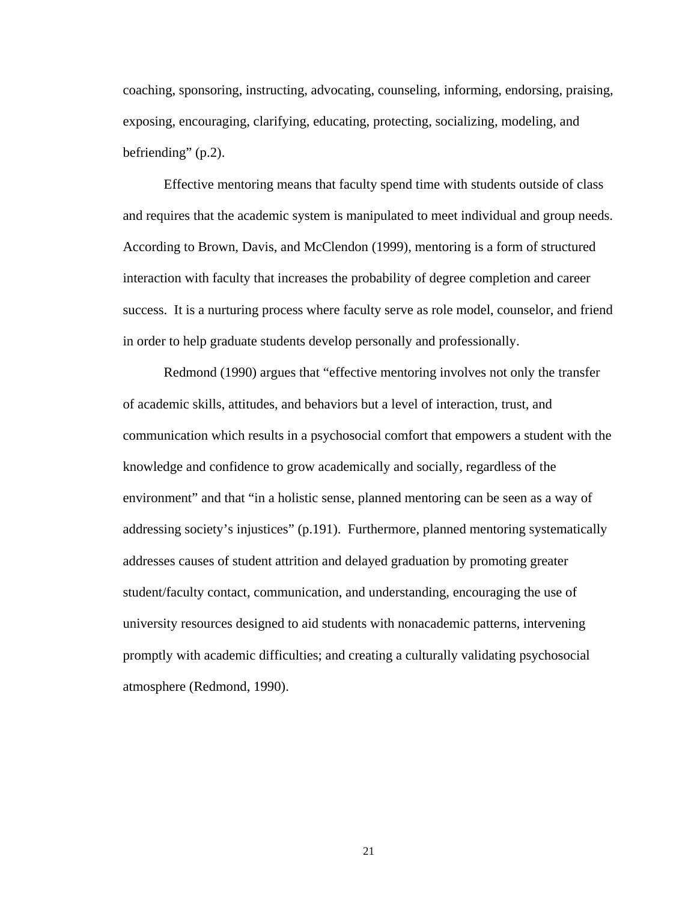coaching, sponsoring, instructing, advocating, counseling, informing, endorsing, praising, exposing, encouraging, clarifying, educating, protecting, socializing, modeling, and befriending" (p.2).

Effective mentoring means that faculty spend time with students outside of class and requires that the academic system is manipulated to meet individual and group needs. According to Brown, Davis, and McClendon (1999), mentoring is a form of structured interaction with faculty that increases the probability of degree completion and career success. It is a nurturing process where faculty serve as role model, counselor, and friend in order to help graduate students develop personally and professionally.

Redmond (1990) argues that "effective mentoring involves not only the transfer of academic skills, attitudes, and behaviors but a level of interaction, trust, and communication which results in a psychosocial comfort that empowers a student with the knowledge and confidence to grow academically and socially, regardless of the environment" and that "in a holistic sense, planned mentoring can be seen as a way of addressing society's injustices" (p.191). Furthermore, planned mentoring systematically addresses causes of student attrition and delayed graduation by promoting greater student/faculty contact, communication, and understanding, encouraging the use of university resources designed to aid students with nonacademic patterns, intervening promptly with academic difficulties; and creating a culturally validating psychosocial atmosphere (Redmond, 1990).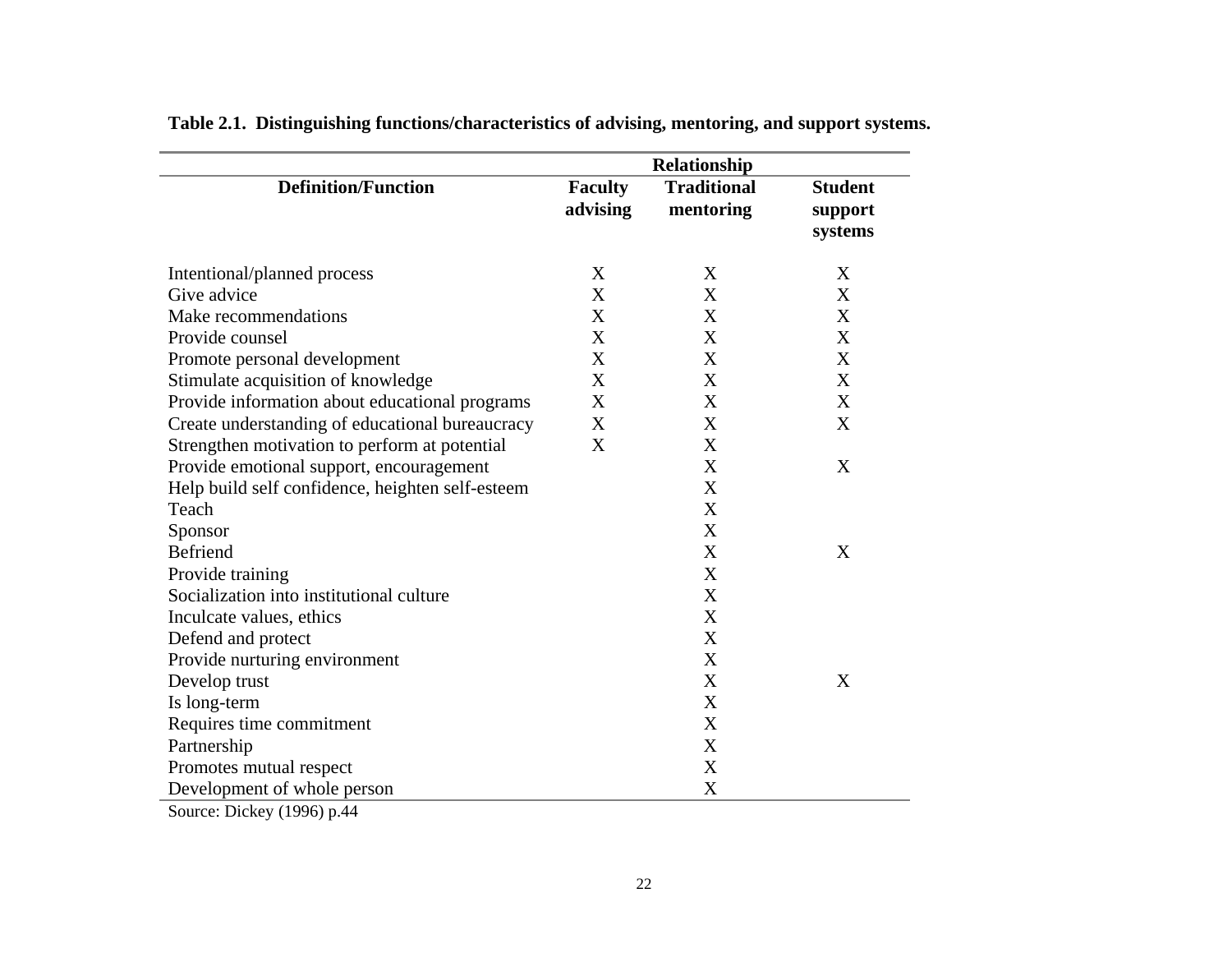**Table 2.1. Distinguishing functions/characteristics of advising, mentoring, and support systems.**

| | Relationship | | |
|---|---|---|---|
| **Definition/Function** | **Faculty advising** | **Traditional mentoring** | **Student support systems** |
| Intentional/planned process | X | X | X |
| Give advice | X | X | X |
| Make recommendations | X | X | X |
| Provide counsel | X | X | X |
| Promote personal development | X | X | X |
| Stimulate acquisition of knowledge | X | X | X |
| Provide information about educational programs | X | X | X |
| Create understanding of educational bureaucracy | X | X | X |
| Strengthen motivation to perform at potential | X | X | |
| Provide emotional support, encouragement | | X | X |
| Help build self confidence, heighten self-esteem | | X | |
| Teach | | X | |
| Sponsor | | X | |
| Befriend | | X | X |
| Provide training | | X | |
| Socialization into institutional culture | | X | |
| Inculcate values, ethics | | X | |
| Defend and protect | | X | |
| Provide nurturing environment | | X | |
| Develop trust | | X | X |
| Is long-term | | X | |
| Requires time commitment | | X | |
| Partnership | | X | |
| Promotes mutual respect | | X | |
| Development of whole person | | X | |

Source: Dickey (1996) p.44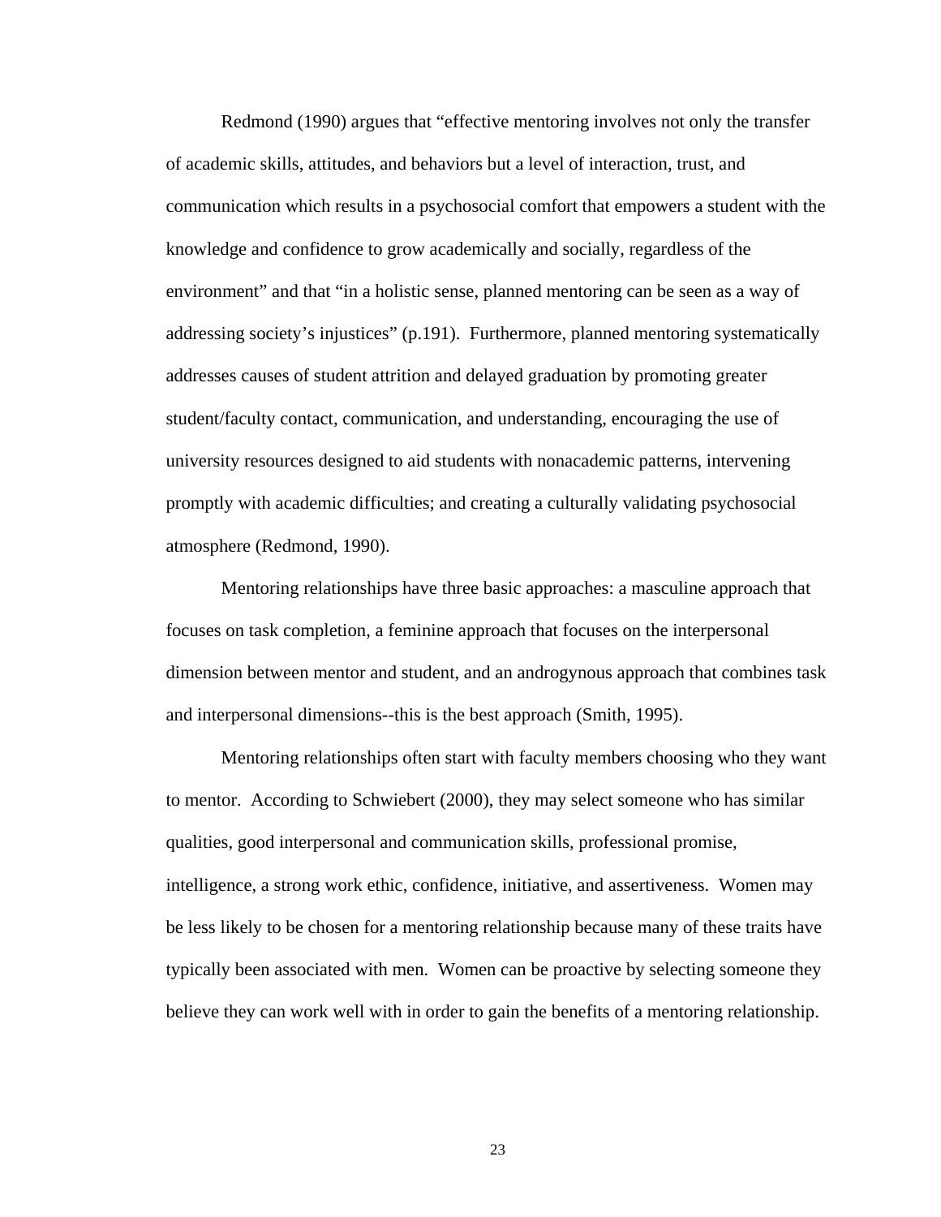Redmond (1990) argues that "effective mentoring involves not only the transfer of academic skills, attitudes, and behaviors but a level of interaction, trust, and communication which results in a psychosocial comfort that empowers a student with the knowledge and confidence to grow academically and socially, regardless of the environment" and that "in a holistic sense, planned mentoring can be seen as a way of addressing society's injustices" (p.191). Furthermore, planned mentoring systematically addresses causes of student attrition and delayed graduation by promoting greater student/faculty contact, communication, and understanding, encouraging the use of university resources designed to aid students with nonacademic patterns, intervening promptly with academic difficulties; and creating a culturally validating psychosocial atmosphere (Redmond, 1990).

Mentoring relationships have three basic approaches: a masculine approach that focuses on task completion, a feminine approach that focuses on the interpersonal dimension between mentor and student, and an androgynous approach that combines task and interpersonal dimensions--this is the best approach (Smith, 1995).

Mentoring relationships often start with faculty members choosing who they want to mentor. According to Schwiebert (2000), they may select someone who has similar qualities, good interpersonal and communication skills, professional promise, intelligence, a strong work ethic, confidence, initiative, and assertiveness. Women may be less likely to be chosen for a mentoring relationship because many of these traits have typically been associated with men. Women can be proactive by selecting someone they believe they can work well with in order to gain the benefits of a mentoring relationship.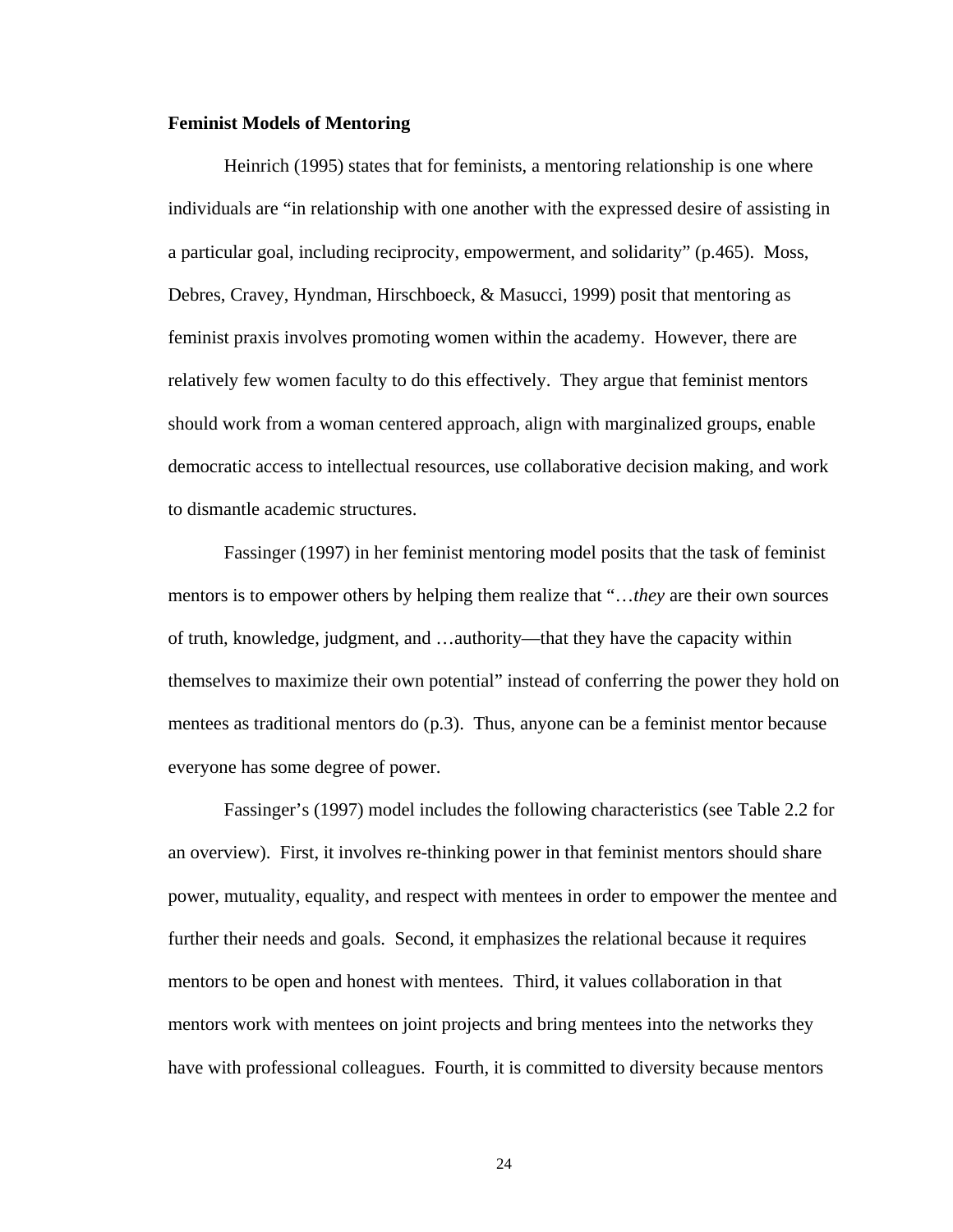**Feminist Models of Mentoring**

Heinrich (1995) states that for feminists, a mentoring relationship is one where individuals are "in relationship with one another with the expressed desire of assisting in a particular goal, including reciprocity, empowerment, and solidarity" (p.465). Moss, Debres, Cravey, Hyndman, Hirschboeck, & Masucci, 1999) posit that mentoring as feminist praxis involves promoting women within the academy. However, there are relatively few women faculty to do this effectively. They argue that feminist mentors should work from a woman centered approach, align with marginalized groups, enable democratic access to intellectual resources, use collaborative decision making, and work to dismantle academic structures.

Fassinger (1997) in her feminist mentoring model posits that the task of feminist mentors is to empower others by helping them realize that "…*they* are their own sources of truth, knowledge, judgment, and …authority—that they have the capacity within themselves to maximize their own potential" instead of conferring the power they hold on mentees as traditional mentors do (p.3). Thus, anyone can be a feminist mentor because everyone has some degree of power.

Fassinger's (1997) model includes the following characteristics (see Table 2.2 for an overview). First, it involves re-thinking power in that feminist mentors should share power, mutuality, equality, and respect with mentees in order to empower the mentee and further their needs and goals. Second, it emphasizes the relational because it requires mentors to be open and honest with mentees. Third, it values collaboration in that mentors work with mentees on joint projects and bring mentees into the networks they have with professional colleagues. Fourth, it is committed to diversity because mentors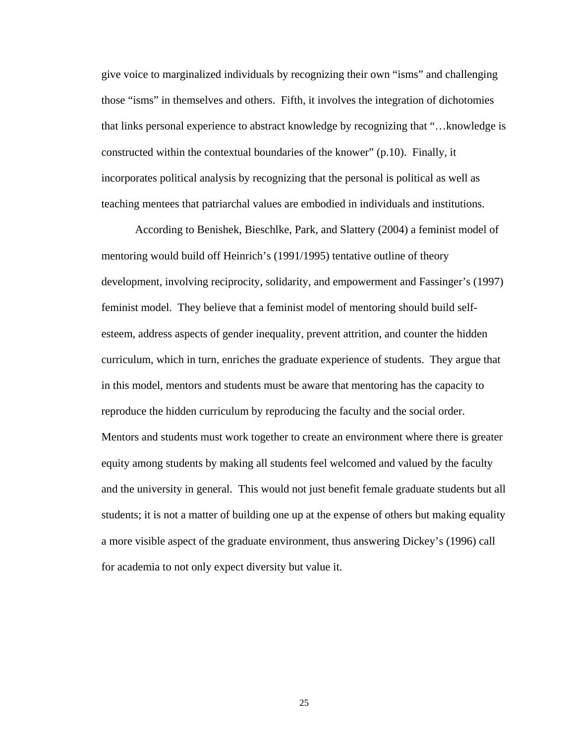give voice to marginalized individuals by recognizing their own "isms" and challenging those "isms" in themselves and others. Fifth, it involves the integration of dichotomies that links personal experience to abstract knowledge by recognizing that "…knowledge is constructed within the contextual boundaries of the knower" (p.10). Finally, it incorporates political analysis by recognizing that the personal is political as well as teaching mentees that patriarchal values are embodied in individuals and institutions.

According to Benishek, Bieschlke, Park, and Slattery (2004) a feminist model of mentoring would build off Heinrich's (1991/1995) tentative outline of theory development, involving reciprocity, solidarity, and empowerment and Fassinger's (1997) feminist model. They believe that a feminist model of mentoring should build self-esteem, address aspects of gender inequality, prevent attrition, and counter the hidden curriculum, which in turn, enriches the graduate experience of students. They argue that in this model, mentors and students must be aware that mentoring has the capacity to reproduce the hidden curriculum by reproducing the faculty and the social order. Mentors and students must work together to create an environment where there is greater equity among students by making all students feel welcomed and valued by the faculty and the university in general. This would not just benefit female graduate students but all students; it is not a matter of building one up at the expense of others but making equality a more visible aspect of the graduate environment, thus answering Dickey's (1996) call for academia to not only expect diversity but value it.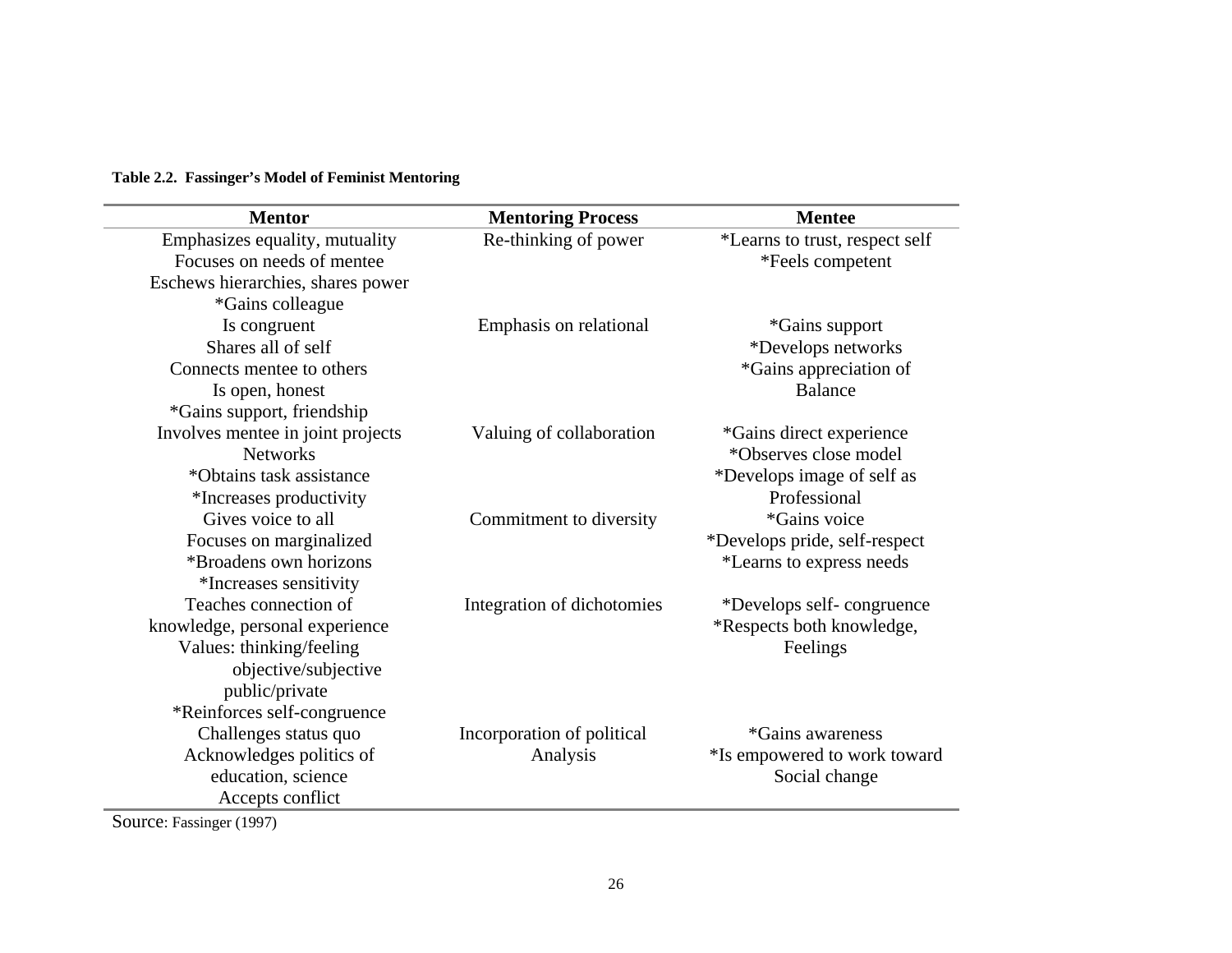**Table 2.2. Fassinger's Model of Feminist Mentoring**

| Mentor | Mentoring Process | Mentee |
|---|---|---|
| Emphasizes equality, mutuality<br>Focuses on needs of mentee<br>Eschews hierarchies, shares power<br>*Gains colleague | Re-thinking of power | *Learns to trust, respect self<br>*Feels competent |
| Is congruent<br>Shares all of self<br>Connects mentee to others<br>Is open, honest<br>*Gains support, friendship | Emphasis on relational | *Gains support<br>*Develops networks<br>*Gains appreciation of Balance |
| Involves mentee in joint projects<br>Networks<br>*Obtains task assistance<br>*Increases productivity | Valuing of collaboration | *Gains direct experience<br>*Observes close model<br>*Develops image of self as Professional |
| Gives voice to all<br>Focuses on marginalized<br>*Broadens own horizons<br>*Increases sensitivity | Commitment to diversity | *Gains voice<br>*Develops pride, self-respect<br>*Learns to express needs |
| Teaches connection of knowledge, personal experience<br>Values: thinking/feeling<br>objective/subjective<br>public/private<br>*Reinforces self-congruence | Integration of dichotomies | *Develops self- congruence<br>*Respects both knowledge, Feelings |
| Challenges status quo<br>Acknowledges politics of education, science<br>Accepts conflict | Incorporation of political Analysis | *Gains awareness<br>*Is empowered to work toward Social change |

Source: Fassinger (1997)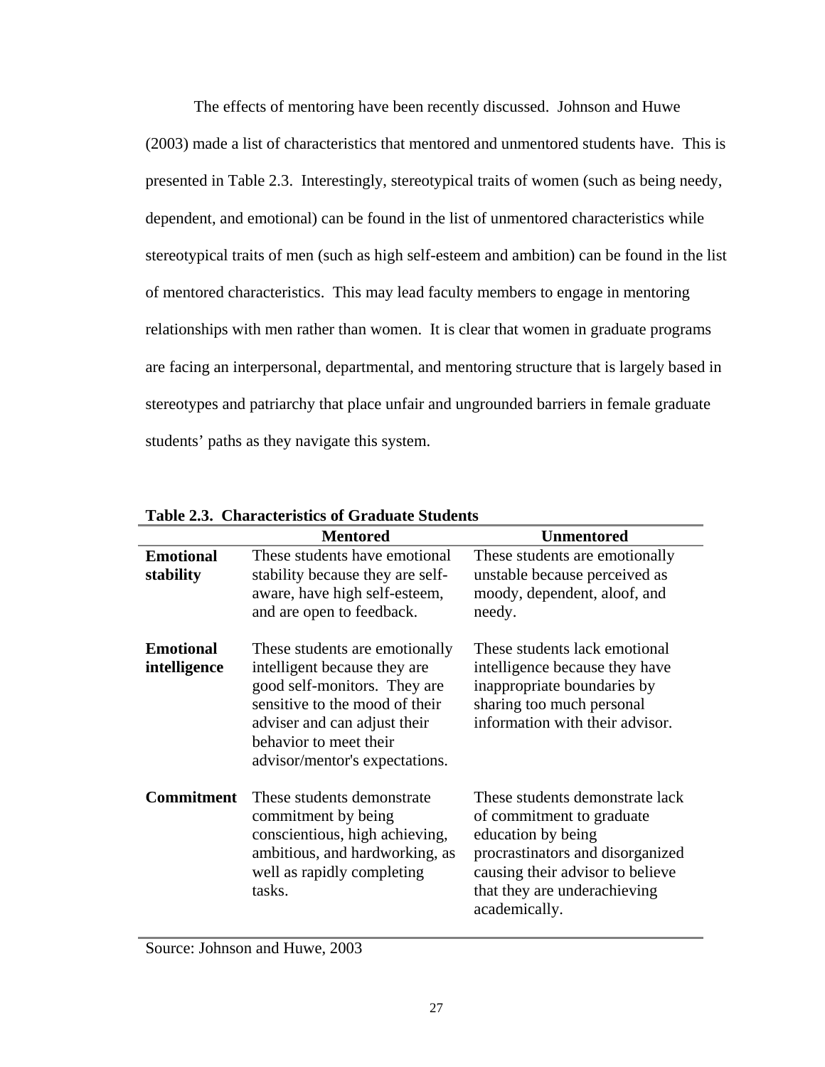The effects of mentoring have been recently discussed. Johnson and Huwe (2003) made a list of characteristics that mentored and unmentored students have. This is presented in Table 2.3. Interestingly, stereotypical traits of women (such as being needy, dependent, and emotional) can be found in the list of unmentored characteristics while stereotypical traits of men (such as high self-esteem and ambition) can be found in the list of mentored characteristics. This may lead faculty members to engage in mentoring relationships with men rather than women. It is clear that women in graduate programs are facing an interpersonal, departmental, and mentoring structure that is largely based in stereotypes and patriarchy that place unfair and ungrounded barriers in female graduate students' paths as they navigate this system.

**Table 2.3. Characteristics of Graduate Students**

| | Mentored | Unmentored |
|---|---|---|
| **Emotional stability** | These students have emotional stability because they are self-aware, have high self-esteem, and are open to feedback. | These students are emotionally unstable because perceived as moody, dependent, aloof, and needy. |
| **Emotional intelligence** | These students are emotionally intelligent because they are good self-monitors. They are sensitive to the mood of their adviser and can adjust their behavior to meet their advisor/mentor's expectations. | These students lack emotional intelligence because they have inappropriate boundaries by sharing too much personal information with their advisor. |
| **Commitment** | These students demonstrate commitment by being conscientious, high achieving, ambitious, and hardworking, as well as rapidly completing tasks. | These students demonstrate lack of commitment to graduate education by being procrastinators and disorganized causing their advisor to believe that they are underachieving academically. |

Source: Johnson and Huwe, 2003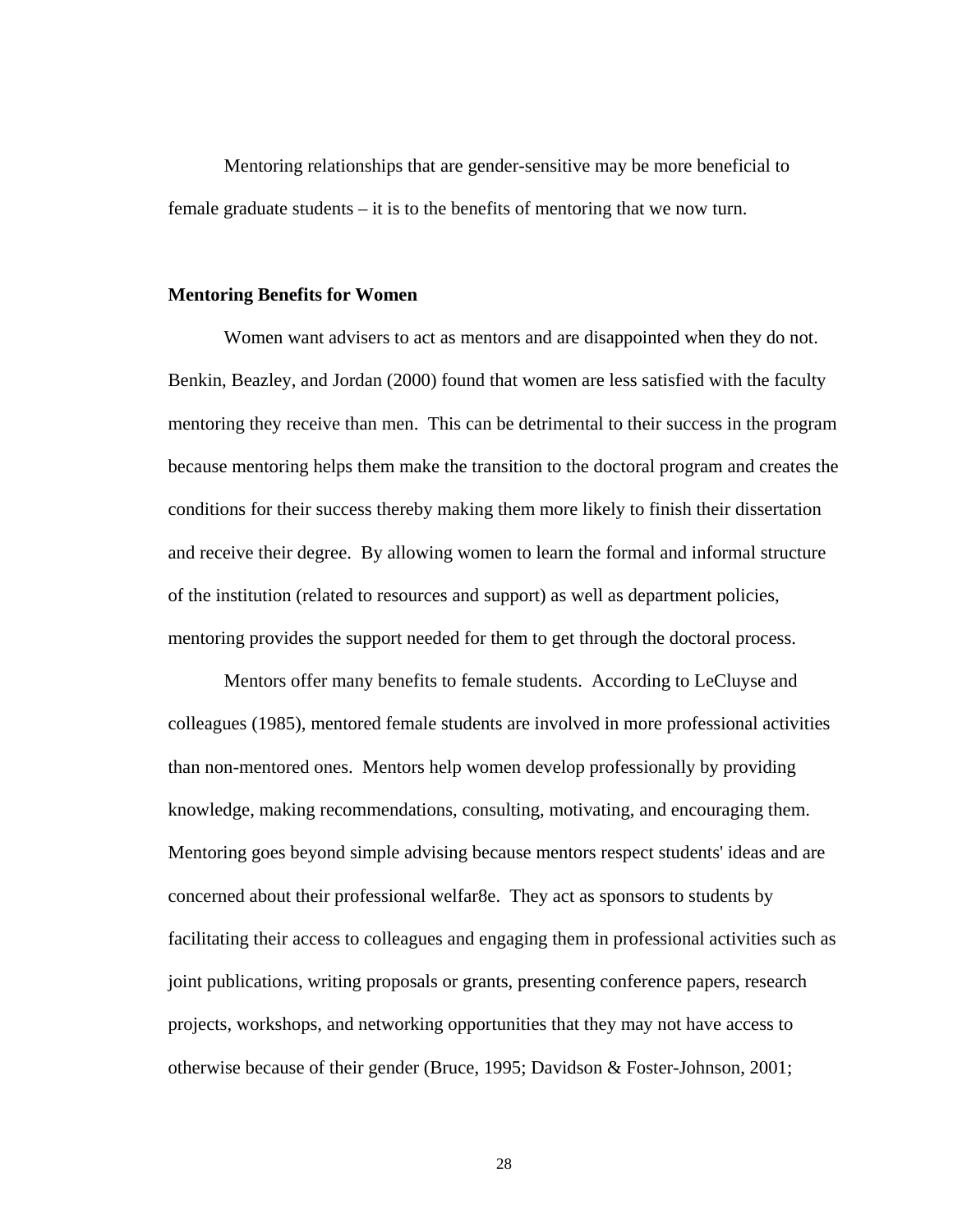Mentoring relationships that are gender-sensitive may be more beneficial to female graduate students – it is to the benefits of mentoring that we now turn.

**Mentoring Benefits for Women**

Women want advisers to act as mentors and are disappointed when they do not. Benkin, Beazley, and Jordan (2000) found that women are less satisfied with the faculty mentoring they receive than men. This can be detrimental to their success in the program because mentoring helps them make the transition to the doctoral program and creates the conditions for their success thereby making them more likely to finish their dissertation and receive their degree. By allowing women to learn the formal and informal structure of the institution (related to resources and support) as well as department policies, mentoring provides the support needed for them to get through the doctoral process.

Mentors offer many benefits to female students. According to LeCluyse and colleagues (1985), mentored female students are involved in more professional activities than non-mentored ones. Mentors help women develop professionally by providing knowledge, making recommendations, consulting, motivating, and encouraging them. Mentoring goes beyond simple advising because mentors respect students' ideas and are concerned about their professional welfar8e. They act as sponsors to students by facilitating their access to colleagues and engaging them in professional activities such as joint publications, writing proposals or grants, presenting conference papers, research projects, workshops, and networking opportunities that they may not have access to otherwise because of their gender (Bruce, 1995; Davidson & Foster-Johnson, 2001;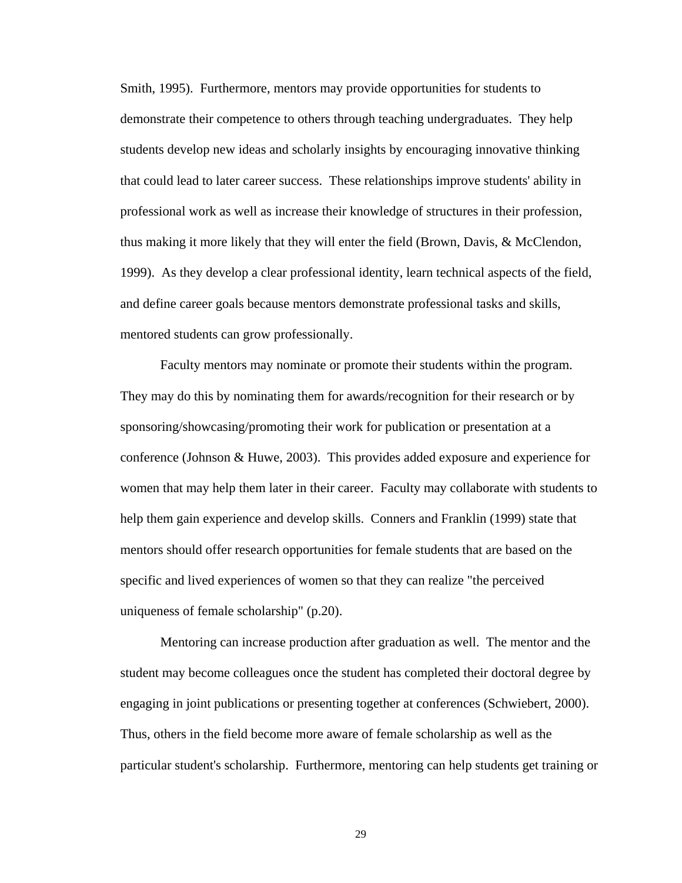Smith, 1995). Furthermore, mentors may provide opportunities for students to demonstrate their competence to others through teaching undergraduates. They help students develop new ideas and scholarly insights by encouraging innovative thinking that could lead to later career success. These relationships improve students' ability in professional work as well as increase their knowledge of structures in their profession, thus making it more likely that they will enter the field (Brown, Davis, & McClendon, 1999). As they develop a clear professional identity, learn technical aspects of the field, and define career goals because mentors demonstrate professional tasks and skills, mentored students can grow professionally.

Faculty mentors may nominate or promote their students within the program. They may do this by nominating them for awards/recognition for their research or by sponsoring/showcasing/promoting their work for publication or presentation at a conference (Johnson & Huwe, 2003). This provides added exposure and experience for women that may help them later in their career. Faculty may collaborate with students to help them gain experience and develop skills. Conners and Franklin (1999) state that mentors should offer research opportunities for female students that are based on the specific and lived experiences of women so that they can realize "the perceived uniqueness of female scholarship" (p.20).

Mentoring can increase production after graduation as well. The mentor and the student may become colleagues once the student has completed their doctoral degree by engaging in joint publications or presenting together at conferences (Schwiebert, 2000). Thus, others in the field become more aware of female scholarship as well as the particular student's scholarship. Furthermore, mentoring can help students get training or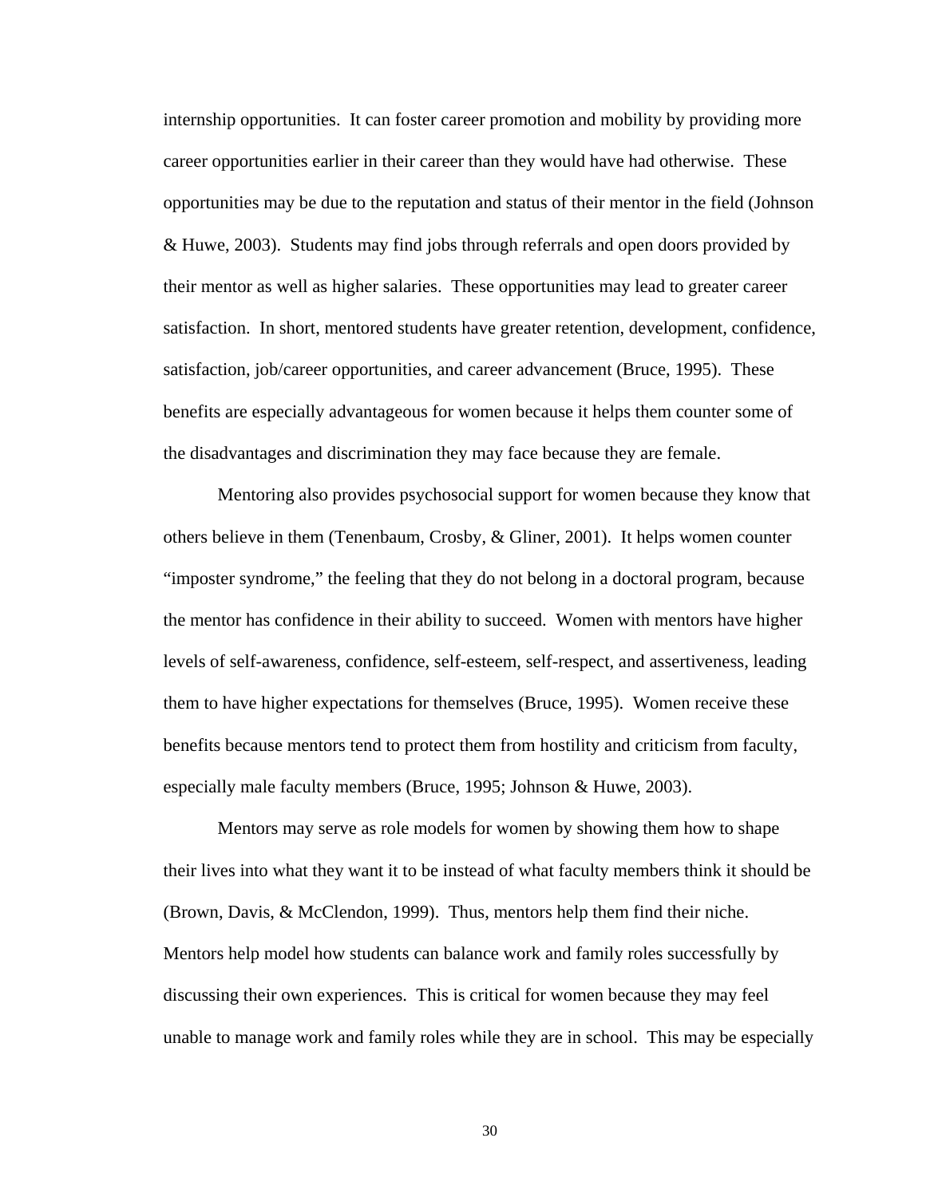internship opportunities. It can foster career promotion and mobility by providing more career opportunities earlier in their career than they would have had otherwise. These opportunities may be due to the reputation and status of their mentor in the field (Johnson & Huwe, 2003). Students may find jobs through referrals and open doors provided by their mentor as well as higher salaries. These opportunities may lead to greater career satisfaction. In short, mentored students have greater retention, development, confidence, satisfaction, job/career opportunities, and career advancement (Bruce, 1995). These benefits are especially advantageous for women because it helps them counter some of the disadvantages and discrimination they may face because they are female.

Mentoring also provides psychosocial support for women because they know that others believe in them (Tenenbaum, Crosby, & Gliner, 2001). It helps women counter "imposter syndrome," the feeling that they do not belong in a doctoral program, because the mentor has confidence in their ability to succeed. Women with mentors have higher levels of self-awareness, confidence, self-esteem, self-respect, and assertiveness, leading them to have higher expectations for themselves (Bruce, 1995). Women receive these benefits because mentors tend to protect them from hostility and criticism from faculty, especially male faculty members (Bruce, 1995; Johnson & Huwe, 2003).

Mentors may serve as role models for women by showing them how to shape their lives into what they want it to be instead of what faculty members think it should be (Brown, Davis, & McClendon, 1999). Thus, mentors help them find their niche. Mentors help model how students can balance work and family roles successfully by discussing their own experiences. This is critical for women because they may feel unable to manage work and family roles while they are in school. This may be especially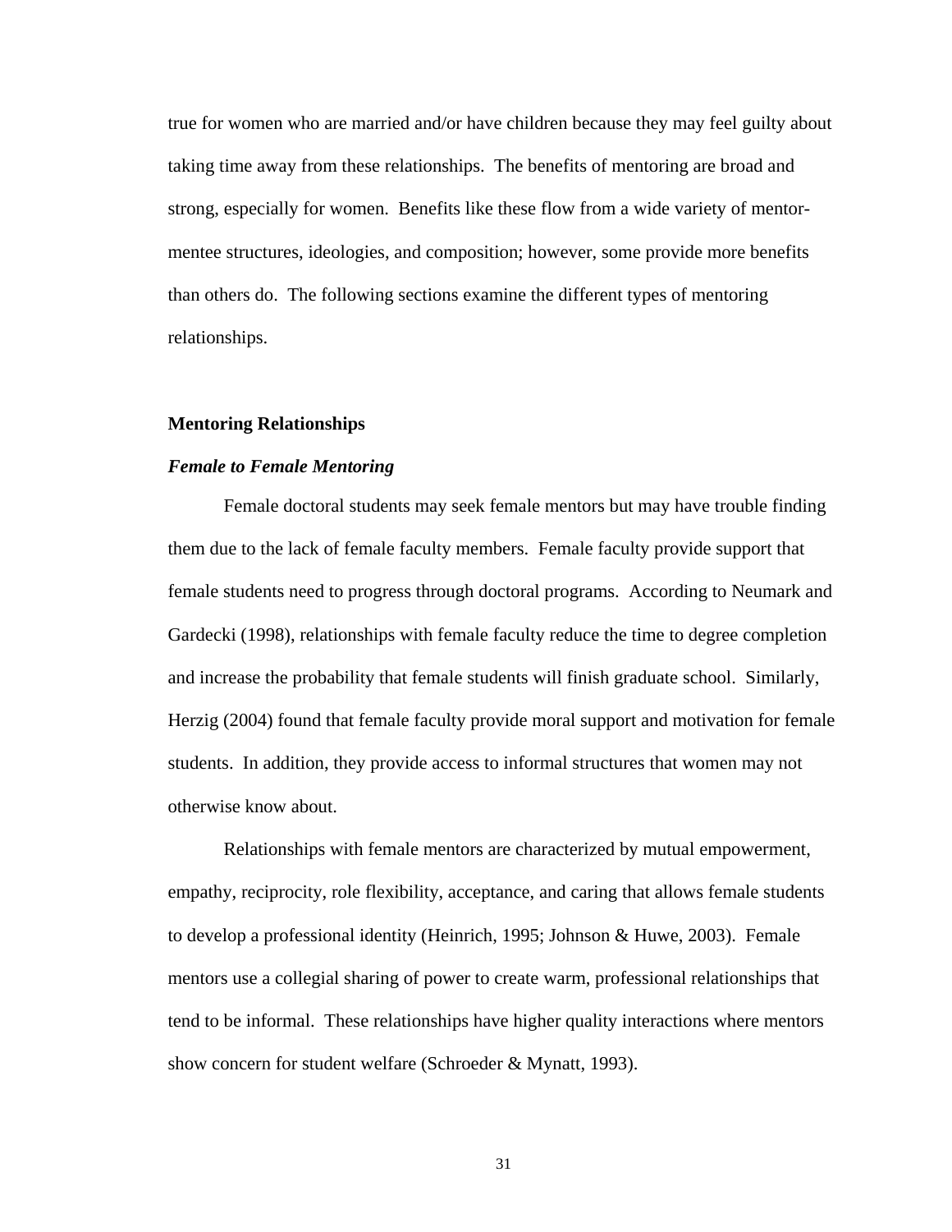true for women who are married and/or have children because they may feel guilty about taking time away from these relationships. The benefits of mentoring are broad and strong, especially for women. Benefits like these flow from a wide variety of mentor-mentee structures, ideologies, and composition; however, some provide more benefits than others do. The following sections examine the different types of mentoring relationships.

## Mentoring Relationships

### *Female to Female Mentoring*

Female doctoral students may seek female mentors but may have trouble finding them due to the lack of female faculty members. Female faculty provide support that female students need to progress through doctoral programs. According to Neumark and Gardecki (1998), relationships with female faculty reduce the time to degree completion and increase the probability that female students will finish graduate school. Similarly, Herzig (2004) found that female faculty provide moral support and motivation for female students. In addition, they provide access to informal structures that women may not otherwise know about.

Relationships with female mentors are characterized by mutual empowerment, empathy, reciprocity, role flexibility, acceptance, and caring that allows female students to develop a professional identity (Heinrich, 1995; Johnson & Huwe, 2003). Female mentors use a collegial sharing of power to create warm, professional relationships that tend to be informal. These relationships have higher quality interactions where mentors show concern for student welfare (Schroeder & Mynatt, 1993).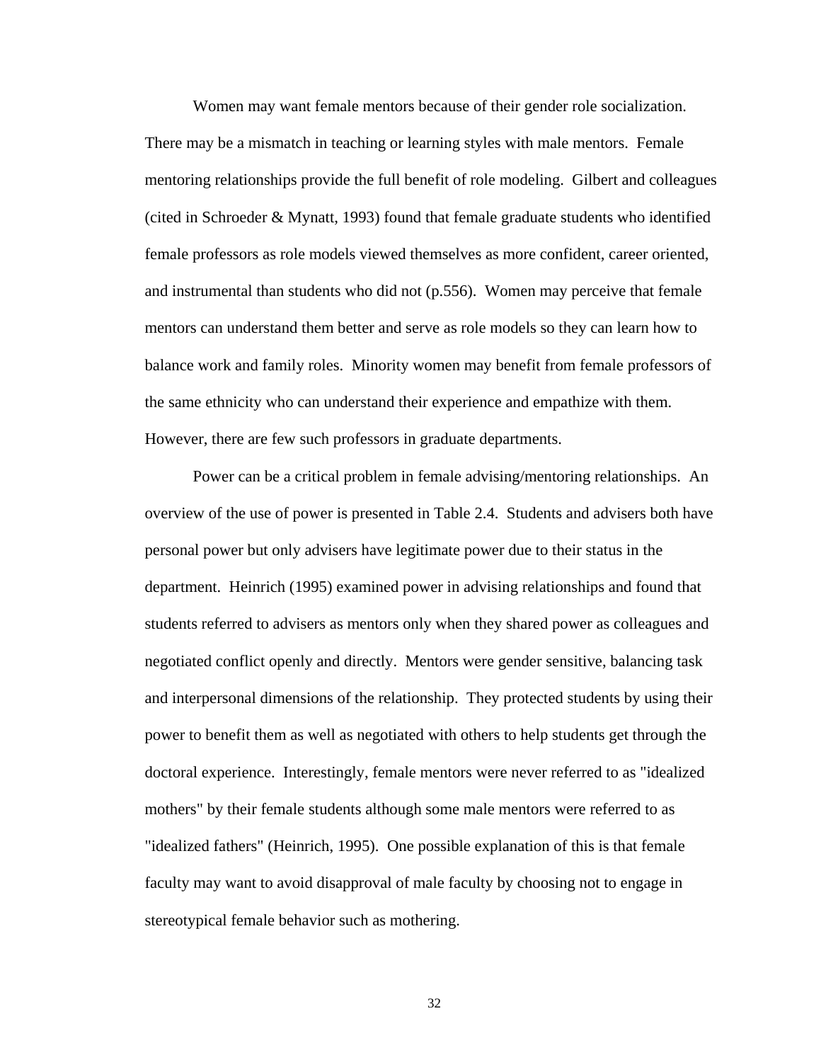Women may want female mentors because of their gender role socialization. There may be a mismatch in teaching or learning styles with male mentors. Female mentoring relationships provide the full benefit of role modeling. Gilbert and colleagues (cited in Schroeder & Mynatt, 1993) found that female graduate students who identified female professors as role models viewed themselves as more confident, career oriented, and instrumental than students who did not (p.556). Women may perceive that female mentors can understand them better and serve as role models so they can learn how to balance work and family roles. Minority women may benefit from female professors of the same ethnicity who can understand their experience and empathize with them. However, there are few such professors in graduate departments.

Power can be a critical problem in female advising/mentoring relationships. An overview of the use of power is presented in Table 2.4. Students and advisers both have personal power but only advisers have legitimate power due to their status in the department. Heinrich (1995) examined power in advising relationships and found that students referred to advisers as mentors only when they shared power as colleagues and negotiated conflict openly and directly. Mentors were gender sensitive, balancing task and interpersonal dimensions of the relationship. They protected students by using their power to benefit them as well as negotiated with others to help students get through the doctoral experience. Interestingly, female mentors were never referred to as "idealized mothers" by their female students although some male mentors were referred to as "idealized fathers" (Heinrich, 1995). One possible explanation of this is that female faculty may want to avoid disapproval of male faculty by choosing not to engage in stereotypical female behavior such as mothering.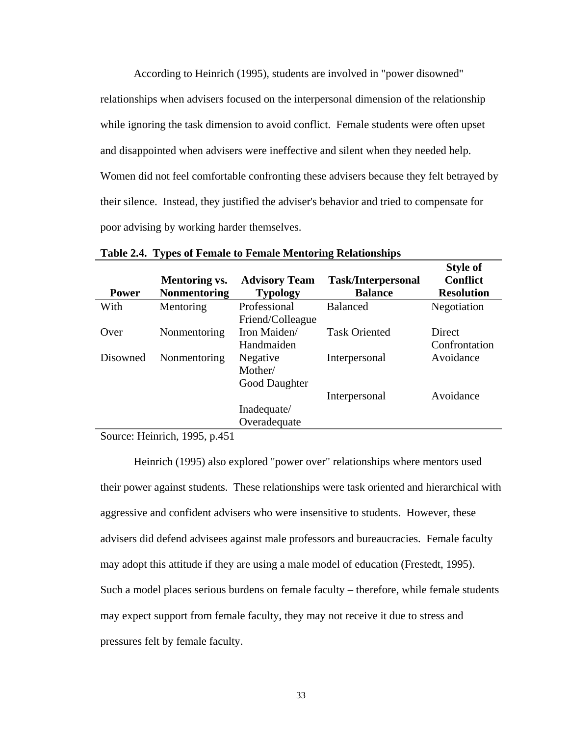According to Heinrich (1995), students are involved in "power disowned" relationships when advisers focused on the interpersonal dimension of the relationship while ignoring the task dimension to avoid conflict. Female students were often upset and disappointed when advisers were ineffective and silent when they needed help. Women did not feel comfortable confronting these advisers because they felt betrayed by their silence. Instead, they justified the adviser's behavior and tried to compensate for poor advising by working harder themselves.

**Table 2.4. Types of Female to Female Mentoring Relationships**

| Power | Mentoring vs. Nonmentoring | Advisory Team Typology | Task/Interpersonal Balance | Style of Conflict Resolution |
|---|---|---|---|---|
| With | Mentoring | Professional Friend/Colleague | Balanced | Negotiation |
| Over | Nonmentoring | Iron Maiden/ Handmaiden | Task Oriented | Direct Confrontation |
| Disowned | Nonmentoring | Negative Mother/ Good Daughter | Interpersonal | Avoidance |
| | | Inadequate/ Overadequate | Interpersonal | Avoidance |

Source: Heinrich, 1995, p.451

Heinrich (1995) also explored "power over" relationships where mentors used their power against students. These relationships were task oriented and hierarchical with aggressive and confident advisers who were insensitive to students. However, these advisers did defend advisees against male professors and bureaucracies. Female faculty may adopt this attitude if they are using a male model of education (Frestedt, 1995). Such a model places serious burdens on female faculty – therefore, while female students may expect support from female faculty, they may not receive it due to stress and pressures felt by female faculty.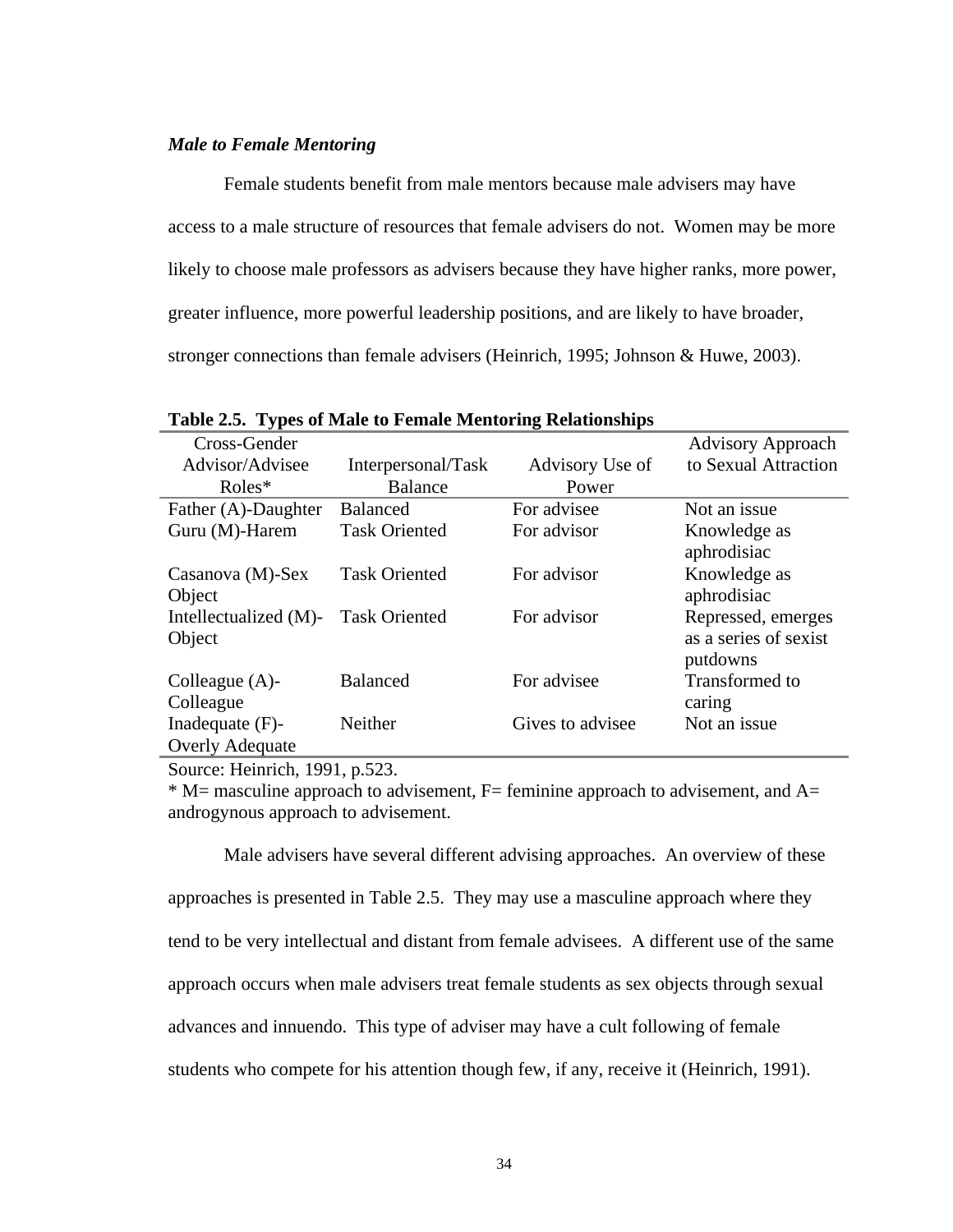### *Male to Female Mentoring*

Female students benefit from male mentors because male advisers may have access to a male structure of resources that female advisers do not. Women may be more likely to choose male professors as advisers because they have higher ranks, more power, greater influence, more powerful leadership positions, and are likely to have broader, stronger connections than female advisers (Heinrich, 1995; Johnson & Huwe, 2003).

**Table 2.5. Types of Male to Female Mentoring Relationships**

| Cross-Gender Advisor/Advisee Roles* | Interpersonal/Task Balance | Advisory Use of Power | Advisory Approach to Sexual Attraction |
|---|---|---|---|
| Father (A)-Daughter | Balanced | For advisee | Not an issue |
| Guru (M)-Harem | Task Oriented | For advisor | Knowledge as aphrodisiac |
| Casanova (M)-Sex Object | Task Oriented | For advisor | Knowledge as aphrodisiac |
| Intellectualized (M)-Object | Task Oriented | For advisor | Repressed, emerges as a series of sexist putdowns |
| Colleague (A)-Colleague | Balanced | For advisee | Transformed to caring |
| Inadequate (F)-Overly Adequate | Neither | Gives to advisee | Not an issue |

Source: Heinrich, 1991, p.523.
* M= masculine approach to advisement, F= feminine approach to advisement, and A= androgynous approach to advisement.

Male advisers have several different advising approaches. An overview of these approaches is presented in Table 2.5. They may use a masculine approach where they tend to be very intellectual and distant from female advisees. A different use of the same approach occurs when male advisers treat female students as sex objects through sexual advances and innuendo. This type of adviser may have a cult following of female students who compete for his attention though few, if any, receive it (Heinrich, 1991).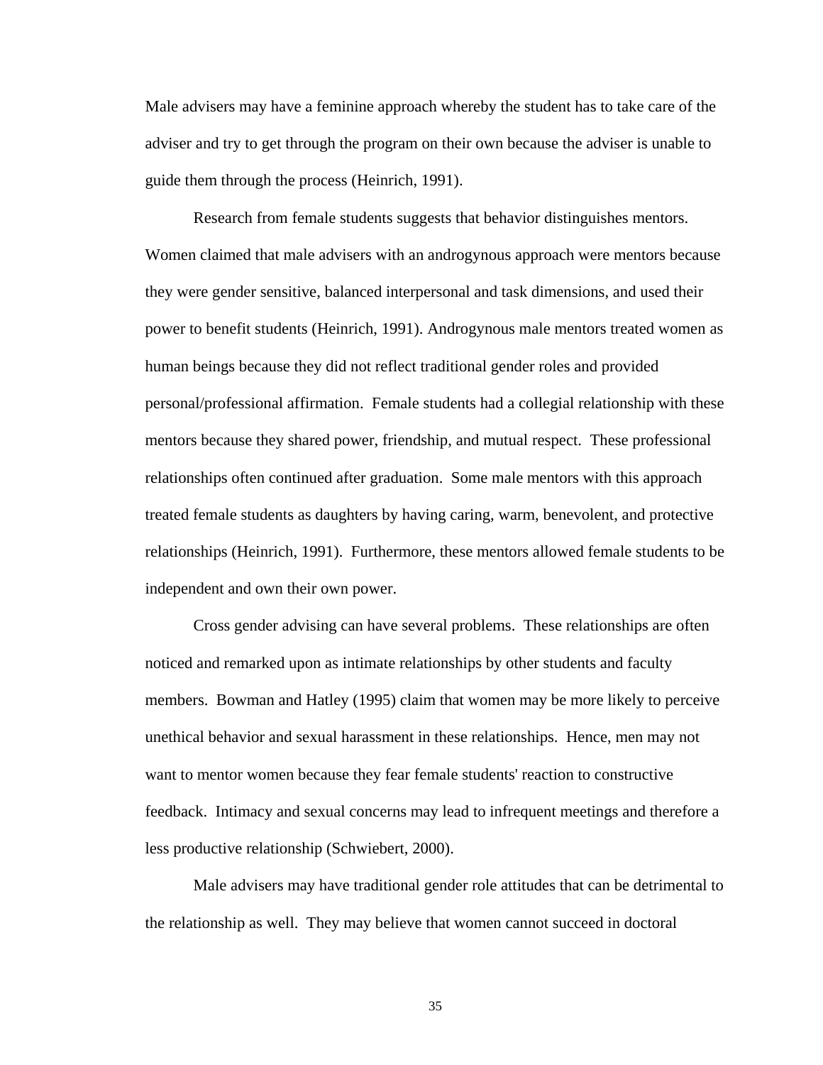Male advisers may have a feminine approach whereby the student has to take care of the adviser and try to get through the program on their own because the adviser is unable to guide them through the process (Heinrich, 1991).

Research from female students suggests that behavior distinguishes mentors. Women claimed that male advisers with an androgynous approach were mentors because they were gender sensitive, balanced interpersonal and task dimensions, and used their power to benefit students (Heinrich, 1991). Androgynous male mentors treated women as human beings because they did not reflect traditional gender roles and provided personal/professional affirmation. Female students had a collegial relationship with these mentors because they shared power, friendship, and mutual respect. These professional relationships often continued after graduation. Some male mentors with this approach treated female students as daughters by having caring, warm, benevolent, and protective relationships (Heinrich, 1991). Furthermore, these mentors allowed female students to be independent and own their own power.

Cross gender advising can have several problems. These relationships are often noticed and remarked upon as intimate relationships by other students and faculty members. Bowman and Hatley (1995) claim that women may be more likely to perceive unethical behavior and sexual harassment in these relationships. Hence, men may not want to mentor women because they fear female students' reaction to constructive feedback. Intimacy and sexual concerns may lead to infrequent meetings and therefore a less productive relationship (Schwiebert, 2000).

Male advisers may have traditional gender role attitudes that can be detrimental to the relationship as well. They may believe that women cannot succeed in doctoral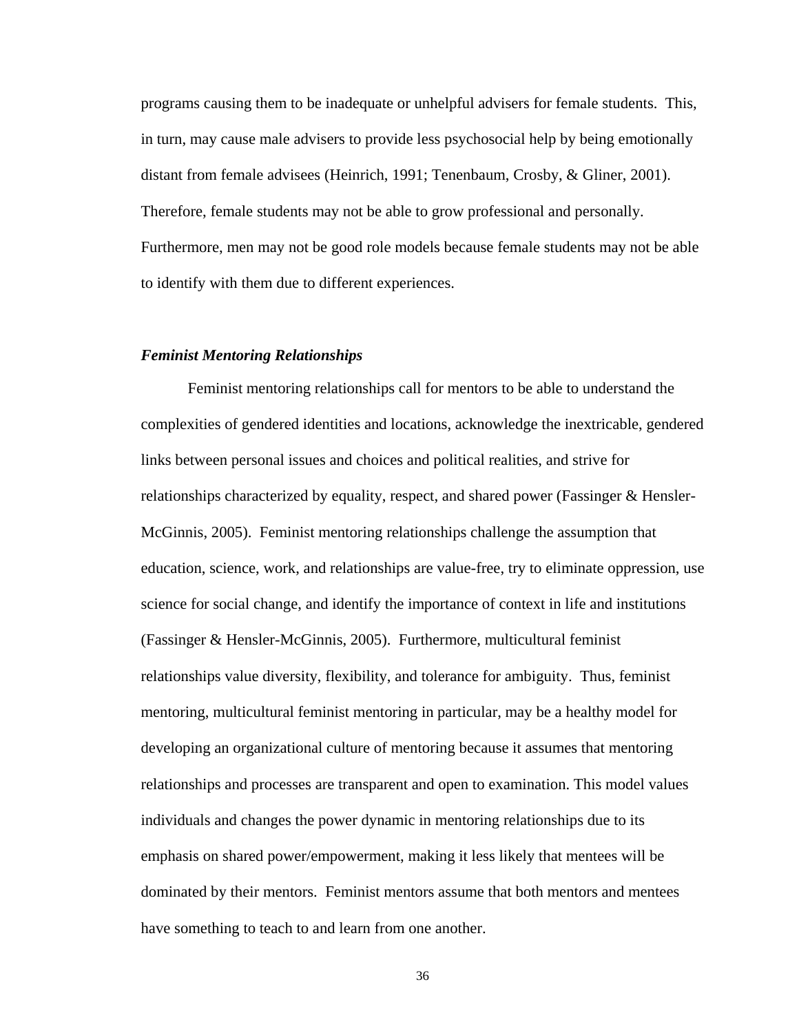programs causing them to be inadequate or unhelpful advisers for female students. This, in turn, may cause male advisers to provide less psychosocial help by being emotionally distant from female advisees (Heinrich, 1991; Tenenbaum, Crosby, & Gliner, 2001). Therefore, female students may not be able to grow professional and personally. Furthermore, men may not be good role models because female students may not be able to identify with them due to different experiences.

### *Feminist Mentoring Relationships*

Feminist mentoring relationships call for mentors to be able to understand the complexities of gendered identities and locations, acknowledge the inextricable, gendered links between personal issues and choices and political realities, and strive for relationships characterized by equality, respect, and shared power (Fassinger & Hensler-McGinnis, 2005). Feminist mentoring relationships challenge the assumption that education, science, work, and relationships are value-free, try to eliminate oppression, use science for social change, and identify the importance of context in life and institutions (Fassinger & Hensler-McGinnis, 2005). Furthermore, multicultural feminist relationships value diversity, flexibility, and tolerance for ambiguity. Thus, feminist mentoring, multicultural feminist mentoring in particular, may be a healthy model for developing an organizational culture of mentoring because it assumes that mentoring relationships and processes are transparent and open to examination. This model values individuals and changes the power dynamic in mentoring relationships due to its emphasis on shared power/empowerment, making it less likely that mentees will be dominated by their mentors. Feminist mentors assume that both mentors and mentees have something to teach to and learn from one another.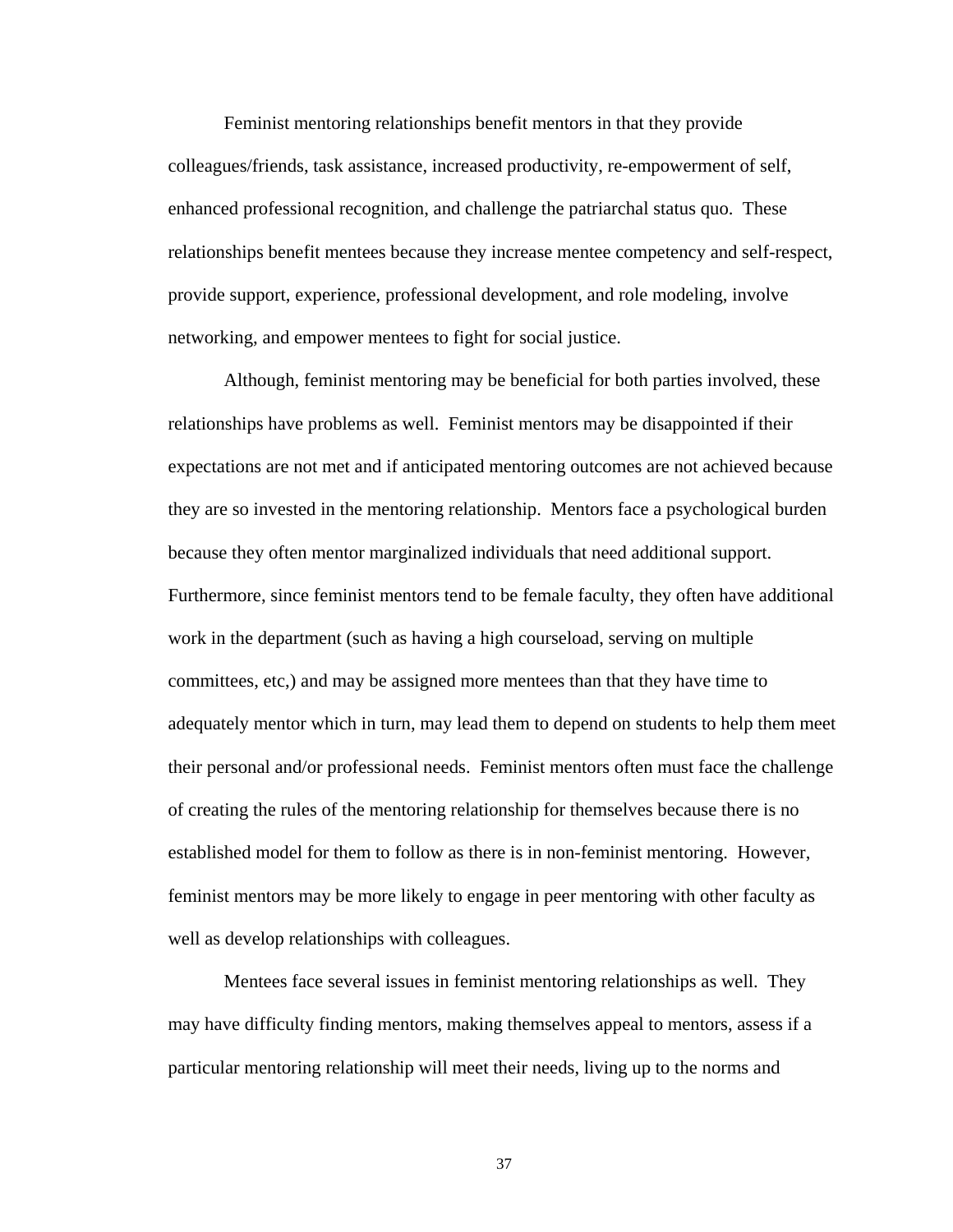Feminist mentoring relationships benefit mentors in that they provide colleagues/friends, task assistance, increased productivity, re-empowerment of self, enhanced professional recognition, and challenge the patriarchal status quo. These relationships benefit mentees because they increase mentee competency and self-respect, provide support, experience, professional development, and role modeling, involve networking, and empower mentees to fight for social justice.

Although, feminist mentoring may be beneficial for both parties involved, these relationships have problems as well. Feminist mentors may be disappointed if their expectations are not met and if anticipated mentoring outcomes are not achieved because they are so invested in the mentoring relationship. Mentors face a psychological burden because they often mentor marginalized individuals that need additional support. Furthermore, since feminist mentors tend to be female faculty, they often have additional work in the department (such as having a high courseload, serving on multiple committees, etc,) and may be assigned more mentees than that they have time to adequately mentor which in turn, may lead them to depend on students to help them meet their personal and/or professional needs. Feminist mentors often must face the challenge of creating the rules of the mentoring relationship for themselves because there is no established model for them to follow as there is in non-feminist mentoring. However, feminist mentors may be more likely to engage in peer mentoring with other faculty as well as develop relationships with colleagues.

Mentees face several issues in feminist mentoring relationships as well. They may have difficulty finding mentors, making themselves appeal to mentors, assess if a particular mentoring relationship will meet their needs, living up to the norms and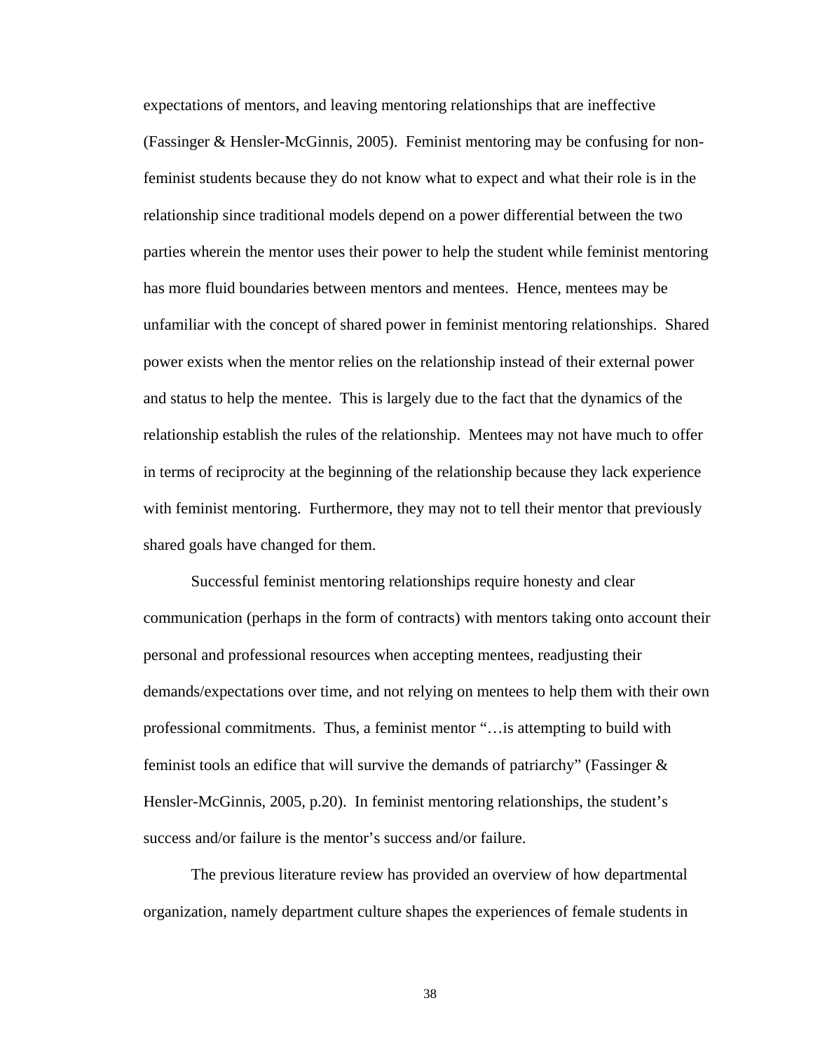expectations of mentors, and leaving mentoring relationships that are ineffective (Fassinger & Hensler-McGinnis, 2005). Feminist mentoring may be confusing for non-feminist students because they do not know what to expect and what their role is in the relationship since traditional models depend on a power differential between the two parties wherein the mentor uses their power to help the student while feminist mentoring has more fluid boundaries between mentors and mentees. Hence, mentees may be unfamiliar with the concept of shared power in feminist mentoring relationships. Shared power exists when the mentor relies on the relationship instead of their external power and status to help the mentee. This is largely due to the fact that the dynamics of the relationship establish the rules of the relationship. Mentees may not have much to offer in terms of reciprocity at the beginning of the relationship because they lack experience with feminist mentoring. Furthermore, they may not to tell their mentor that previously shared goals have changed for them.

Successful feminist mentoring relationships require honesty and clear communication (perhaps in the form of contracts) with mentors taking onto account their personal and professional resources when accepting mentees, readjusting their demands/expectations over time, and not relying on mentees to help them with their own professional commitments. Thus, a feminist mentor "…is attempting to build with feminist tools an edifice that will survive the demands of patriarchy" (Fassinger & Hensler-McGinnis, 2005, p.20). In feminist mentoring relationships, the student's success and/or failure is the mentor's success and/or failure.

The previous literature review has provided an overview of how departmental organization, namely department culture shapes the experiences of female students in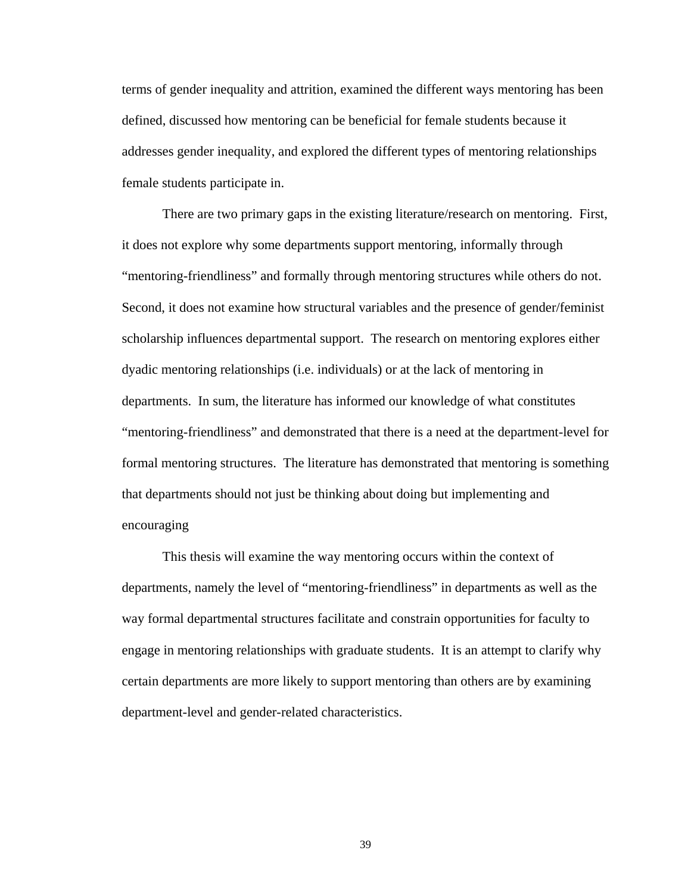terms of gender inequality and attrition, examined the different ways mentoring has been defined, discussed how mentoring can be beneficial for female students because it addresses gender inequality, and explored the different types of mentoring relationships female students participate in.

There are two primary gaps in the existing literature/research on mentoring. First, it does not explore why some departments support mentoring, informally through "mentoring-friendliness" and formally through mentoring structures while others do not. Second, it does not examine how structural variables and the presence of gender/feminist scholarship influences departmental support. The research on mentoring explores either dyadic mentoring relationships (i.e. individuals) or at the lack of mentoring in departments. In sum, the literature has informed our knowledge of what constitutes "mentoring-friendliness" and demonstrated that there is a need at the department-level for formal mentoring structures. The literature has demonstrated that mentoring is something that departments should not just be thinking about doing but implementing and encouraging

This thesis will examine the way mentoring occurs within the context of departments, namely the level of "mentoring-friendliness" in departments as well as the way formal departmental structures facilitate and constrain opportunities for faculty to engage in mentoring relationships with graduate students. It is an attempt to clarify why certain departments are more likely to support mentoring than others are by examining department-level and gender-related characteristics.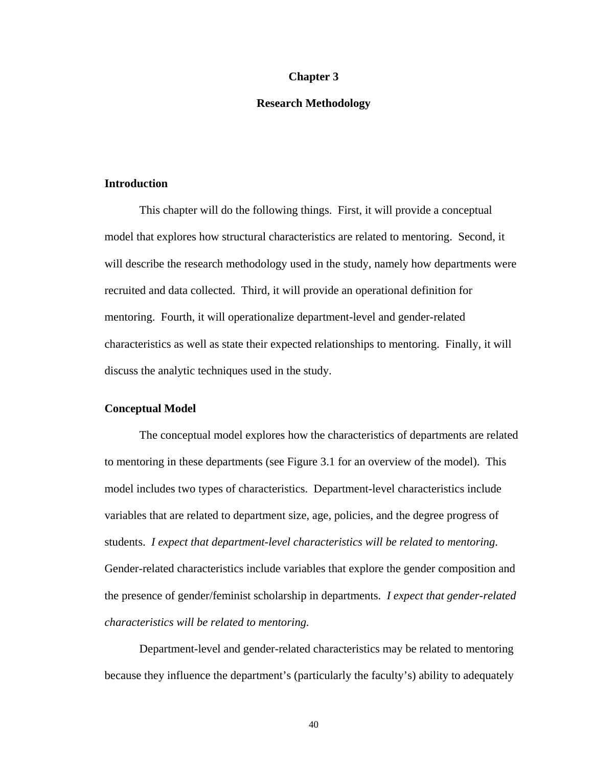# Chapter 3

# Research Methodology

## Introduction

This chapter will do the following things. First, it will provide a conceptual model that explores how structural characteristics are related to mentoring. Second, it will describe the research methodology used in the study, namely how departments were recruited and data collected. Third, it will provide an operational definition for mentoring. Fourth, it will operationalize department-level and gender-related characteristics as well as state their expected relationships to mentoring. Finally, it will discuss the analytic techniques used in the study.

## Conceptual Model

The conceptual model explores how the characteristics of departments are related to mentoring in these departments (see Figure 3.1 for an overview of the model). This model includes two types of characteristics. Department-level characteristics include variables that are related to department size, age, policies, and the degree progress of students. *I expect that department-level characteristics will be related to mentoring*. Gender-related characteristics include variables that explore the gender composition and the presence of gender/feminist scholarship in departments. *I expect that gender-related characteristics will be related to mentoring.*

Department-level and gender-related characteristics may be related to mentoring because they influence the department's (particularly the faculty's) ability to adequately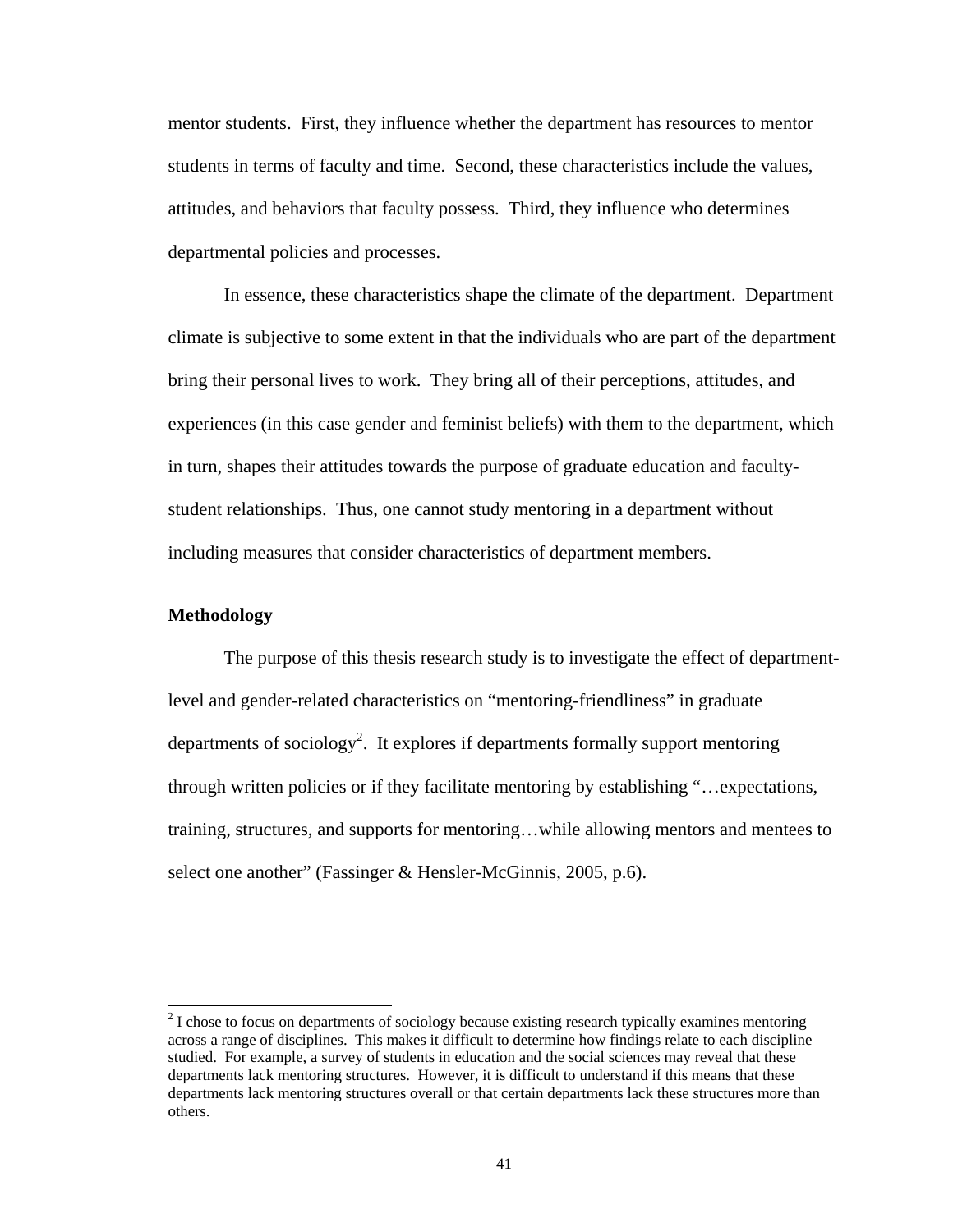mentor students. First, they influence whether the department has resources to mentor students in terms of faculty and time. Second, these characteristics include the values, attitudes, and behaviors that faculty possess. Third, they influence who determines departmental policies and processes.

In essence, these characteristics shape the climate of the department. Department climate is subjective to some extent in that the individuals who are part of the department bring their personal lives to work. They bring all of their perceptions, attitudes, and experiences (in this case gender and feminist beliefs) with them to the department, which in turn, shapes their attitudes towards the purpose of graduate education and faculty-student relationships. Thus, one cannot study mentoring in a department without including measures that consider characteristics of department members.

**Methodology**

The purpose of this thesis research study is to investigate the effect of department-level and gender-related characteristics on "mentoring-friendliness" in graduate departments of sociology[2]. It explores if departments formally support mentoring through written policies or if they facilitate mentoring by establishing "…expectations, training, structures, and supports for mentoring…while allowing mentors and mentees to select one another" (Fassinger & Hensler-McGinnis, 2005, p.6).

---

[2] I chose to focus on departments of sociology because existing research typically examines mentoring across a range of disciplines. This makes it difficult to determine how findings relate to each discipline studied. For example, a survey of students in education and the social sciences may reveal that these departments lack mentoring structures. However, it is difficult to understand if this means that these departments lack mentoring structures overall or that certain departments lack these structures more than others.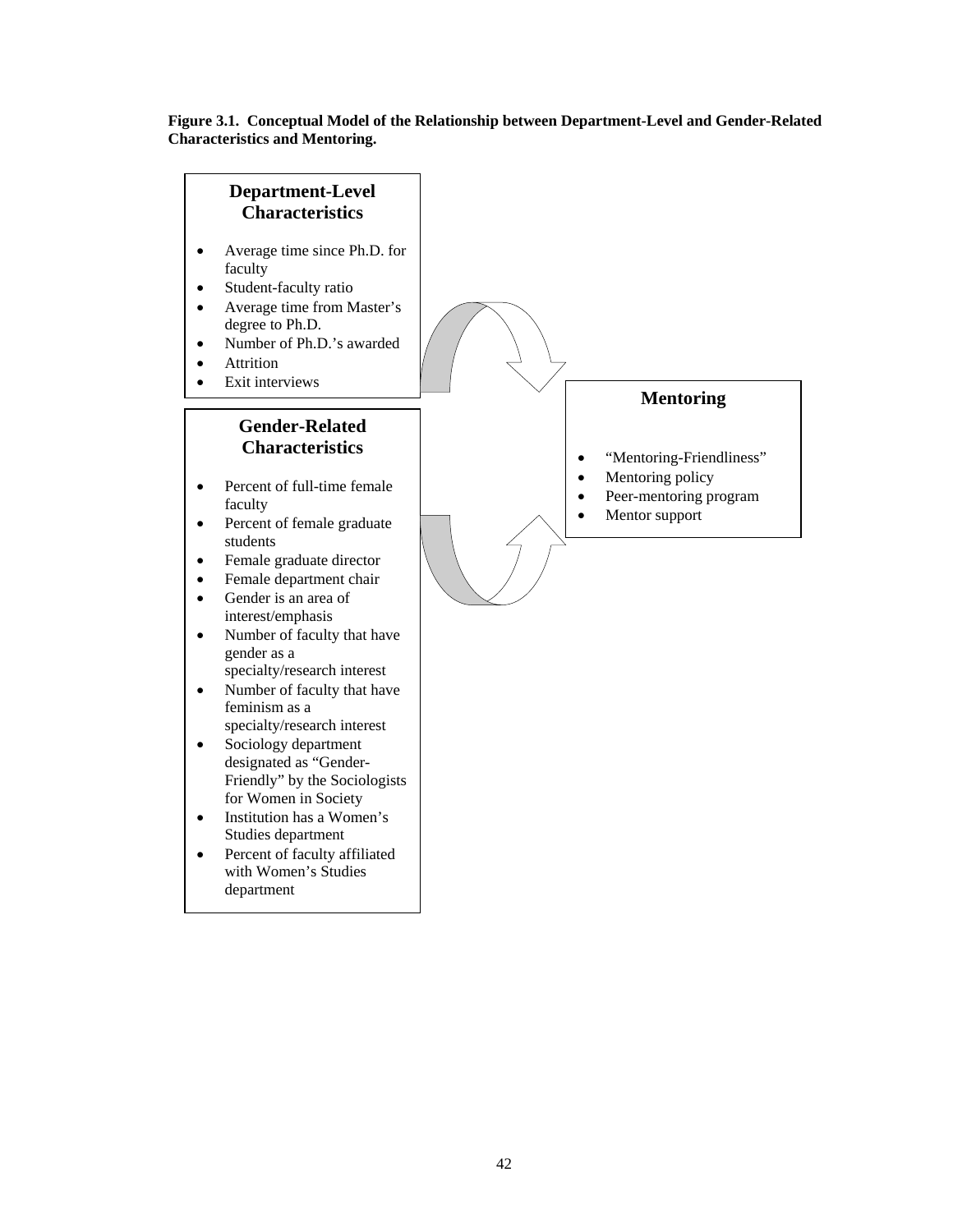**Figure 3.1. Conceptual Model of the Relationship between Department-Level and Gender-Related Characteristics and Mentoring.**

**Department-Level Characteristics**

- Average time since Ph.D. for faculty
- Student-faculty ratio
- Average time from Master's degree to Ph.D.
- Number of Ph.D.'s awarded
- Attrition
- Exit interviews

**Gender-Related Characteristics**

- Percent of full-time female faculty
- Percent of female graduate students
- Female graduate director
- Female department chair
- Gender is an area of interest/emphasis
- Number of faculty that have gender as a specialty/research interest
- Number of faculty that have feminism as a specialty/research interest
- Sociology department designated as "Gender-Friendly" by the Sociologists for Women in Society
- Institution has a Women's Studies department
- Percent of faculty affiliated with Women's Studies department

**Mentoring**

- "Mentoring-Friendliness"
- Mentoring policy
- Peer-mentoring program
- Mentor support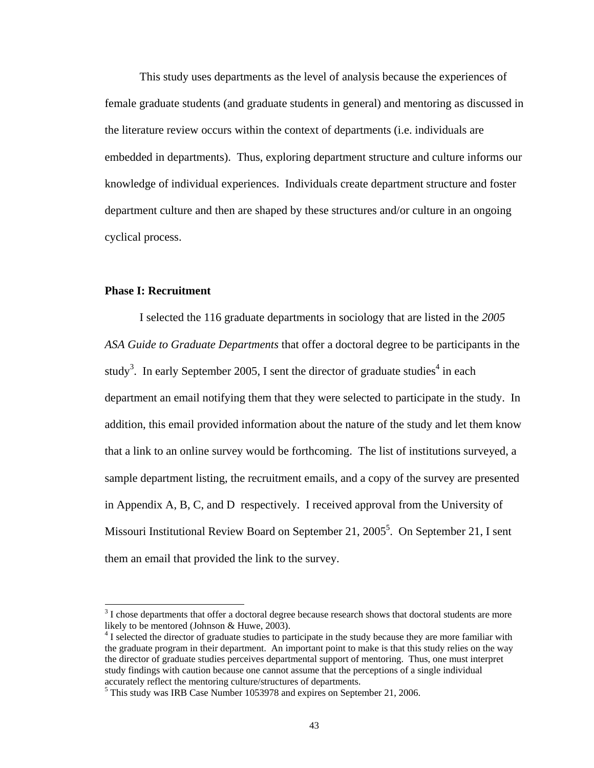This study uses departments as the level of analysis because the experiences of female graduate students (and graduate students in general) and mentoring as discussed in the literature review occurs within the context of departments (i.e. individuals are embedded in departments). Thus, exploring department structure and culture informs our knowledge of individual experiences. Individuals create department structure and foster department culture and then are shaped by these structures and/or culture in an ongoing cyclical process.

**Phase I: Recruitment**

I selected the 116 graduate departments in sociology that are listed in the *2005 ASA Guide to Graduate Departments* that offer a doctoral degree to be participants in the study[3]. In early September 2005, I sent the director of graduate studies[4] in each department an email notifying them that they were selected to participate in the study. In addition, this email provided information about the nature of the study and let them know that a link to an online survey would be forthcoming. The list of institutions surveyed, a sample department listing, the recruitment emails, and a copy of the survey are presented in Appendix A, B, C, and D respectively. I received approval from the University of Missouri Institutional Review Board on September 21, 2005[5]. On September 21, I sent them an email that provided the link to the survey.

---

[3] I chose departments that offer a doctoral degree because research shows that doctoral students are more likely to be mentored (Johnson & Huwe, 2003).

[4] I selected the director of graduate studies to participate in the study because they are more familiar with the graduate program in their department. An important point to make is that this study relies on the way the director of graduate studies perceives departmental support of mentoring. Thus, one must interpret study findings with caution because one cannot assume that the perceptions of a single individual accurately reflect the mentoring culture/structures of departments.

[5] This study was IRB Case Number 1053978 and expires on September 21, 2006.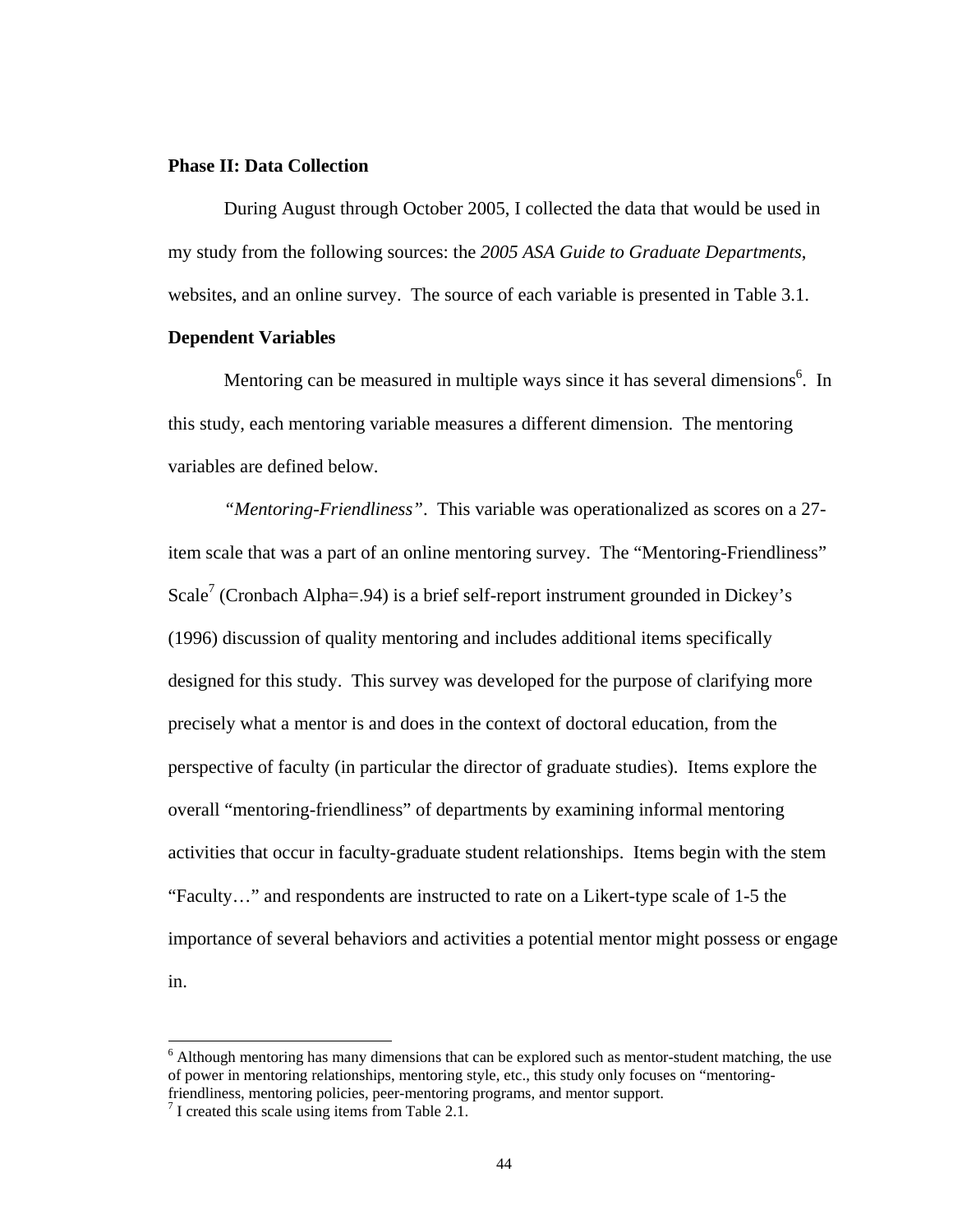**Phase II: Data Collection**

During August through October 2005, I collected the data that would be used in my study from the following sources: the *2005 ASA Guide to Graduate Departments*, websites, and an online survey. The source of each variable is presented in Table 3.1.

**Dependent Variables**

Mentoring can be measured in multiple ways since it has several dimensions[6]. In this study, each mentoring variable measures a different dimension. The mentoring variables are defined below.

*"Mentoring-Friendliness"*. This variable was operationalized as scores on a 27-item scale that was a part of an online mentoring survey. The "Mentoring-Friendliness" Scale[7] (Cronbach Alpha=.94) is a brief self-report instrument grounded in Dickey's (1996) discussion of quality mentoring and includes additional items specifically designed for this study. This survey was developed for the purpose of clarifying more precisely what a mentor is and does in the context of doctoral education, from the perspective of faculty (in particular the director of graduate studies). Items explore the overall "mentoring-friendliness" of departments by examining informal mentoring activities that occur in faculty-graduate student relationships. Items begin with the stem "Faculty…" and respondents are instructed to rate on a Likert-type scale of 1-5 the importance of several behaviors and activities a potential mentor might possess or engage in.

---

[6] Although mentoring has many dimensions that can be explored such as mentor-student matching, the use of power in mentoring relationships, mentoring style, etc., this study only focuses on "mentoring-friendliness, mentoring policies, peer-mentoring programs, and mentor support.

[7] I created this scale using items from Table 2.1.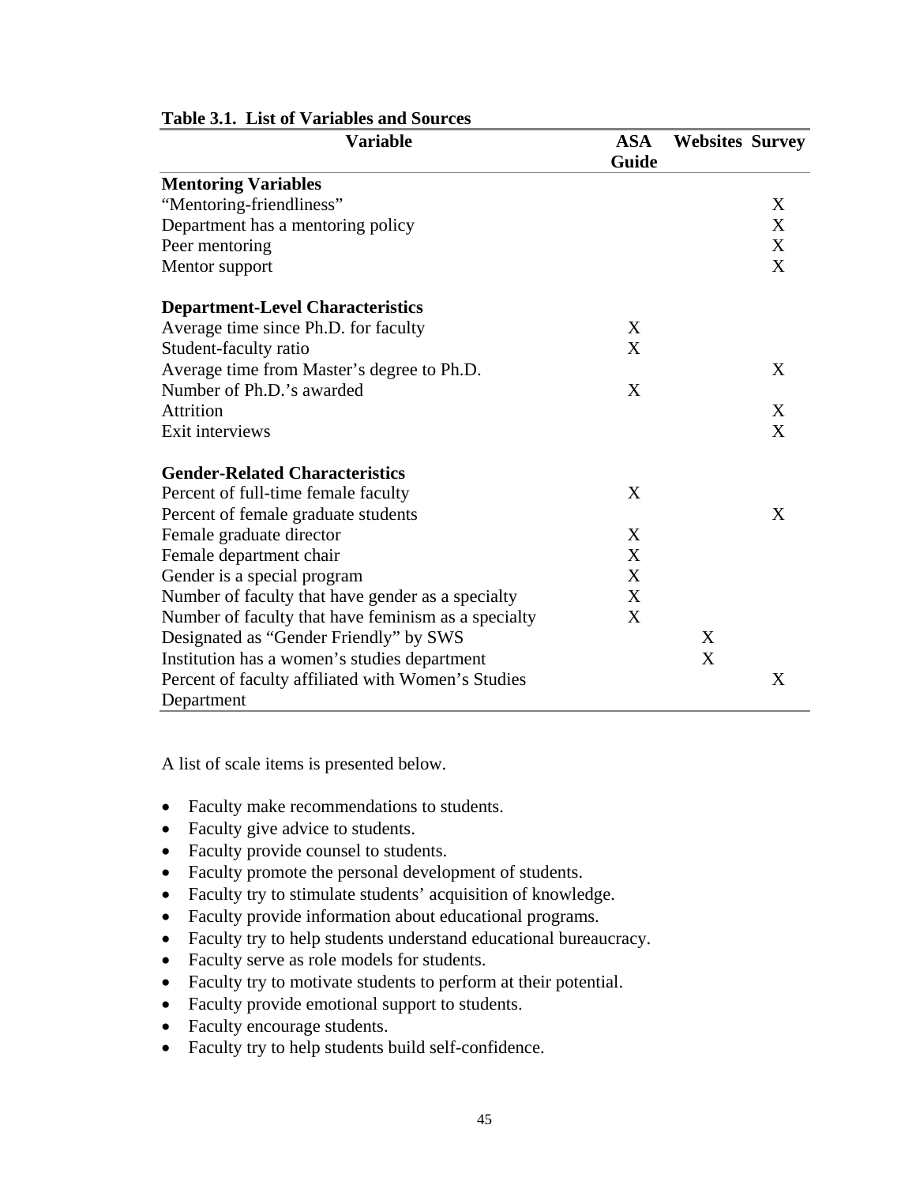**Table 3.1. List of Variables and Sources**

| Variable | ASA Guide | Websites | Survey |
|---|---|---|---|
| **Mentoring Variables** | | | |
| "Mentoring-friendliness" | | | X |
| Department has a mentoring policy | | | X |
| Peer mentoring | | | X |
| Mentor support | | | X |
| **Department-Level Characteristics** | | | |
| Average time since Ph.D. for faculty | X | | |
| Student-faculty ratio | X | | |
| Average time from Master's degree to Ph.D. | | | X |
| Number of Ph.D.'s awarded | X | | |
| Attrition | | | X |
| Exit interviews | | | X |
| **Gender-Related Characteristics** | | | |
| Percent of full-time female faculty | X | | |
| Percent of female graduate students | | | X |
| Female graduate director | X | | |
| Female department chair | X | | |
| Gender is a special program | X | | |
| Number of faculty that have gender as a specialty | X | | |
| Number of faculty that have feminism as a specialty | X | | |
| Designated as "Gender Friendly" by SWS | | X | |
| Institution has a women's studies department | | X | |
| Percent of faculty affiliated with Women's Studies Department | | | X |

A list of scale items is presented below.

- Faculty make recommendations to students.
- Faculty give advice to students.
- Faculty provide counsel to students.
- Faculty promote the personal development of students.
- Faculty try to stimulate students' acquisition of knowledge.
- Faculty provide information about educational programs.
- Faculty try to help students understand educational bureaucracy.
- Faculty serve as role models for students.
- Faculty try to motivate students to perform at their potential.
- Faculty provide emotional support to students.
- Faculty encourage students.
- Faculty try to help students build self-confidence.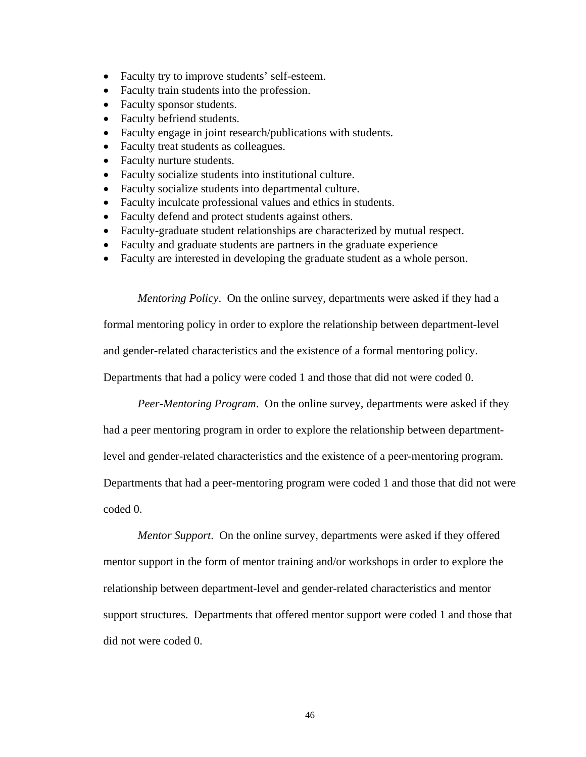- Faculty try to improve students' self-esteem.
- Faculty train students into the profession.
- Faculty sponsor students.
- Faculty befriend students.
- Faculty engage in joint research/publications with students.
- Faculty treat students as colleagues.
- Faculty nurture students.
- Faculty socialize students into institutional culture.
- Faculty socialize students into departmental culture.
- Faculty inculcate professional values and ethics in students.
- Faculty defend and protect students against others.
- Faculty-graduate student relationships are characterized by mutual respect.
- Faculty and graduate students are partners in the graduate experience
- Faculty are interested in developing the graduate student as a whole person.

*Mentoring Policy*. On the online survey, departments were asked if they had a formal mentoring policy in order to explore the relationship between department-level and gender-related characteristics and the existence of a formal mentoring policy. Departments that had a policy were coded 1 and those that did not were coded 0.

*Peer-Mentoring Program*. On the online survey, departments were asked if they had a peer mentoring program in order to explore the relationship between department-level and gender-related characteristics and the existence of a peer-mentoring program. Departments that had a peer-mentoring program were coded 1 and those that did not were coded 0.

*Mentor Support*. On the online survey, departments were asked if they offered mentor support in the form of mentor training and/or workshops in order to explore the relationship between department-level and gender-related characteristics and mentor support structures. Departments that offered mentor support were coded 1 and those that did not were coded 0.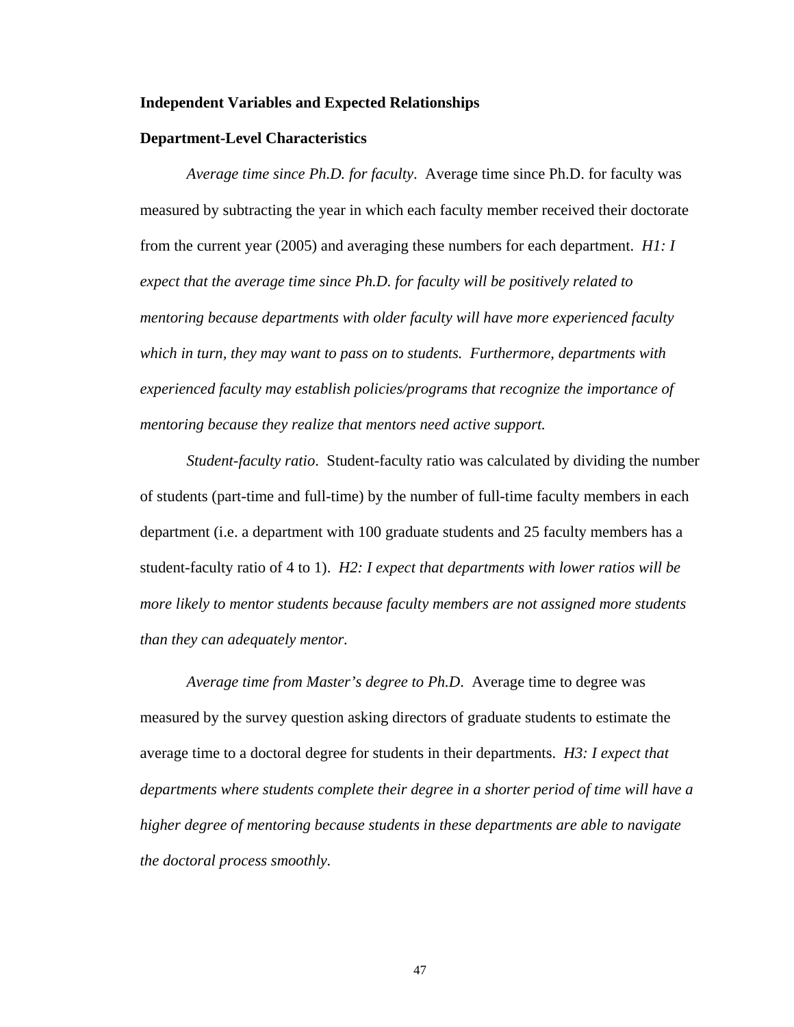**Independent Variables and Expected Relationships**

**Department-Level Characteristics**

*Average time since Ph.D. for faculty*. Average time since Ph.D. for faculty was measured by subtracting the year in which each faculty member received their doctorate from the current year (2005) and averaging these numbers for each department. *H1: I expect that the average time since Ph.D. for faculty will be positively related to mentoring because departments with older faculty will have more experienced faculty which in turn, they may want to pass on to students. Furthermore, departments with experienced faculty may establish policies/programs that recognize the importance of mentoring because they realize that mentors need active support.*

*Student-faculty ratio*. Student-faculty ratio was calculated by dividing the number of students (part-time and full-time) by the number of full-time faculty members in each department (i.e. a department with 100 graduate students and 25 faculty members has a student-faculty ratio of 4 to 1). *H2: I expect that departments with lower ratios will be more likely to mentor students because faculty members are not assigned more students than they can adequately mentor.*

*Average time from Master's degree to Ph.D*. Average time to degree was measured by the survey question asking directors of graduate students to estimate the average time to a doctoral degree for students in their departments. *H3: I expect that departments where students complete their degree in a shorter period of time will have a higher degree of mentoring because students in these departments are able to navigate the doctoral process smoothly.*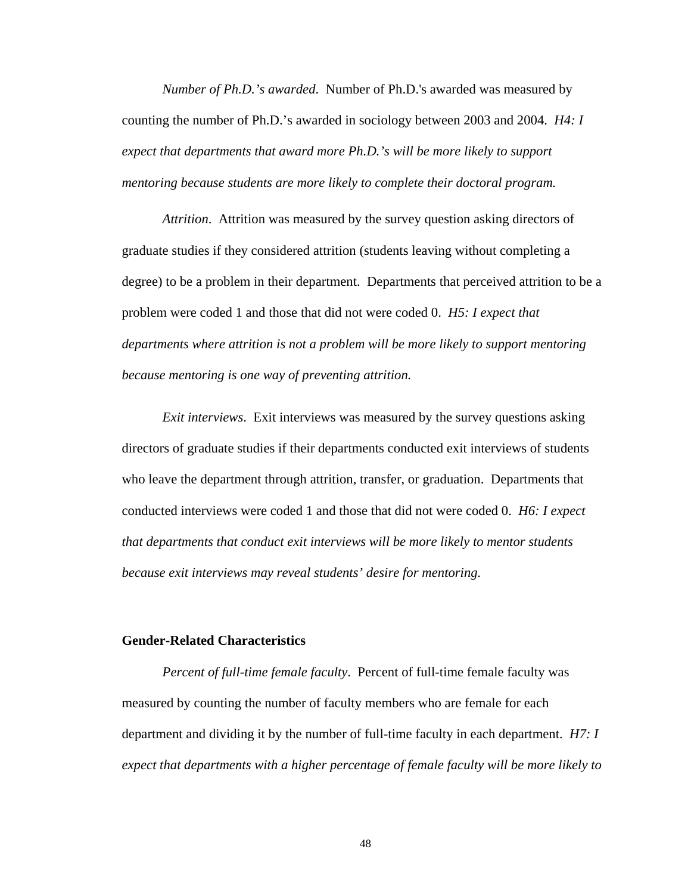*Number of Ph.D.'s awarded*. Number of Ph.D.'s awarded was measured by counting the number of Ph.D.'s awarded in sociology between 2003 and 2004. *H4: I expect that departments that award more Ph.D.'s will be more likely to support mentoring because students are more likely to complete their doctoral program.*

*Attrition*. Attrition was measured by the survey question asking directors of graduate studies if they considered attrition (students leaving without completing a degree) to be a problem in their department. Departments that perceived attrition to be a problem were coded 1 and those that did not were coded 0. *H5: I expect that departments where attrition is not a problem will be more likely to support mentoring because mentoring is one way of preventing attrition.*

*Exit interviews*. Exit interviews was measured by the survey questions asking directors of graduate studies if their departments conducted exit interviews of students who leave the department through attrition, transfer, or graduation. Departments that conducted interviews were coded 1 and those that did not were coded 0. *H6: I expect that departments that conduct exit interviews will be more likely to mentor students because exit interviews may reveal students' desire for mentoring.*

**Gender-Related Characteristics**

*Percent of full-time female faculty*. Percent of full-time female faculty was measured by counting the number of faculty members who are female for each department and dividing it by the number of full-time faculty in each department. *H7: I expect that departments with a higher percentage of female faculty will be more likely to*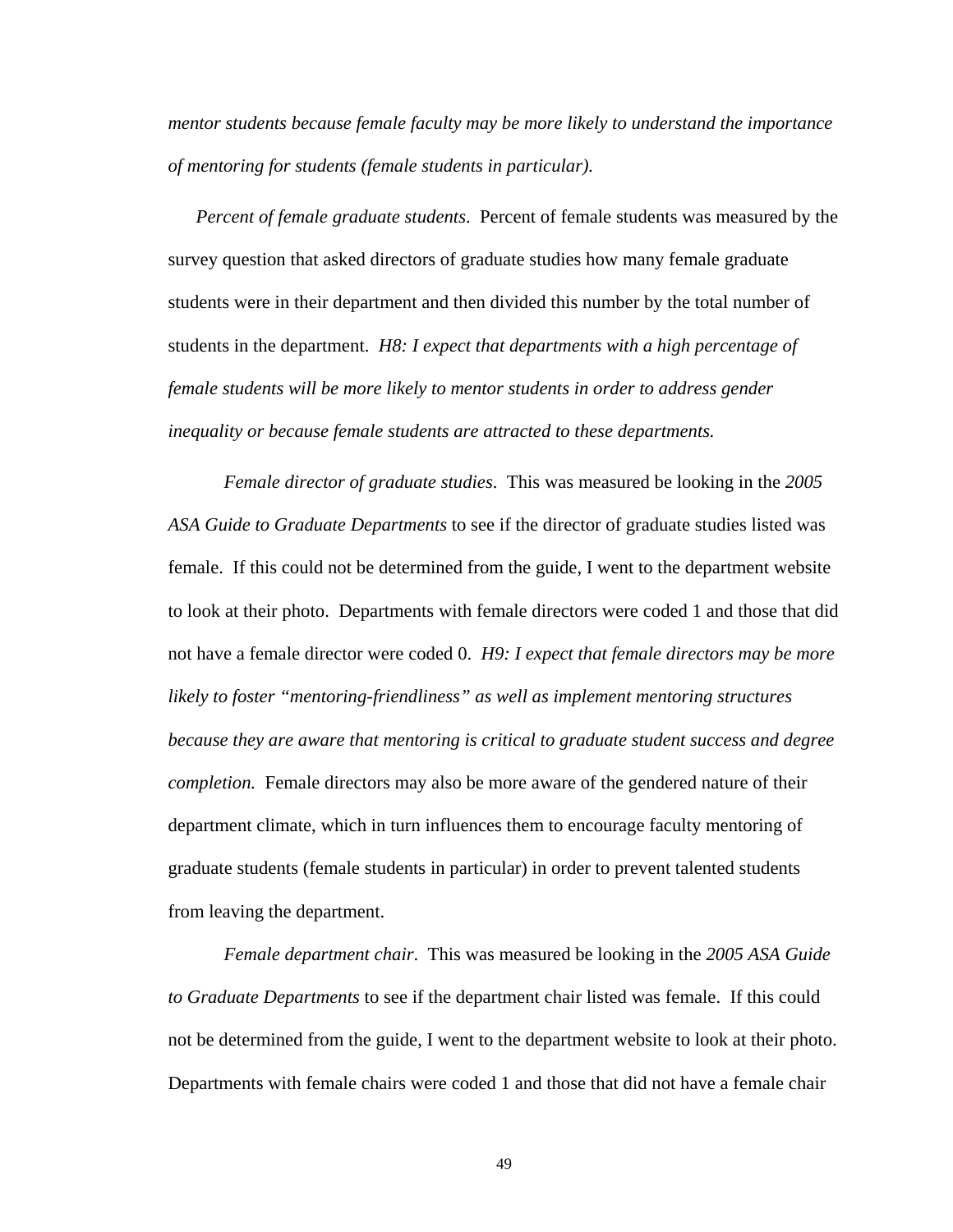*mentor students because female faculty may be more likely to understand the importance of mentoring for students (female students in particular).*

*Percent of female graduate students*. Percent of female students was measured by the survey question that asked directors of graduate studies how many female graduate students were in their department and then divided this number by the total number of students in the department. *H8: I expect that departments with a high percentage of female students will be more likely to mentor students in order to address gender inequality or because female students are attracted to these departments.*

*Female director of graduate studies*. This was measured be looking in the *2005 ASA Guide to Graduate Departments* to see if the director of graduate studies listed was female. If this could not be determined from the guide, I went to the department website to look at their photo. Departments with female directors were coded 1 and those that did not have a female director were coded 0. *H9: I expect that female directors may be more likely to foster "mentoring-friendliness" as well as implement mentoring structures because they are aware that mentoring is critical to graduate student success and degree completion.* Female directors may also be more aware of the gendered nature of their department climate, which in turn influences them to encourage faculty mentoring of graduate students (female students in particular) in order to prevent talented students from leaving the department.

*Female department chair*. This was measured be looking in the *2005 ASA Guide to Graduate Departments* to see if the department chair listed was female. If this could not be determined from the guide, I went to the department website to look at their photo. Departments with female chairs were coded 1 and those that did not have a female chair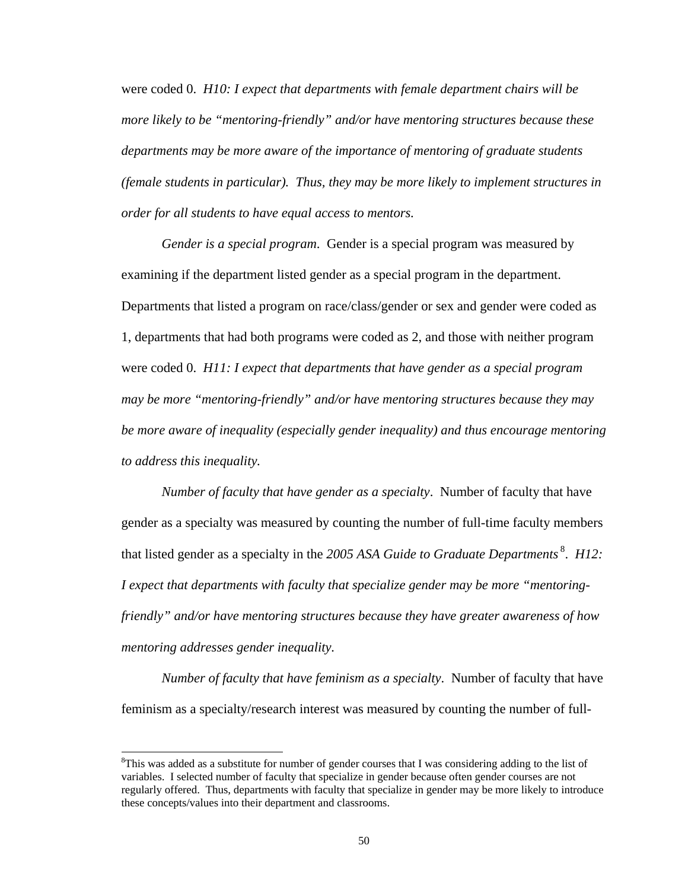were coded 0. *H10: I expect that departments with female department chairs will be more likely to be "mentoring-friendly" and/or have mentoring structures because these departments may be more aware of the importance of mentoring of graduate students (female students in particular). Thus, they may be more likely to implement structures in order for all students to have equal access to mentors.*

*Gender is a special program*. Gender is a special program was measured by examining if the department listed gender as a special program in the department. Departments that listed a program on race/class/gender or sex and gender were coded as 1, departments that had both programs were coded as 2, and those with neither program were coded 0. *H11: I expect that departments that have gender as a special program may be more "mentoring-friendly" and/or have mentoring structures because they may be more aware of inequality (especially gender inequality) and thus encourage mentoring to address this inequality.*

*Number of faculty that have gender as a specialty*. Number of faculty that have gender as a specialty was measured by counting the number of full-time faculty members that listed gender as a specialty in the *2005 ASA Guide to Graduate Departments*[8]. *H12: I expect that departments with faculty that specialize gender may be more "mentoring-friendly" and/or have mentoring structures because they have greater awareness of how mentoring addresses gender inequality.*

*Number of faculty that have feminism as a specialty*. Number of faculty that have feminism as a specialty/research interest was measured by counting the number of full-

---

[8]This was added as a substitute for number of gender courses that I was considering adding to the list of variables. I selected number of faculty that specialize in gender because often gender courses are not regularly offered. Thus, departments with faculty that specialize in gender may be more likely to introduce these concepts/values into their department and classrooms.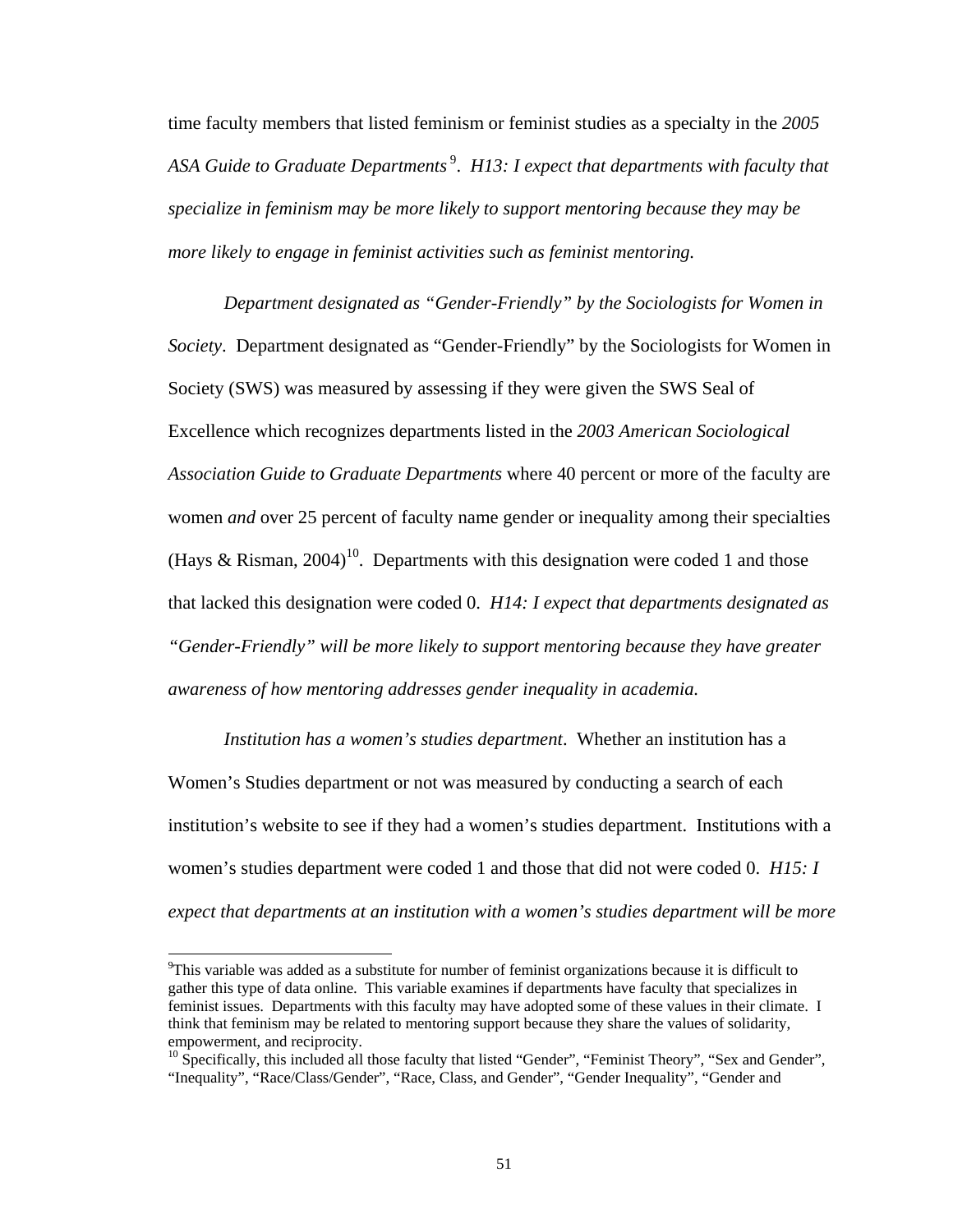time faculty members that listed feminism or feminist studies as a specialty in the *2005 ASA Guide to Graduate Departments*[9]. *H13: I expect that departments with faculty that specialize in feminism may be more likely to support mentoring because they may be more likely to engage in feminist activities such as feminist mentoring.*

*Department designated as "Gender-Friendly" by the Sociologists for Women in Society*. Department designated as "Gender-Friendly" by the Sociologists for Women in Society (SWS) was measured by assessing if they were given the SWS Seal of Excellence which recognizes departments listed in the *2003 American Sociological Association Guide to Graduate Departments* where 40 percent or more of the faculty are women *and* over 25 percent of faculty name gender or inequality among their specialties (Hays & Risman, 2004)[10]. Departments with this designation were coded 1 and those that lacked this designation were coded 0. *H14: I expect that departments designated as "Gender-Friendly" will be more likely to support mentoring because they have greater awareness of how mentoring addresses gender inequality in academia.*

*Institution has a women's studies department*. Whether an institution has a Women's Studies department or not was measured by conducting a search of each institution's website to see if they had a women's studies department. Institutions with a women's studies department were coded 1 and those that did not were coded 0. *H15: I expect that departments at an institution with a women's studies department will be more*

---

[9]This variable was added as a substitute for number of feminist organizations because it is difficult to gather this type of data online. This variable examines if departments have faculty that specializes in feminist issues. Departments with this faculty may have adopted some of these values in their climate. I think that feminism may be related to mentoring support because they share the values of solidarity, empowerment, and reciprocity.

[10] Specifically, this included all those faculty that listed "Gender", "Feminist Theory", "Sex and Gender", "Inequality", "Race/Class/Gender", "Race, Class, and Gender", "Gender Inequality", "Gender and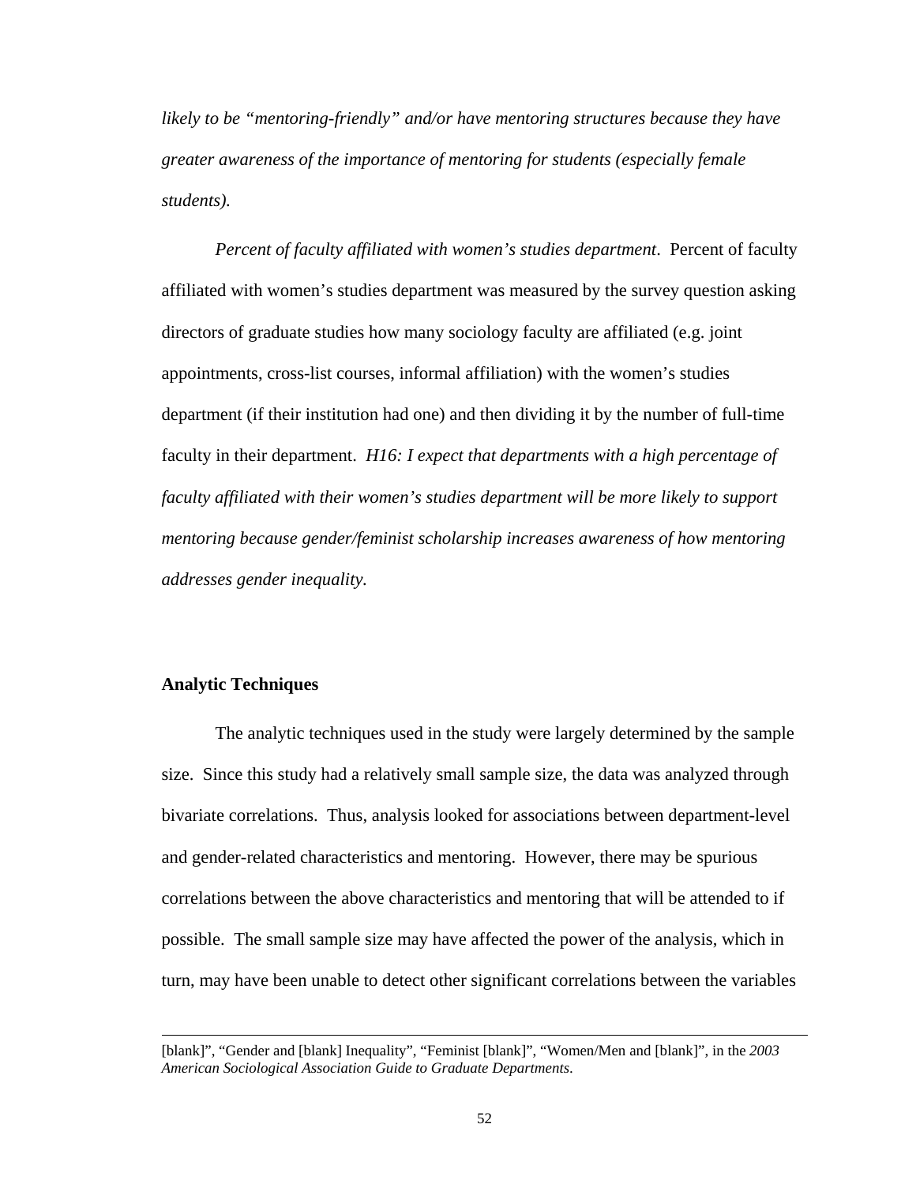*likely to be "mentoring-friendly" and/or have mentoring structures because they have greater awareness of the importance of mentoring for students (especially female students).*

*Percent of faculty affiliated with women's studies department*. Percent of faculty affiliated with women's studies department was measured by the survey question asking directors of graduate studies how many sociology faculty are affiliated (e.g. joint appointments, cross-list courses, informal affiliation) with the women's studies department (if their institution had one) and then dividing it by the number of full-time faculty in their department. *H16: I expect that departments with a high percentage of faculty affiliated with their women's studies department will be more likely to support mentoring because gender/feminist scholarship increases awareness of how mentoring addresses gender inequality.*

### Analytic Techniques

The analytic techniques used in the study were largely determined by the sample size. Since this study had a relatively small sample size, the data was analyzed through bivariate correlations. Thus, analysis looked for associations between department-level and gender-related characteristics and mentoring. However, there may be spurious correlations between the above characteristics and mentoring that will be attended to if possible. The small sample size may have affected the power of the analysis, which in turn, may have been unable to detect other significant correlations between the variables

---

[blank]", "Gender and [blank] Inequality", "Feminist [blank]", "Women/Men and [blank]", in the *2003 American Sociological Association Guide to Graduate Departments*.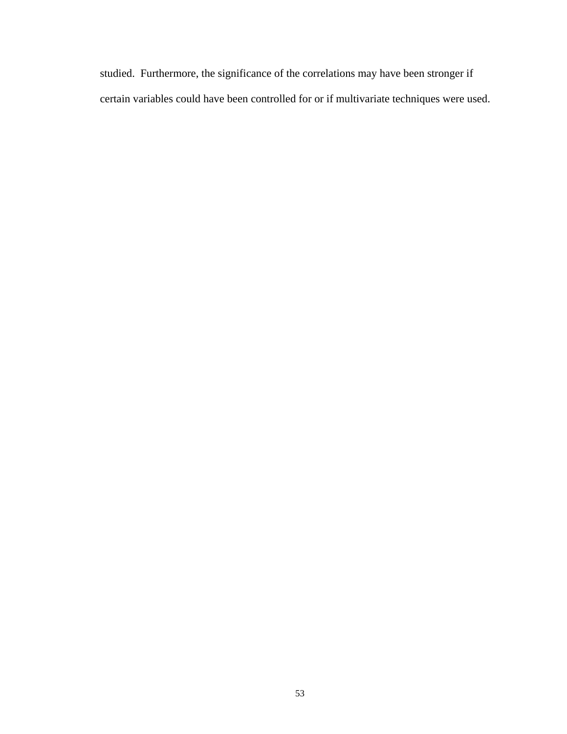studied. Furthermore, the significance of the correlations may have been stronger if certain variables could have been controlled for or if multivariate techniques were used.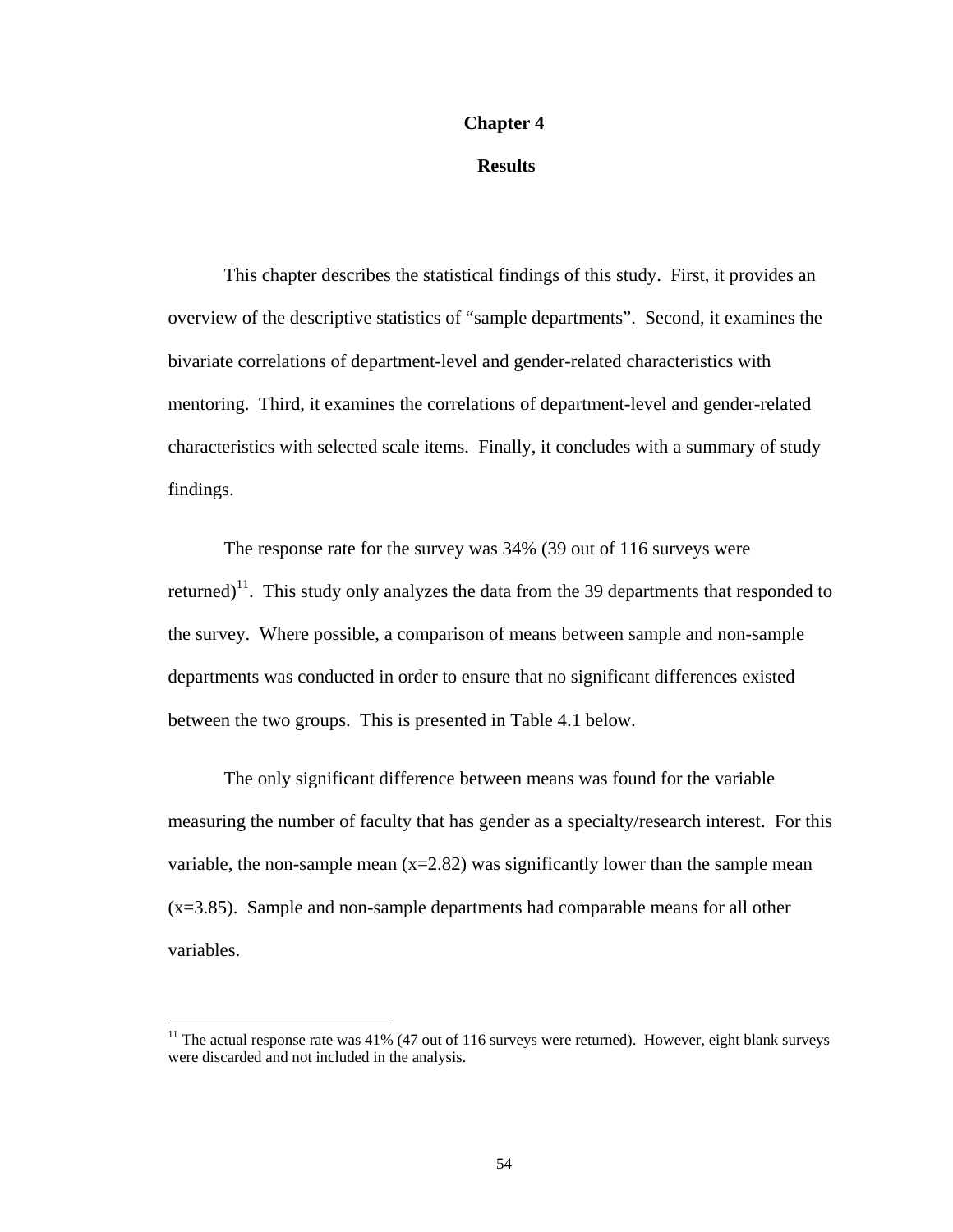# Chapter 4

## Results

This chapter describes the statistical findings of this study. First, it provides an overview of the descriptive statistics of "sample departments". Second, it examines the bivariate correlations of department-level and gender-related characteristics with mentoring. Third, it examines the correlations of department-level and gender-related characteristics with selected scale items. Finally, it concludes with a summary of study findings.

The response rate for the survey was 34% (39 out of 116 surveys were returned)[11]. This study only analyzes the data from the 39 departments that responded to the survey. Where possible, a comparison of means between sample and non-sample departments was conducted in order to ensure that no significant differences existed between the two groups. This is presented in Table 4.1 below.

The only significant difference between means was found for the variable measuring the number of faculty that has gender as a specialty/research interest. For this variable, the non-sample mean (x=2.82) was significantly lower than the sample mean (x=3.85). Sample and non-sample departments had comparable means for all other variables.

---

[11] The actual response rate was 41% (47 out of 116 surveys were returned). However, eight blank surveys were discarded and not included in the analysis.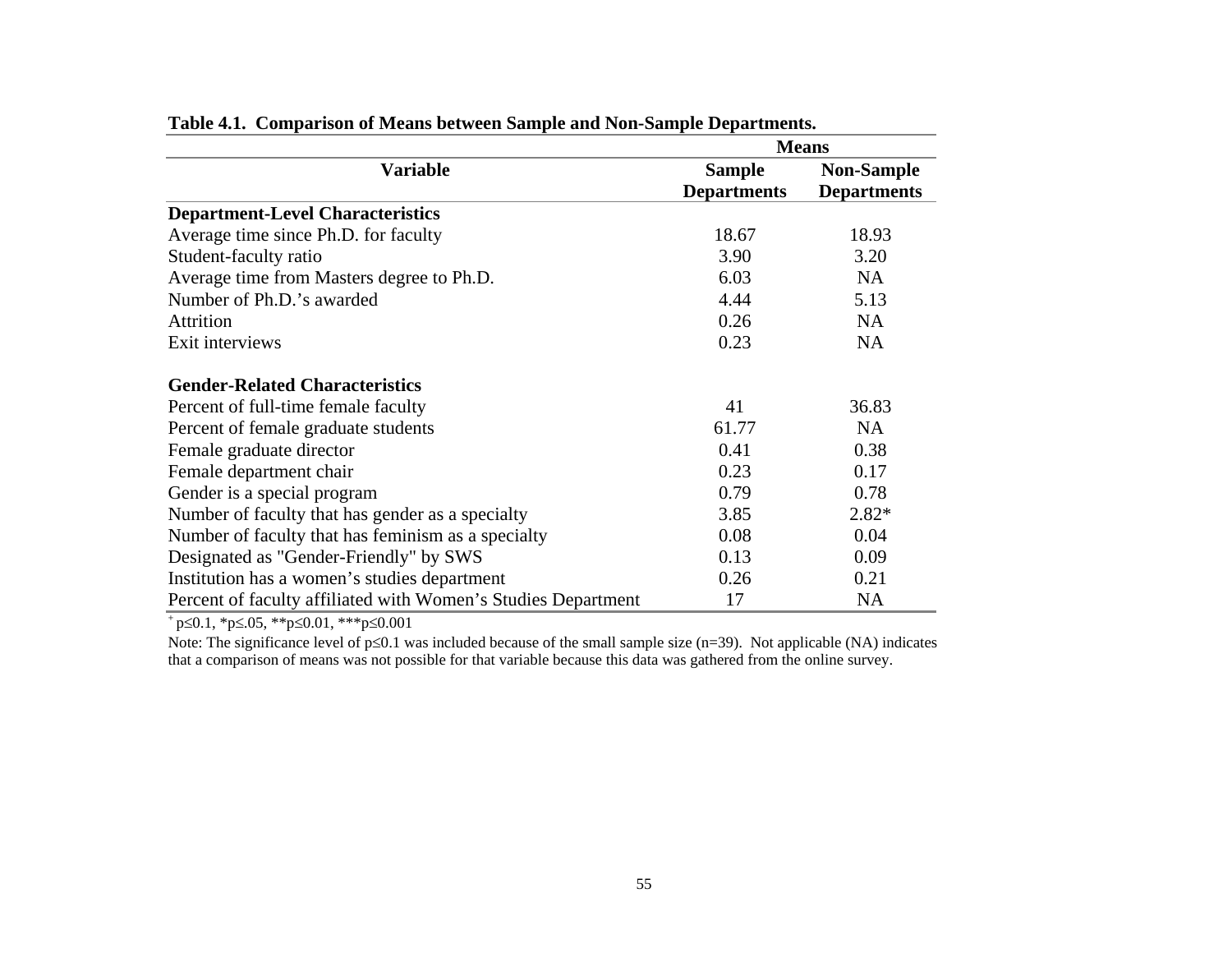**Table 4.1. Comparison of Means between Sample and Non-Sample Departments.**

| Variable | Means | |
|---|---|---|
| | Sample Departments | Non-Sample Departments |
| **Department-Level Characteristics** | | |
| Average time since Ph.D. for faculty | 18.67 | 18.93 |
| Student-faculty ratio | 3.90 | 3.20 |
| Average time from Masters degree to Ph.D. | 6.03 | NA |
| Number of Ph.D.'s awarded | 4.44 | 5.13 |
| Attrition | 0.26 | NA |
| Exit interviews | 0.23 | NA |
| **Gender-Related Characteristics** | | |
| Percent of full-time female faculty | 41 | 36.83 |
| Percent of female graduate students | 61.77 | NA |
| Female graduate director | 0.41 | 0.38 |
| Female department chair | 0.23 | 0.17 |
| Gender is a special program | 0.79 | 0.78 |
| Number of faculty that has gender as a specialty | 3.85 | 2.82* |
| Number of faculty that has feminism as a specialty | 0.08 | 0.04 |
| Designated as "Gender-Friendly" by SWS | 0.13 | 0.09 |
| Institution has a women's studies department | 0.26 | 0.21 |
| Percent of faculty affiliated with Women's Studies Department | 17 | NA |

$^{+}$ $p \leq 0.1$, *$p \leq .05$, **$p \leq 0.01$, ***$p \leq 0.001$

Note: The significance level of $p \leq 0.1$ was included because of the small sample size (n=39). Not applicable (NA) indicates that a comparison of means was not possible for that variable because this data was gathered from the online survey.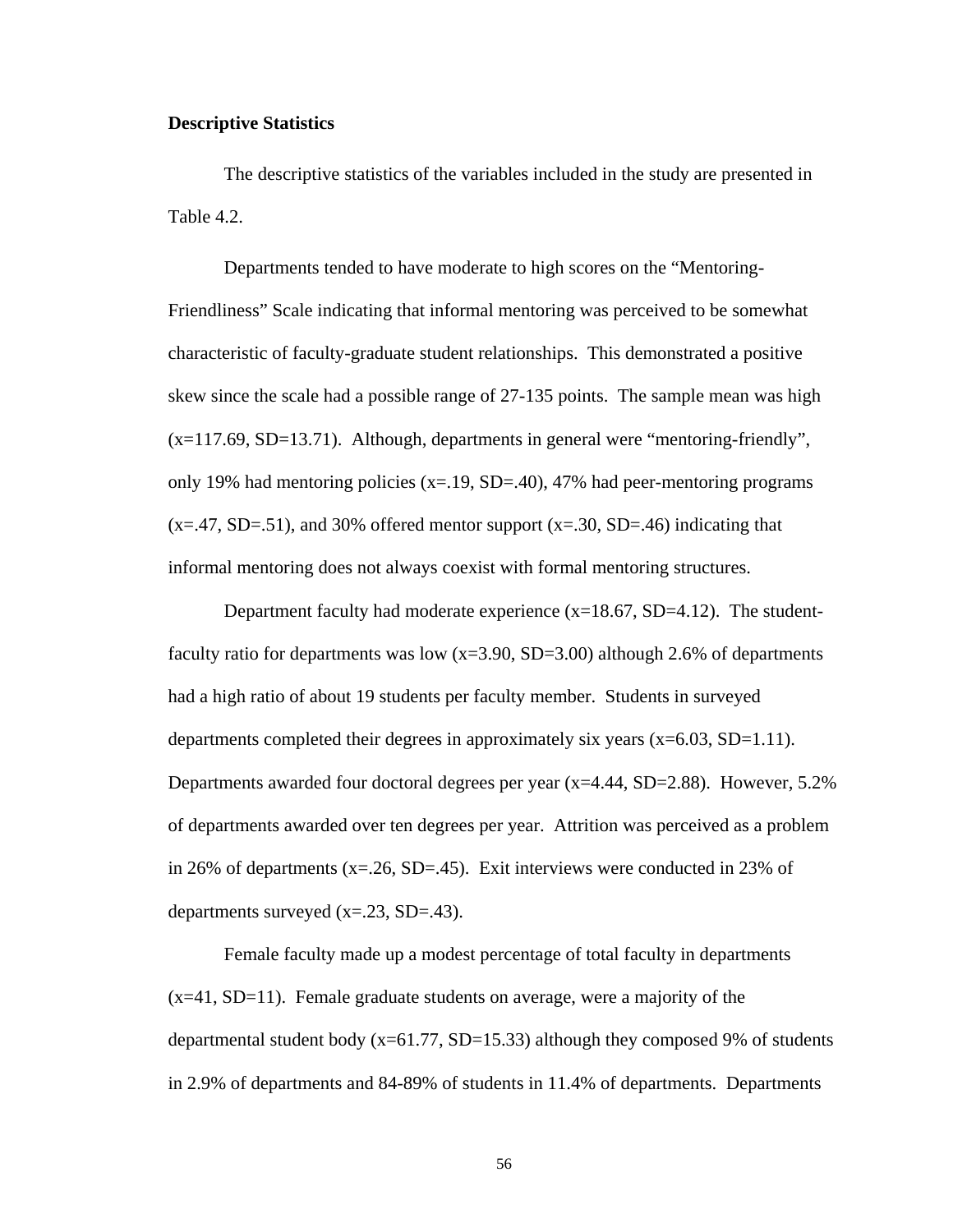**Descriptive Statistics**

The descriptive statistics of the variables included in the study are presented in Table 4.2.

Departments tended to have moderate to high scores on the "Mentoring-Friendliness" Scale indicating that informal mentoring was perceived to be somewhat characteristic of faculty-graduate student relationships. This demonstrated a positive skew since the scale had a possible range of 27-135 points. The sample mean was high (x=117.69, SD=13.71). Although, departments in general were "mentoring-friendly", only 19% had mentoring policies (x=.19, SD=.40), 47% had peer-mentoring programs (x=.47, SD=.51), and 30% offered mentor support (x=.30, SD=.46) indicating that informal mentoring does not always coexist with formal mentoring structures.

Department faculty had moderate experience (x=18.67, SD=4.12). The student-faculty ratio for departments was low (x=3.90, SD=3.00) although 2.6% of departments had a high ratio of about 19 students per faculty member. Students in surveyed departments completed their degrees in approximately six years (x=6.03, SD=1.11). Departments awarded four doctoral degrees per year (x=4.44, SD=2.88). However, 5.2% of departments awarded over ten degrees per year. Attrition was perceived as a problem in 26% of departments (x=.26, SD=.45). Exit interviews were conducted in 23% of departments surveyed (x=.23, SD=.43).

Female faculty made up a modest percentage of total faculty in departments (x=41, SD=11). Female graduate students on average, were a majority of the departmental student body (x=61.77, SD=15.33) although they composed 9% of students in 2.9% of departments and 84-89% of students in 11.4% of departments. Departments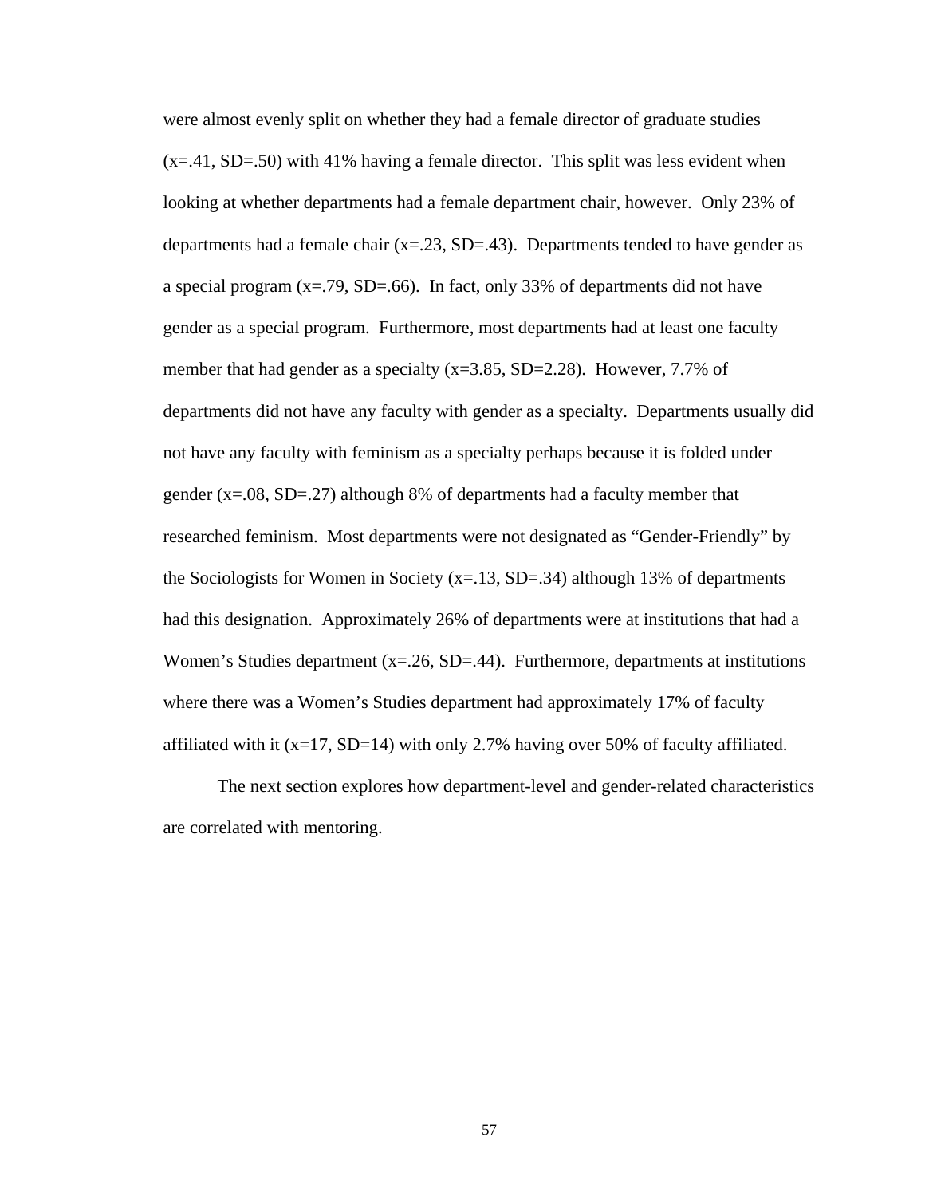were almost evenly split on whether they had a female director of graduate studies ($x$=.41, SD=.50) with 41% having a female director. This split was less evident when looking at whether departments had a female department chair, however. Only 23% of departments had a female chair ($x$=.23, SD=.43). Departments tended to have gender as a special program ($x$=.79, SD=.66). In fact, only 33% of departments did not have gender as a special program. Furthermore, most departments had at least one faculty member that had gender as a specialty ($x$=3.85, SD=2.28). However, 7.7% of departments did not have any faculty with gender as a specialty. Departments usually did not have any faculty with feminism as a specialty perhaps because it is folded under gender ($x$=.08, SD=.27) although 8% of departments had a faculty member that researched feminism. Most departments were not designated as "Gender-Friendly" by the Sociologists for Women in Society ($x$=.13, SD=.34) although 13% of departments had this designation. Approximately 26% of departments were at institutions that had a Women's Studies department ($x$=.26, SD=.44). Furthermore, departments at institutions where there was a Women's Studies department had approximately 17% of faculty affiliated with it ($x$=17, SD=14) with only 2.7% having over 50% of faculty affiliated.

The next section explores how department-level and gender-related characteristics are correlated with mentoring.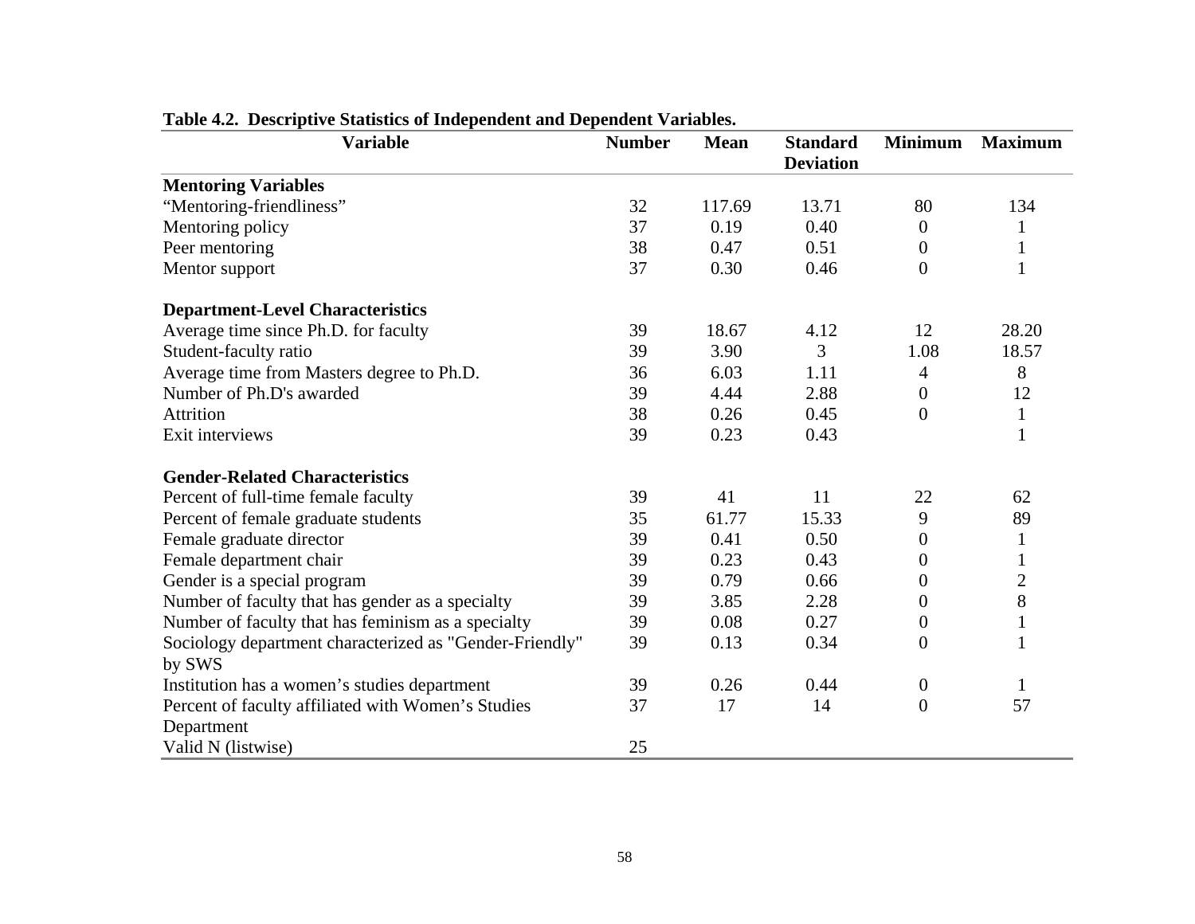**Table 4.2. Descriptive Statistics of Independent and Dependent Variables.**

| Variable | Number | Mean | Standard Deviation | Minimum | Maximum |
|---|---|---|---|---|---|
| **Mentoring Variables** | | | | | |
| "Mentoring-friendliness" | 32 | 117.69 | 13.71 | 80 | 134 |
| Mentoring policy | 37 | 0.19 | 0.40 | 0 | 1 |
| Peer mentoring | 38 | 0.47 | 0.51 | 0 | 1 |
| Mentor support | 37 | 0.30 | 0.46 | 0 | 1 |
| **Department-Level Characteristics** | | | | | |
| Average time since Ph.D. for faculty | 39 | 18.67 | 4.12 | 12 | 28.20 |
| Student-faculty ratio | 39 | 3.90 | 3 | 1.08 | 18.57 |
| Average time from Masters degree to Ph.D. | 36 | 6.03 | 1.11 | 4 | 8 |
| Number of Ph.D's awarded | 39 | 4.44 | 2.88 | 0 | 12 |
| Attrition | 38 | 0.26 | 0.45 | 0 | 1 |
| Exit interviews | 39 | 0.23 | 0.43 | | 1 |
| **Gender-Related Characteristics** | | | | | |
| Percent of full-time female faculty | 39 | 41 | 11 | 22 | 62 |
| Percent of female graduate students | 35 | 61.77 | 15.33 | 9 | 89 |
| Female graduate director | 39 | 0.41 | 0.50 | 0 | 1 |
| Female department chair | 39 | 0.23 | 0.43 | 0 | 1 |
| Gender is a special program | 39 | 0.79 | 0.66 | 0 | 2 |
| Number of faculty that has gender as a specialty | 39 | 3.85 | 2.28 | 0 | 8 |
| Number of faculty that has feminism as a specialty | 39 | 0.08 | 0.27 | 0 | 1 |
| Sociology department characterized as "Gender-Friendly" by SWS | 39 | 0.13 | 0.34 | 0 | 1 |
| Institution has a women's studies department | 39 | 0.26 | 0.44 | 0 | 1 |
| Percent of faculty affiliated with Women's Studies Department | 37 | 17 | 14 | 0 | 57 |
| Valid N (listwise) | 25 | | | | |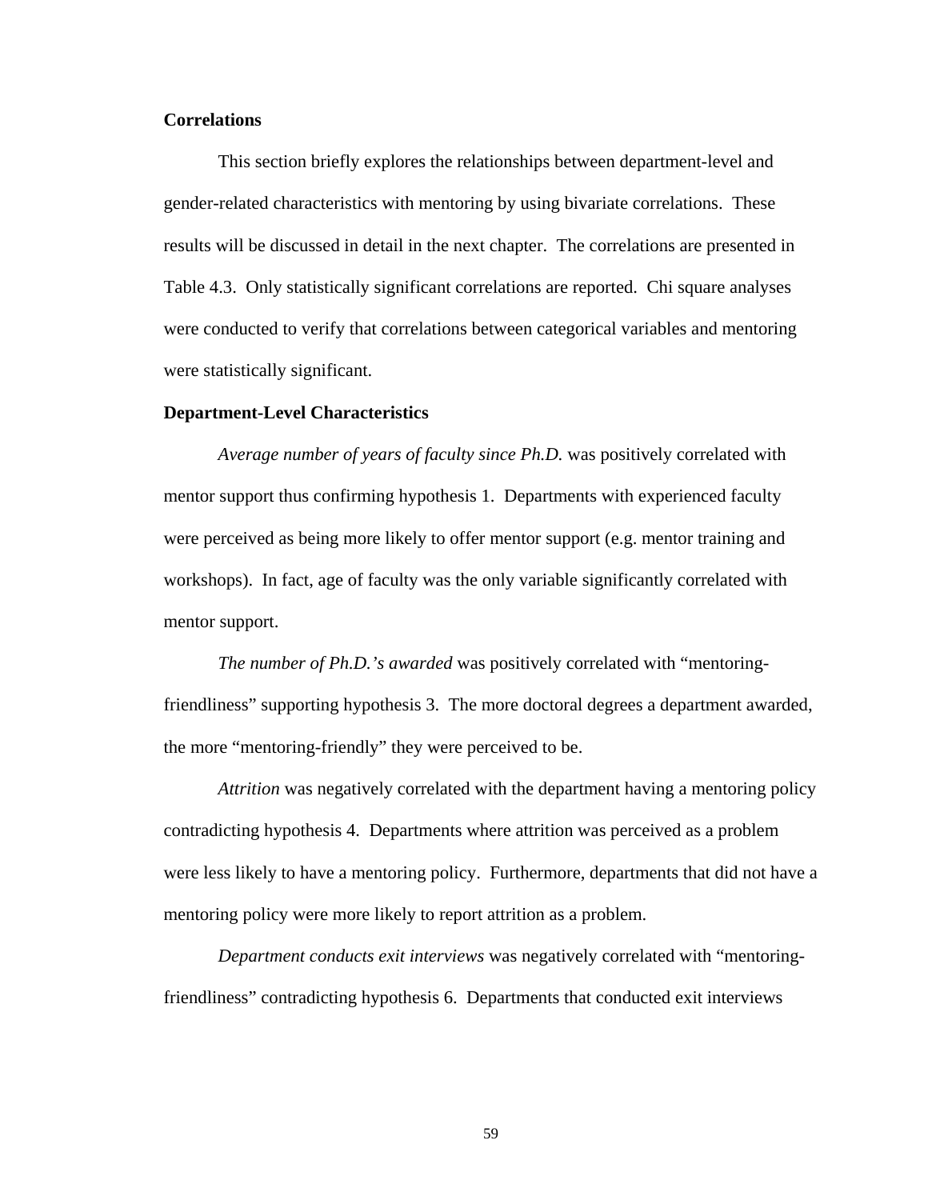**Correlations**

This section briefly explores the relationships between department-level and gender-related characteristics with mentoring by using bivariate correlations. These results will be discussed in detail in the next chapter. The correlations are presented in Table 4.3. Only statistically significant correlations are reported. Chi square analyses were conducted to verify that correlations between categorical variables and mentoring were statistically significant.

**Department-Level Characteristics**

*Average number of years of faculty since Ph.D.* was positively correlated with mentor support thus confirming hypothesis 1. Departments with experienced faculty were perceived as being more likely to offer mentor support (e.g. mentor training and workshops). In fact, age of faculty was the only variable significantly correlated with mentor support.

*The number of Ph.D.'s awarded* was positively correlated with "mentoring-friendliness" supporting hypothesis 3. The more doctoral degrees a department awarded, the more "mentoring-friendly" they were perceived to be.

*Attrition* was negatively correlated with the department having a mentoring policy contradicting hypothesis 4. Departments where attrition was perceived as a problem were less likely to have a mentoring policy. Furthermore, departments that did not have a mentoring policy were more likely to report attrition as a problem.

*Department conducts exit interviews* was negatively correlated with "mentoring-friendliness" contradicting hypothesis 6. Departments that conducted exit interviews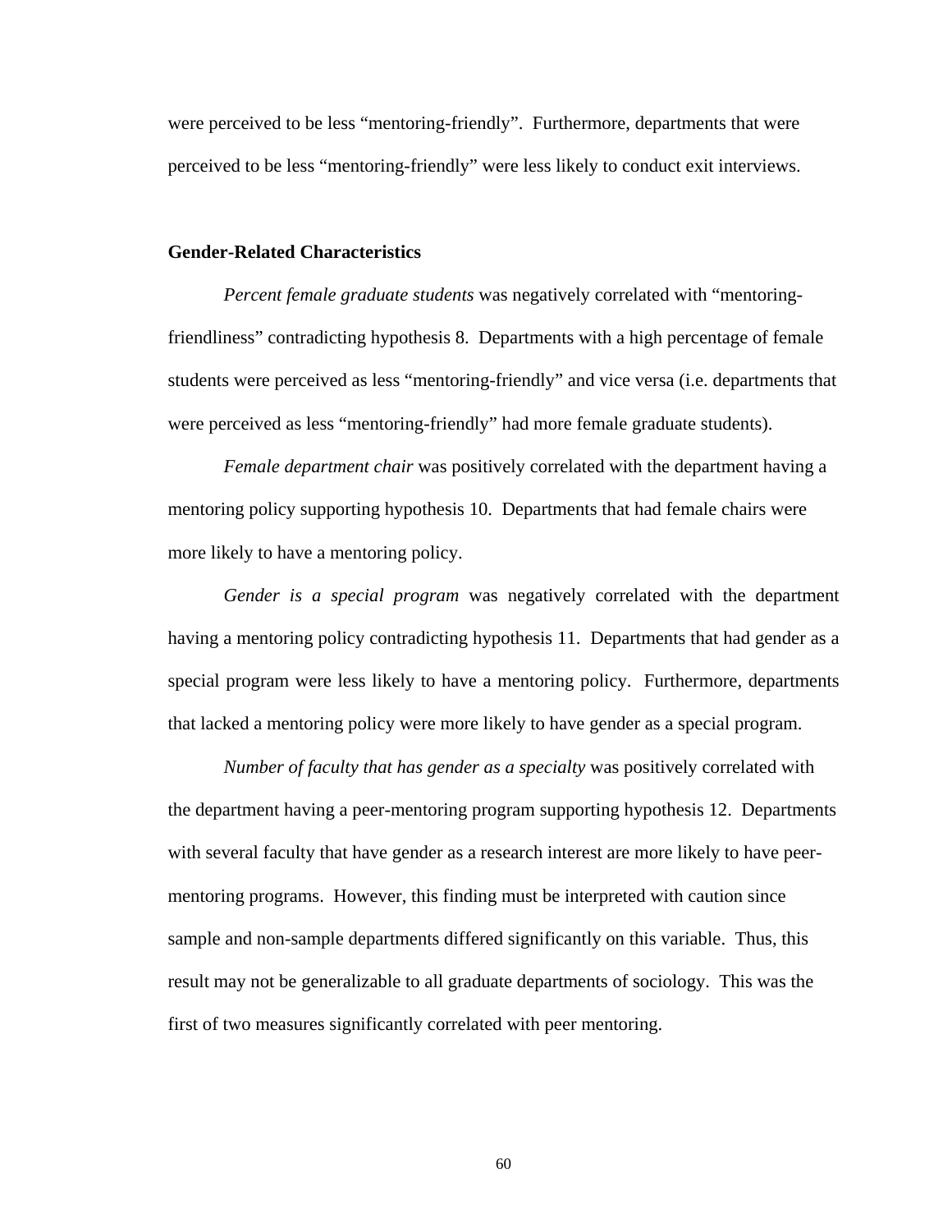were perceived to be less “mentoring-friendly”. Furthermore, departments that were perceived to be less “mentoring-friendly” were less likely to conduct exit interviews.

**Gender-Related Characteristics**

*Percent female graduate students* was negatively correlated with “mentoring-friendliness” contradicting hypothesis 8. Departments with a high percentage of female students were perceived as less “mentoring-friendly” and vice versa (i.e. departments that were perceived as less “mentoring-friendly” had more female graduate students).

*Female department chair* was positively correlated with the department having a mentoring policy supporting hypothesis 10. Departments that had female chairs were more likely to have a mentoring policy.

*Gender is a special program* was negatively correlated with the department having a mentoring policy contradicting hypothesis 11. Departments that had gender as a special program were less likely to have a mentoring policy. Furthermore, departments that lacked a mentoring policy were more likely to have gender as a special program.

*Number of faculty that has gender as a specialty* was positively correlated with the department having a peer-mentoring program supporting hypothesis 12. Departments with several faculty that have gender as a research interest are more likely to have peer-mentoring programs. However, this finding must be interpreted with caution since sample and non-sample departments differed significantly on this variable. Thus, this result may not be generalizable to all graduate departments of sociology. This was the first of two measures significantly correlated with peer mentoring.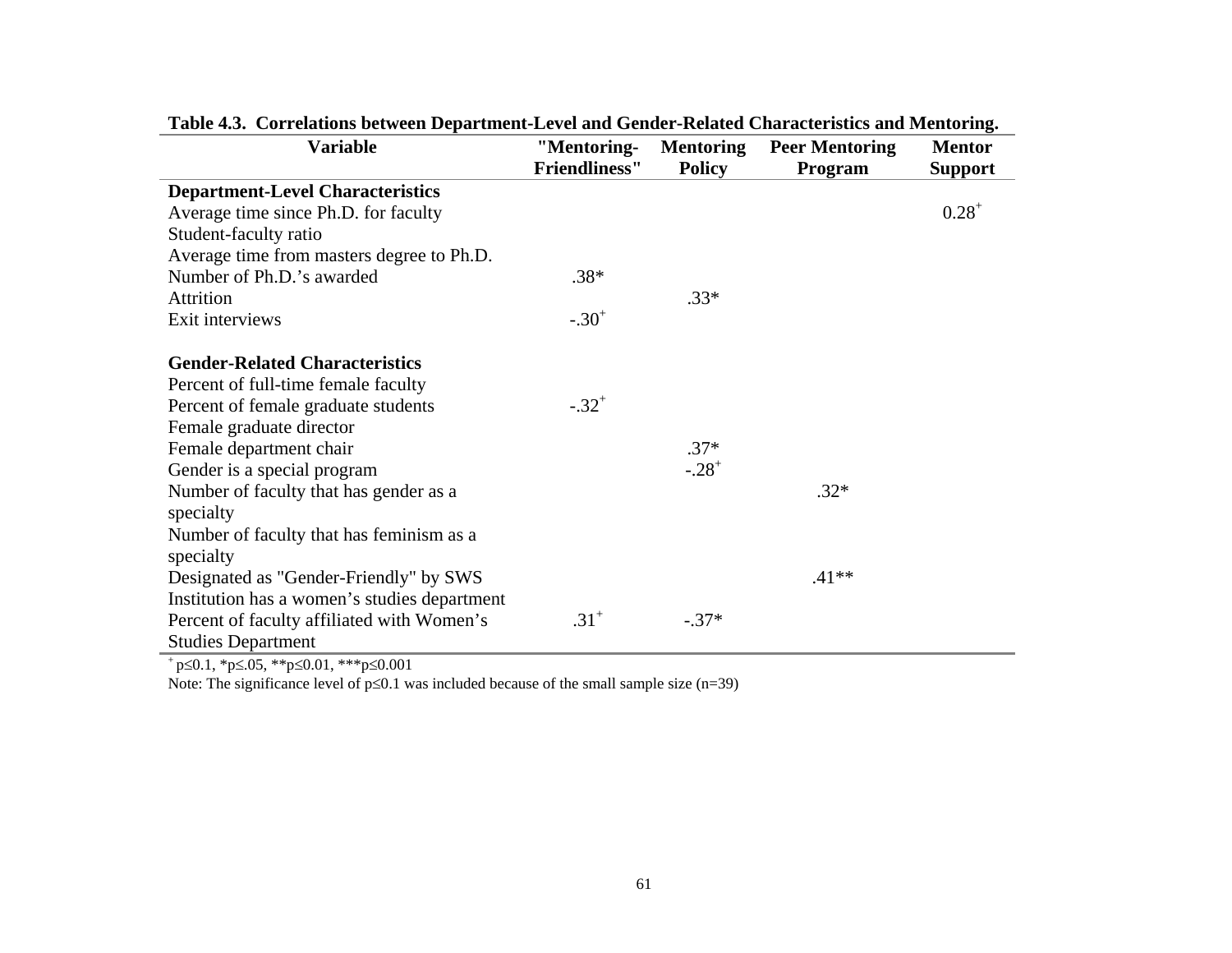**Table 4.3. Correlations between Department-Level and Gender-Related Characteristics and Mentoring.**

| Variable | "Mentoring-Friendliness" | Mentoring Policy | Peer Mentoring Program | Mentor Support |
|---|---|---|---|---|
| **Department-Level Characteristics** | | | | |
| Average time since Ph.D. for faculty | | | | $0.28^{+}$ |
| Student-faculty ratio | | | | |
| Average time from masters degree to Ph.D. | | | | |
| Number of Ph.D.'s awarded | .38* | | | |
| Attrition | | .33* | | |
| Exit interviews | $-.30^{+}$ | | | |
| **Gender-Related Characteristics** | | | | |
| Percent of full-time female faculty | | | | |
| Percent of female graduate students | $-.32^{+}$ | | | |
| Female graduate director | | | | |
| Female department chair | | .37* | | |
| Gender is a special program | | $-.28^{+}$ | | |
| Number of faculty that has gender as a specialty | | | .32* | |
| Number of faculty that has feminism as a specialty | | | | |
| Designated as "Gender-Friendly" by SWS | | | .41** | |
| Institution has a women's studies department | | | | |
| Percent of faculty affiliated with Women's Studies Department | $.31^{+}$ | -.37* | | |

$^{+}$ $p \leq 0.1$, *$p \leq .05$, **$p \leq 0.01$, ***$p \leq 0.001$

Note: The significance level of $p \leq 0.1$ was included because of the small sample size (n=39)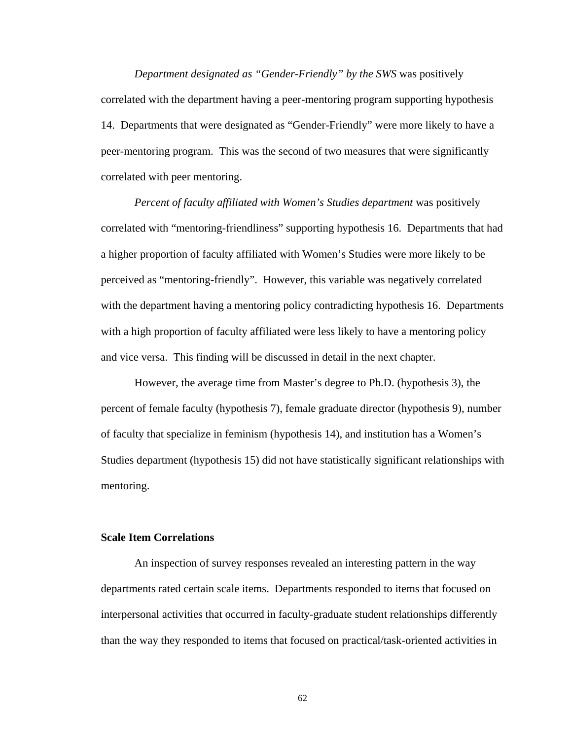*Department designated as "Gender-Friendly" by the SWS* was positively correlated with the department having a peer-mentoring program supporting hypothesis 14. Departments that were designated as "Gender-Friendly" were more likely to have a peer-mentoring program. This was the second of two measures that were significantly correlated with peer mentoring.

*Percent of faculty affiliated with Women's Studies department* was positively correlated with "mentoring-friendliness" supporting hypothesis 16. Departments that had a higher proportion of faculty affiliated with Women's Studies were more likely to be perceived as "mentoring-friendly". However, this variable was negatively correlated with the department having a mentoring policy contradicting hypothesis 16. Departments with a high proportion of faculty affiliated were less likely to have a mentoring policy and vice versa. This finding will be discussed in detail in the next chapter.

However, the average time from Master's degree to Ph.D. (hypothesis 3), the percent of female faculty (hypothesis 7), female graduate director (hypothesis 9), number of faculty that specialize in feminism (hypothesis 14), and institution has a Women's Studies department (hypothesis 15) did not have statistically significant relationships with mentoring.

**Scale Item Correlations**

An inspection of survey responses revealed an interesting pattern in the way departments rated certain scale items. Departments responded to items that focused on interpersonal activities that occurred in faculty-graduate student relationships differently than the way they responded to items that focused on practical/task-oriented activities in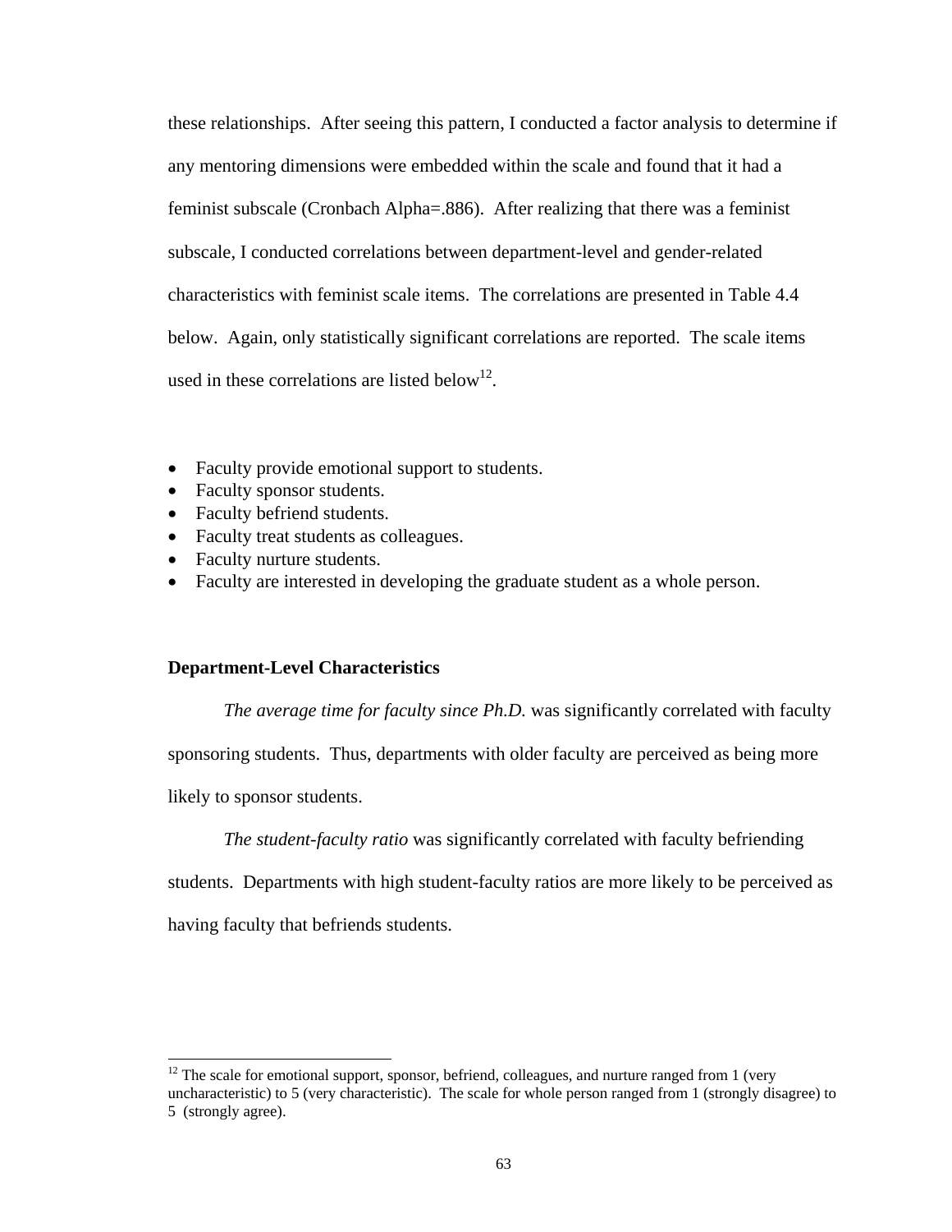these relationships. After seeing this pattern, I conducted a factor analysis to determine if any mentoring dimensions were embedded within the scale and found that it had a feminist subscale (Cronbach Alpha=.886). After realizing that there was a feminist subscale, I conducted correlations between department-level and gender-related characteristics with feminist scale items. The correlations are presented in Table 4.4 below. Again, only statistically significant correlations are reported. The scale items used in these correlations are listed below[12].

- Faculty provide emotional support to students.
- Faculty sponsor students.
- Faculty befriend students.
- Faculty treat students as colleagues.
- Faculty nurture students.
- Faculty are interested in developing the graduate student as a whole person.

**Department-Level Characteristics**

*The average time for faculty since Ph.D.* was significantly correlated with faculty sponsoring students. Thus, departments with older faculty are perceived as being more likely to sponsor students.

*The student-faculty ratio* was significantly correlated with faculty befriending students. Departments with high student-faculty ratios are more likely to be perceived as having faculty that befriends students.

[12] The scale for emotional support, sponsor, befriend, colleagues, and nurture ranged from 1 (very uncharacteristic) to 5 (very characteristic). The scale for whole person ranged from 1 (strongly disagree) to 5 (strongly agree).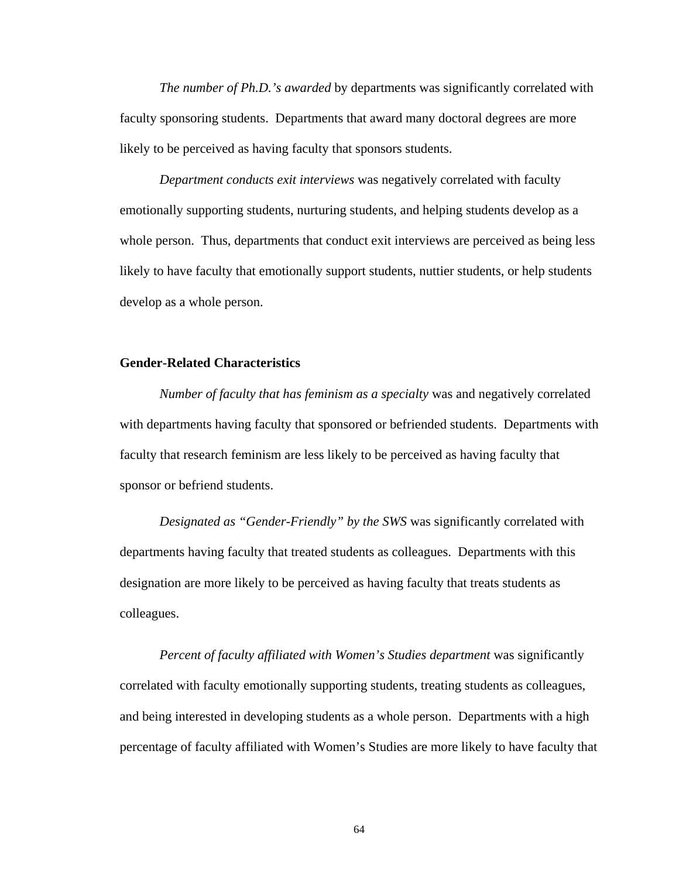*The number of Ph.D.'s awarded* by departments was significantly correlated with faculty sponsoring students. Departments that award many doctoral degrees are more likely to be perceived as having faculty that sponsors students.

*Department conducts exit interviews* was negatively correlated with faculty emotionally supporting students, nurturing students, and helping students develop as a whole person. Thus, departments that conduct exit interviews are perceived as being less likely to have faculty that emotionally support students, nuttier students, or help students develop as a whole person.

**Gender-Related Characteristics**

*Number of faculty that has feminism as a specialty* was and negatively correlated with departments having faculty that sponsored or befriended students. Departments with faculty that research feminism are less likely to be perceived as having faculty that sponsor or befriend students.

*Designated as "Gender-Friendly" by the SWS* was significantly correlated with departments having faculty that treated students as colleagues. Departments with this designation are more likely to be perceived as having faculty that treats students as colleagues.

*Percent of faculty affiliated with Women's Studies department* was significantly correlated with faculty emotionally supporting students, treating students as colleagues, and being interested in developing students as a whole person. Departments with a high percentage of faculty affiliated with Women's Studies are more likely to have faculty that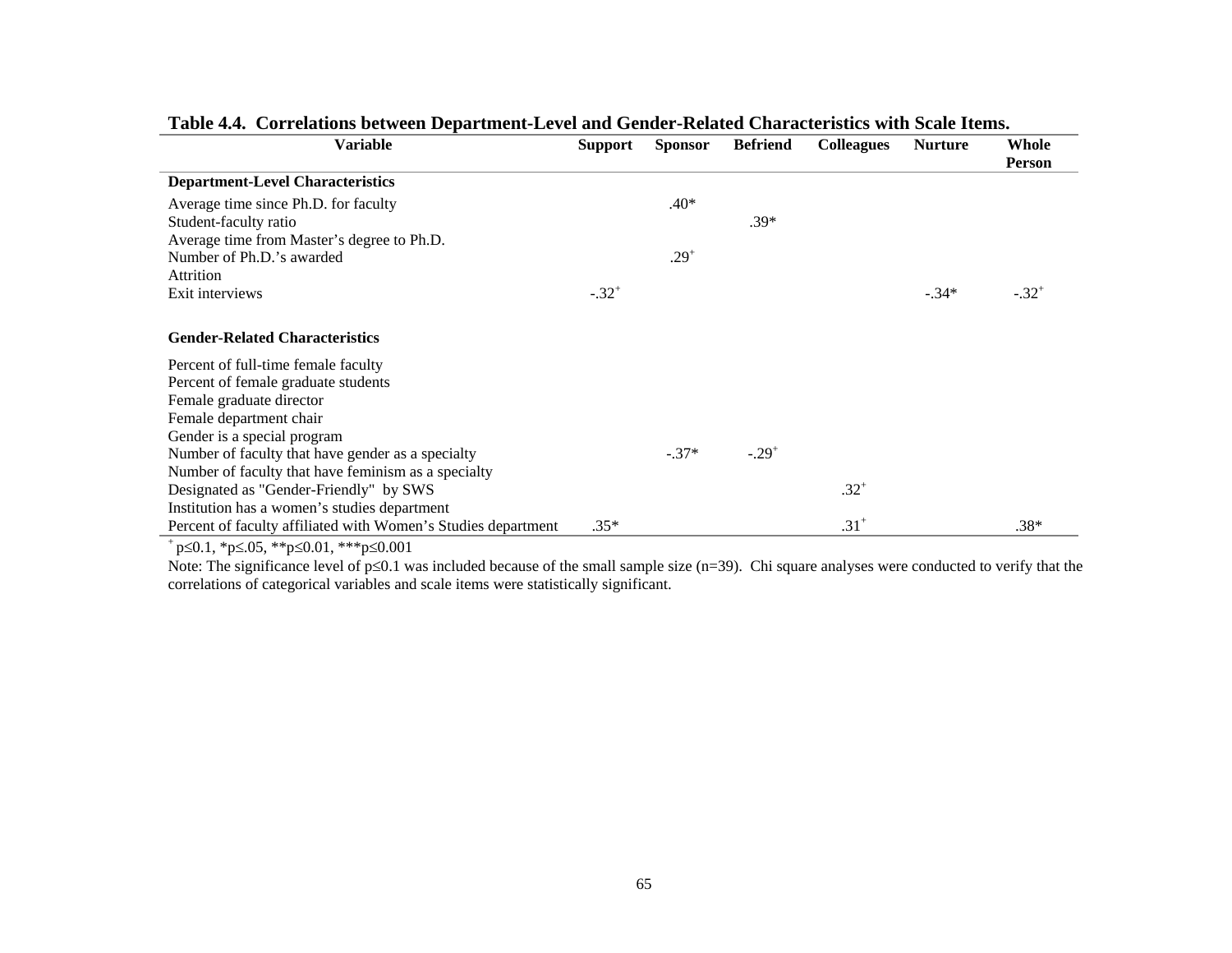**Table 4.4. Correlations between Department-Level and Gender-Related Characteristics with Scale Items.**

| Variable | Support | Sponsor | Befriend | Colleagues | Nurture | Whole Person |
|---|---|---|---|---|---|---|
| **Department-Level Characteristics** | | | | | | |
| Average time since Ph.D. for faculty | | .40* | | | | |
| Student-faculty ratio | | | .39* | | | |
| Average time from Master's degree to Ph.D. | | | | | | |
| Number of Ph.D.'s awarded | | .29$^{+}$ | | | | |
| Attrition | | | | | | |
| Exit interviews | -.32$^{+}$ | | | | -.34* | -.32$^{+}$ |
| **Gender-Related Characteristics** | | | | | | |
| Percent of full-time female faculty | | | | | | |
| Percent of female graduate students | | | | | | |
| Female graduate director | | | | | | |
| Female department chair | | | | | | |
| Gender is a special program | | | | | | |
| Number of faculty that have gender as a specialty | | -.37* | -.29$^{+}$ | | | |
| Number of faculty that have feminism as a specialty | | | | | | |
| Designated as "Gender-Friendly" by SWS | | | | .32$^{+}$ | | |
| Institution has a women's studies department | | | | | | |
| Percent of faculty affiliated with Women's Studies department | .35* | | | .31$^{+}$ | | .38* |

$^{+}$ $p \leq 0.1$, * $p \leq .05$, ** $p \leq 0.01$, *** $p \leq 0.001$

Note: The significance level of $p \leq 0.1$ was included because of the small sample size (n=39). Chi square analyses were conducted to verify that the correlations of categorical variables and scale items were statistically significant.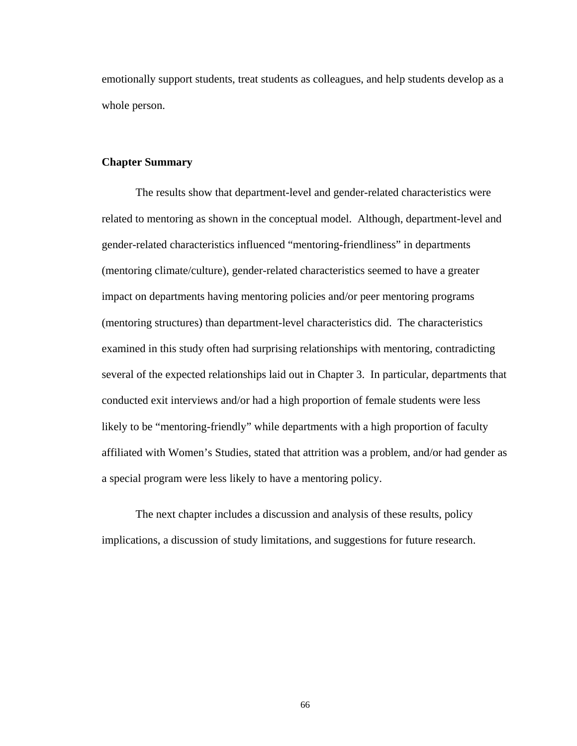emotionally support students, treat students as colleagues, and help students develop as a whole person.

### Chapter Summary

The results show that department-level and gender-related characteristics were related to mentoring as shown in the conceptual model. Although, department-level and gender-related characteristics influenced “mentoring-friendliness” in departments (mentoring climate/culture), gender-related characteristics seemed to have a greater impact on departments having mentoring policies and/or peer mentoring programs (mentoring structures) than department-level characteristics did. The characteristics examined in this study often had surprising relationships with mentoring, contradicting several of the expected relationships laid out in Chapter 3. In particular, departments that conducted exit interviews and/or had a high proportion of female students were less likely to be “mentoring-friendly” while departments with a high proportion of faculty affiliated with Women’s Studies, stated that attrition was a problem, and/or had gender as a special program were less likely to have a mentoring policy.

The next chapter includes a discussion and analysis of these results, policy implications, a discussion of study limitations, and suggestions for future research.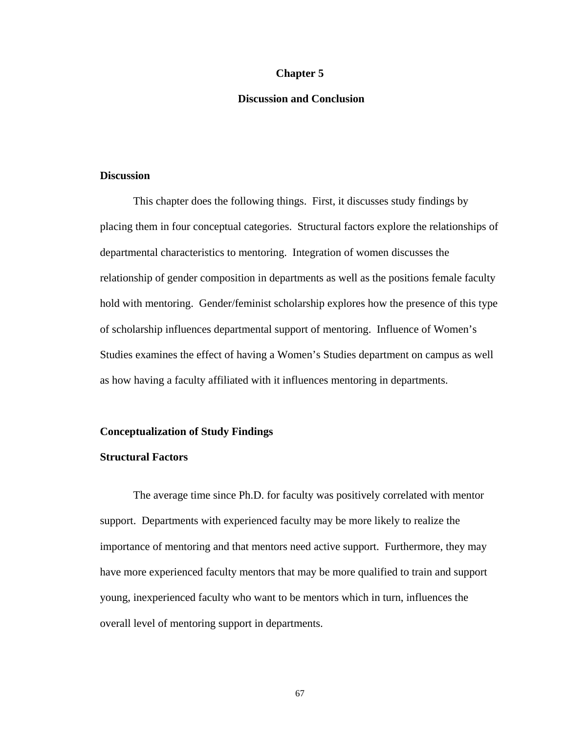# Chapter 5

# Discussion and Conclusion

## Discussion

This chapter does the following things. First, it discusses study findings by placing them in four conceptual categories. Structural factors explore the relationships of departmental characteristics to mentoring. Integration of women discusses the relationship of gender composition in departments as well as the positions female faculty hold with mentoring. Gender/feminist scholarship explores how the presence of this type of scholarship influences departmental support of mentoring. Influence of Women's Studies examines the effect of having a Women's Studies department on campus as well as how having a faculty affiliated with it influences mentoring in departments.

## Conceptualization of Study Findings

### Structural Factors

The average time since Ph.D. for faculty was positively correlated with mentor support. Departments with experienced faculty may be more likely to realize the importance of mentoring and that mentors need active support. Furthermore, they may have more experienced faculty mentors that may be more qualified to train and support young, inexperienced faculty who want to be mentors which in turn, influences the overall level of mentoring support in departments.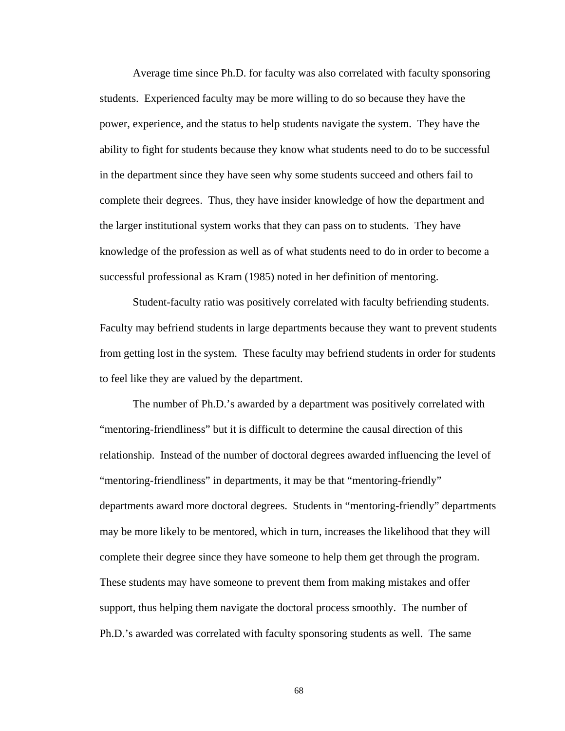Average time since Ph.D. for faculty was also correlated with faculty sponsoring students. Experienced faculty may be more willing to do so because they have the power, experience, and the status to help students navigate the system. They have the ability to fight for students because they know what students need to do to be successful in the department since they have seen why some students succeed and others fail to complete their degrees. Thus, they have insider knowledge of how the department and the larger institutional system works that they can pass on to students. They have knowledge of the profession as well as of what students need to do in order to become a successful professional as Kram (1985) noted in her definition of mentoring.

Student-faculty ratio was positively correlated with faculty befriending students. Faculty may befriend students in large departments because they want to prevent students from getting lost in the system. These faculty may befriend students in order for students to feel like they are valued by the department.

The number of Ph.D.'s awarded by a department was positively correlated with "mentoring-friendliness" but it is difficult to determine the causal direction of this relationship. Instead of the number of doctoral degrees awarded influencing the level of "mentoring-friendliness" in departments, it may be that "mentoring-friendly" departments award more doctoral degrees. Students in "mentoring-friendly" departments may be more likely to be mentored, which in turn, increases the likelihood that they will complete their degree since they have someone to help them get through the program. These students may have someone to prevent them from making mistakes and offer support, thus helping them navigate the doctoral process smoothly. The number of Ph.D.'s awarded was correlated with faculty sponsoring students as well. The same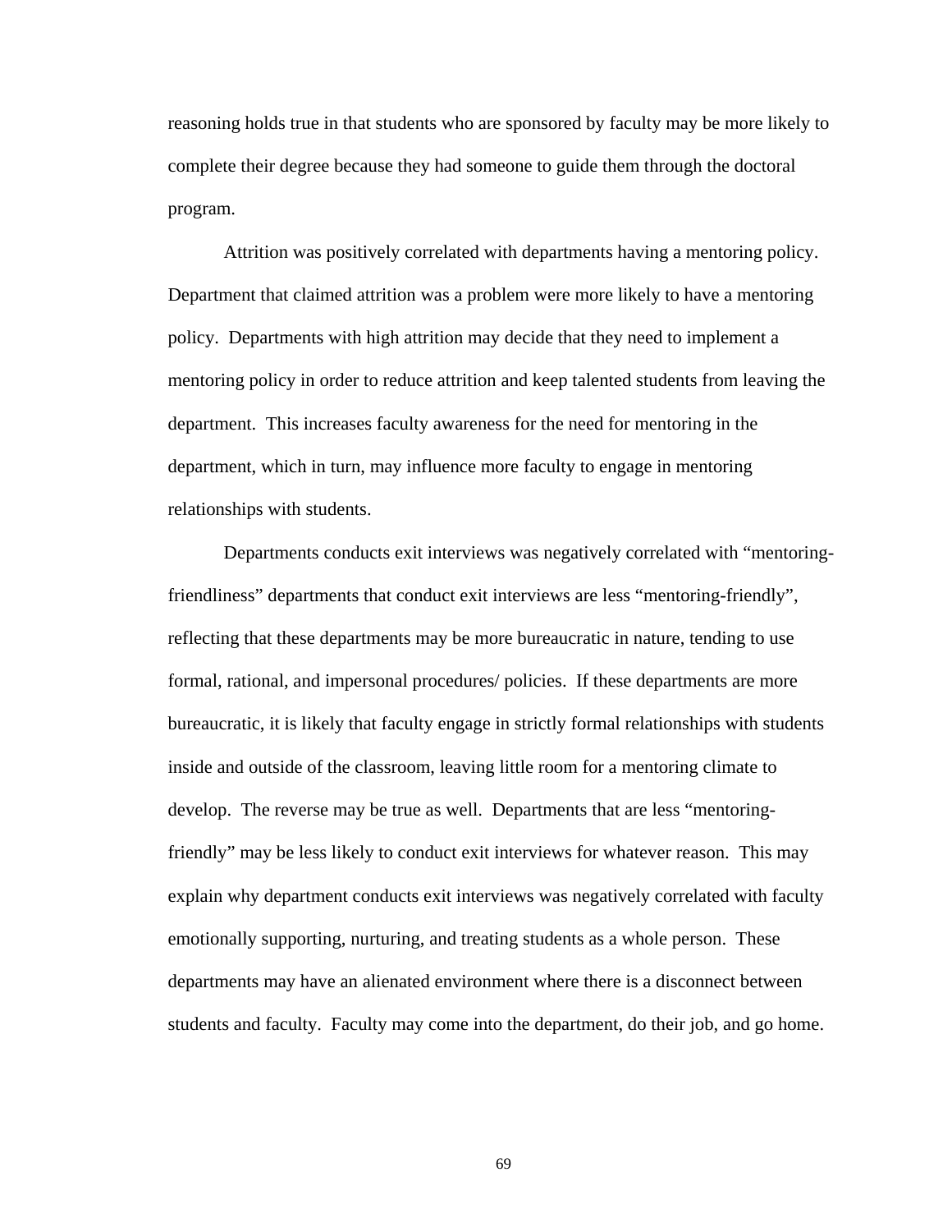reasoning holds true in that students who are sponsored by faculty may be more likely to complete their degree because they had someone to guide them through the doctoral program.

Attrition was positively correlated with departments having a mentoring policy. Department that claimed attrition was a problem were more likely to have a mentoring policy. Departments with high attrition may decide that they need to implement a mentoring policy in order to reduce attrition and keep talented students from leaving the department. This increases faculty awareness for the need for mentoring in the department, which in turn, may influence more faculty to engage in mentoring relationships with students.

Departments conducts exit interviews was negatively correlated with "mentoring-friendliness" departments that conduct exit interviews are less "mentoring-friendly", reflecting that these departments may be more bureaucratic in nature, tending to use formal, rational, and impersonal procedures/ policies. If these departments are more bureaucratic, it is likely that faculty engage in strictly formal relationships with students inside and outside of the classroom, leaving little room for a mentoring climate to develop. The reverse may be true as well. Departments that are less "mentoring-friendly" may be less likely to conduct exit interviews for whatever reason. This may explain why department conducts exit interviews was negatively correlated with faculty emotionally supporting, nurturing, and treating students as a whole person. These departments may have an alienated environment where there is a disconnect between students and faculty. Faculty may come into the department, do their job, and go home.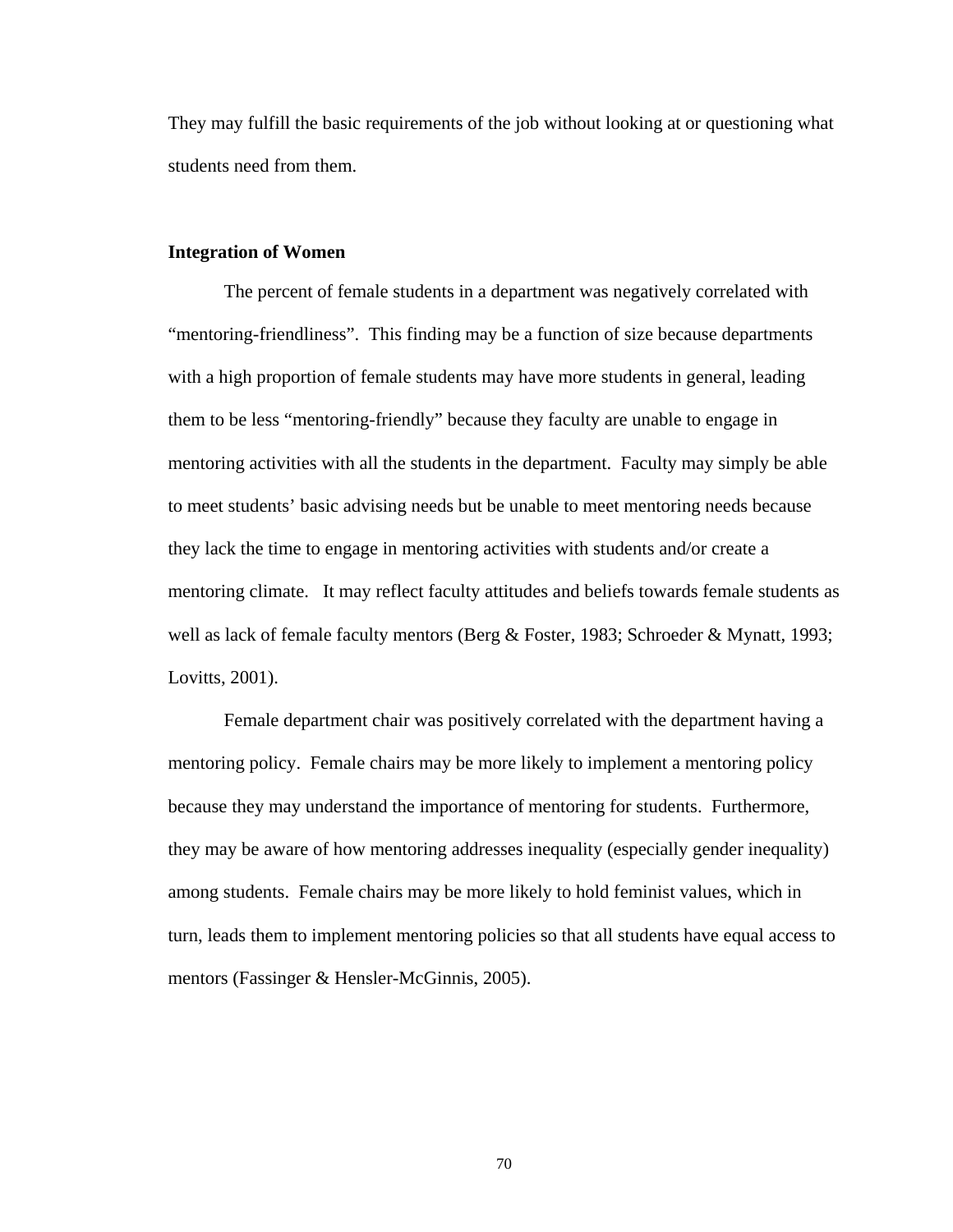They may fulfill the basic requirements of the job without looking at or questioning what students need from them.

**Integration of Women**

The percent of female students in a department was negatively correlated with "mentoring-friendliness". This finding may be a function of size because departments with a high proportion of female students may have more students in general, leading them to be less "mentoring-friendly" because they faculty are unable to engage in mentoring activities with all the students in the department. Faculty may simply be able to meet students' basic advising needs but be unable to meet mentoring needs because they lack the time to engage in mentoring activities with students and/or create a mentoring climate. It may reflect faculty attitudes and beliefs towards female students as well as lack of female faculty mentors (Berg & Foster, 1983; Schroeder & Mynatt, 1993; Lovitts, 2001).

Female department chair was positively correlated with the department having a mentoring policy. Female chairs may be more likely to implement a mentoring policy because they may understand the importance of mentoring for students. Furthermore, they may be aware of how mentoring addresses inequality (especially gender inequality) among students. Female chairs may be more likely to hold feminist values, which in turn, leads them to implement mentoring policies so that all students have equal access to mentors (Fassinger & Hensler-McGinnis, 2005).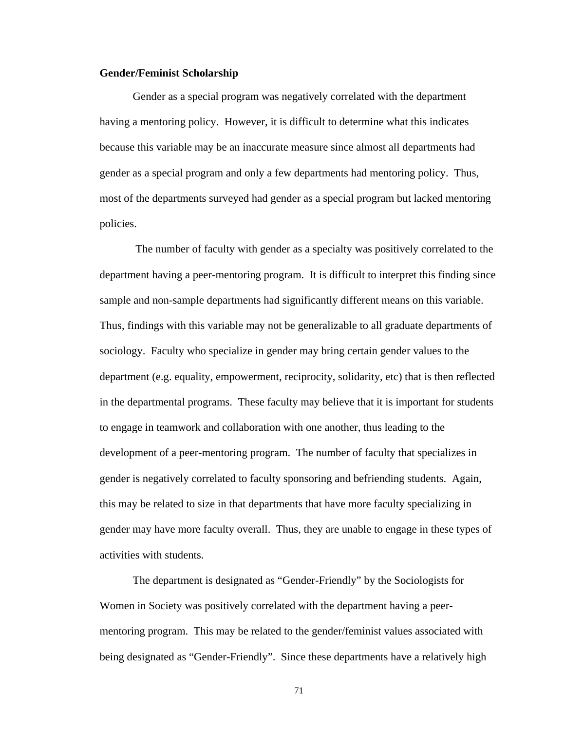**Gender/Feminist Scholarship**

Gender as a special program was negatively correlated with the department having a mentoring policy. However, it is difficult to determine what this indicates because this variable may be an inaccurate measure since almost all departments had gender as a special program and only a few departments had mentoring policy. Thus, most of the departments surveyed had gender as a special program but lacked mentoring policies.

The number of faculty with gender as a specialty was positively correlated to the department having a peer-mentoring program. It is difficult to interpret this finding since sample and non-sample departments had significantly different means on this variable. Thus, findings with this variable may not be generalizable to all graduate departments of sociology. Faculty who specialize in gender may bring certain gender values to the department (e.g. equality, empowerment, reciprocity, solidarity, etc) that is then reflected in the departmental programs. These faculty may believe that it is important for students to engage in teamwork and collaboration with one another, thus leading to the development of a peer-mentoring program. The number of faculty that specializes in gender is negatively correlated to faculty sponsoring and befriending students. Again, this may be related to size in that departments that have more faculty specializing in gender may have more faculty overall. Thus, they are unable to engage in these types of activities with students.

The department is designated as "Gender-Friendly" by the Sociologists for Women in Society was positively correlated with the department having a peer-mentoring program. This may be related to the gender/feminist values associated with being designated as "Gender-Friendly". Since these departments have a relatively high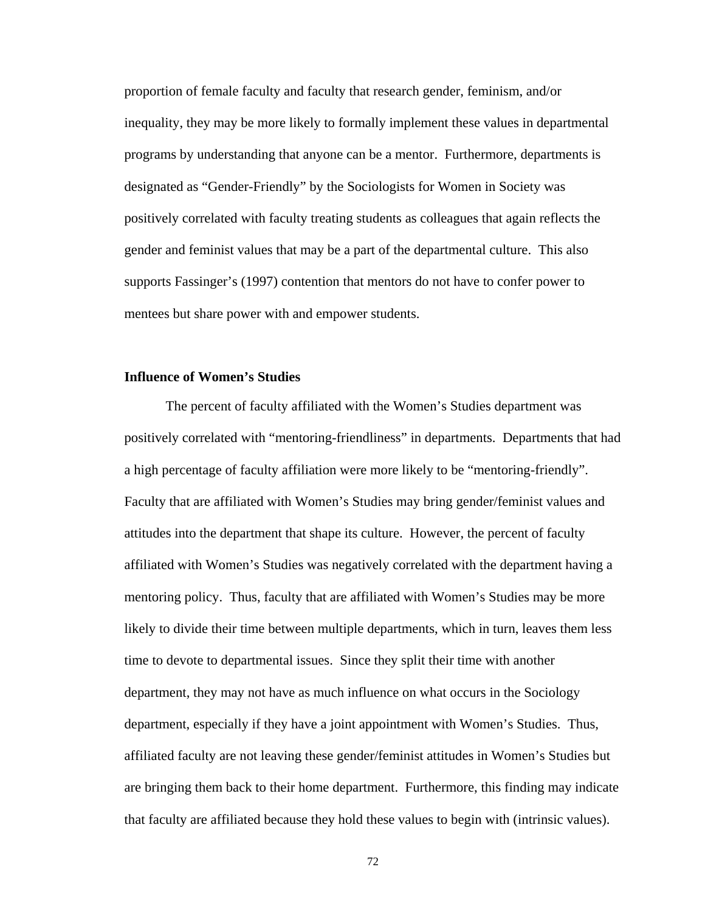proportion of female faculty and faculty that research gender, feminism, and/or inequality, they may be more likely to formally implement these values in departmental programs by understanding that anyone can be a mentor. Furthermore, departments is designated as "Gender-Friendly" by the Sociologists for Women in Society was positively correlated with faculty treating students as colleagues that again reflects the gender and feminist values that may be a part of the departmental culture. This also supports Fassinger's (1997) contention that mentors do not have to confer power to mentees but share power with and empower students.

**Influence of Women's Studies**

The percent of faculty affiliated with the Women's Studies department was positively correlated with "mentoring-friendliness" in departments. Departments that had a high percentage of faculty affiliation were more likely to be "mentoring-friendly". Faculty that are affiliated with Women's Studies may bring gender/feminist values and attitudes into the department that shape its culture. However, the percent of faculty affiliated with Women's Studies was negatively correlated with the department having a mentoring policy. Thus, faculty that are affiliated with Women's Studies may be more likely to divide their time between multiple departments, which in turn, leaves them less time to devote to departmental issues. Since they split their time with another department, they may not have as much influence on what occurs in the Sociology department, especially if they have a joint appointment with Women's Studies. Thus, affiliated faculty are not leaving these gender/feminist attitudes in Women's Studies but are bringing them back to their home department. Furthermore, this finding may indicate that faculty are affiliated because they hold these values to begin with (intrinsic values).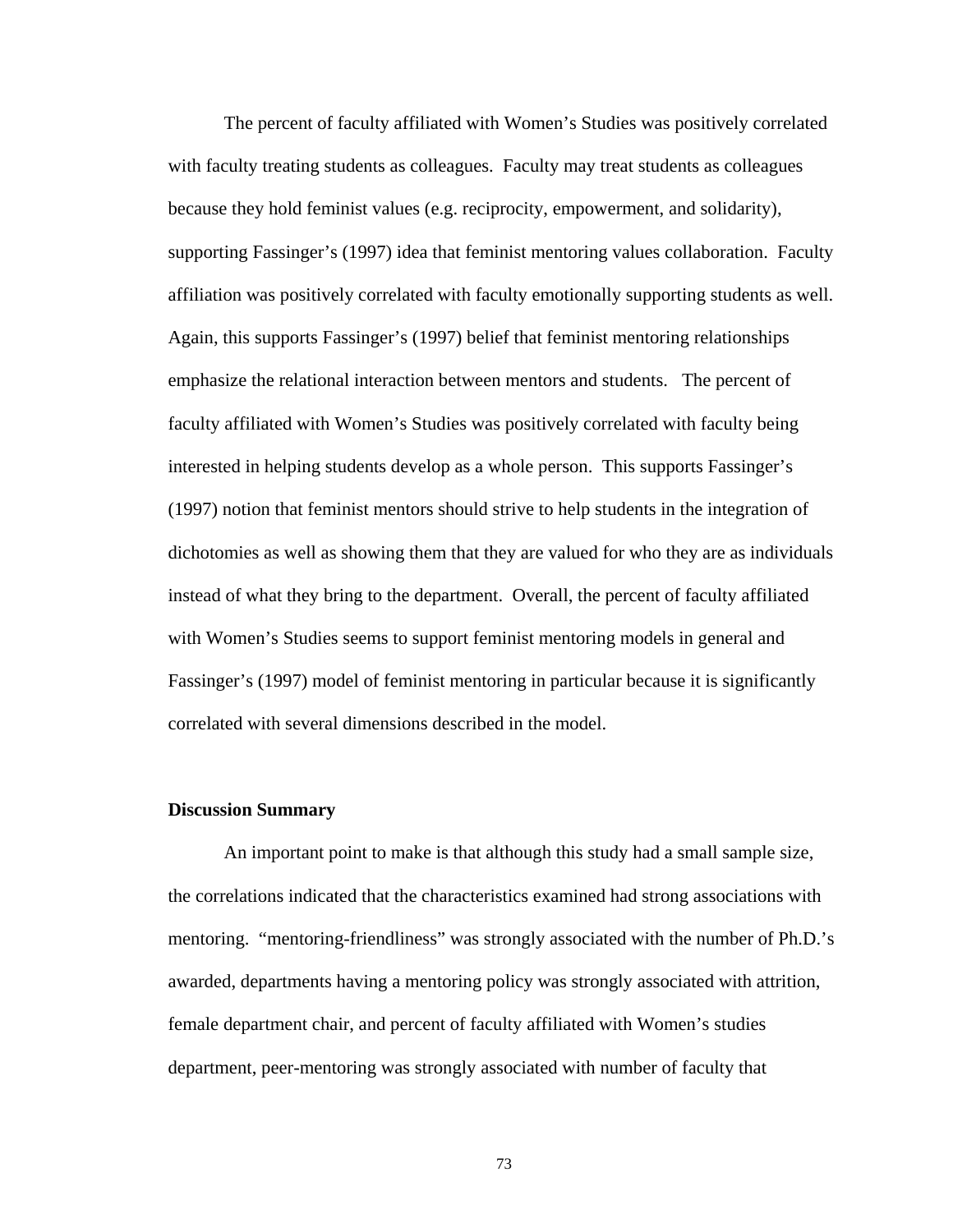The percent of faculty affiliated with Women's Studies was positively correlated with faculty treating students as colleagues. Faculty may treat students as colleagues because they hold feminist values (e.g. reciprocity, empowerment, and solidarity), supporting Fassinger's (1997) idea that feminist mentoring values collaboration. Faculty affiliation was positively correlated with faculty emotionally supporting students as well. Again, this supports Fassinger's (1997) belief that feminist mentoring relationships emphasize the relational interaction between mentors and students. The percent of faculty affiliated with Women's Studies was positively correlated with faculty being interested in helping students develop as a whole person. This supports Fassinger's (1997) notion that feminist mentors should strive to help students in the integration of dichotomies as well as showing them that they are valued for who they are as individuals instead of what they bring to the department. Overall, the percent of faculty affiliated with Women's Studies seems to support feminist mentoring models in general and Fassinger's (1997) model of feminist mentoring in particular because it is significantly correlated with several dimensions described in the model.

**Discussion Summary**

An important point to make is that although this study had a small sample size, the correlations indicated that the characteristics examined had strong associations with mentoring. "mentoring-friendliness" was strongly associated with the number of Ph.D.'s awarded, departments having a mentoring policy was strongly associated with attrition, female department chair, and percent of faculty affiliated with Women's studies department, peer-mentoring was strongly associated with number of faculty that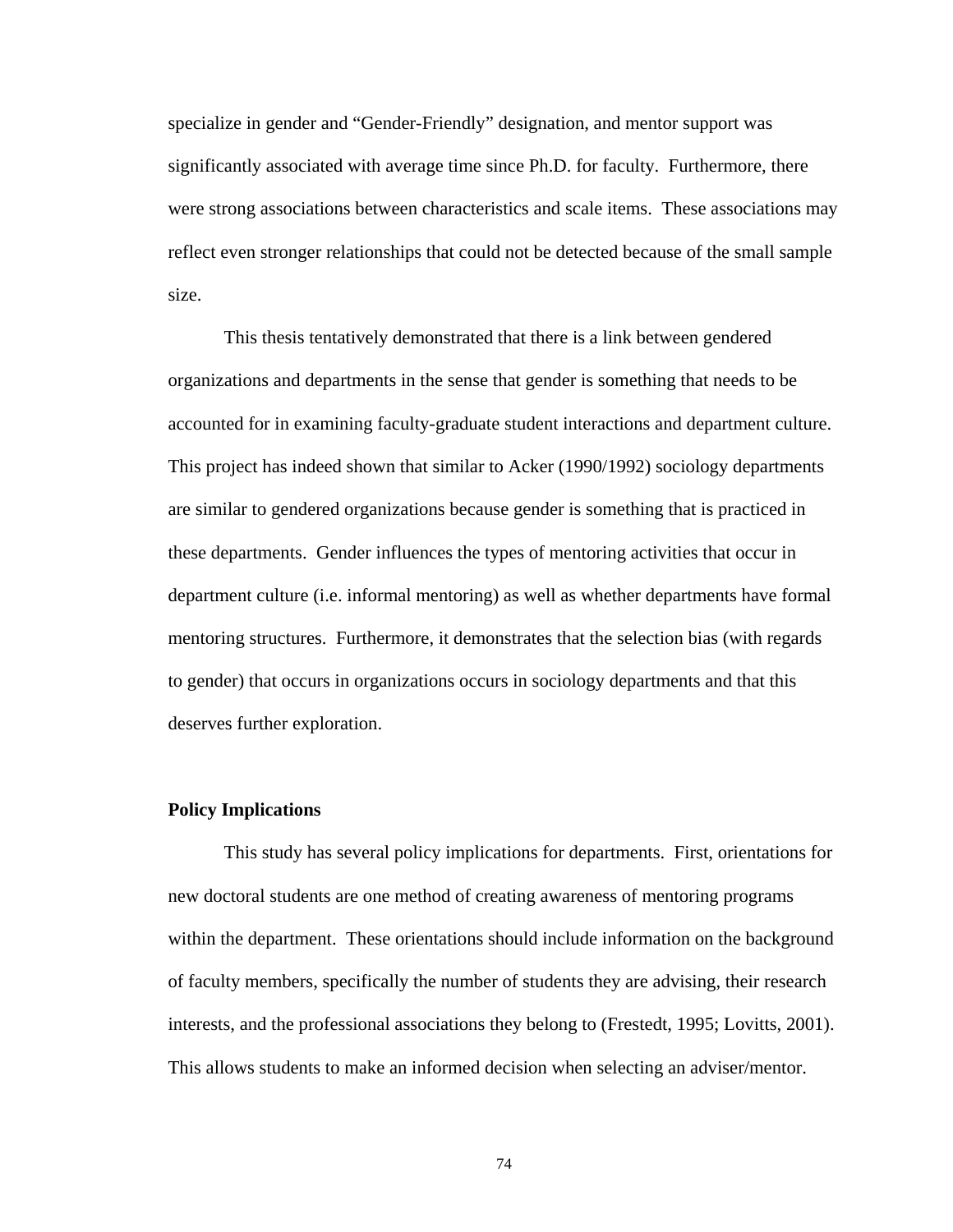specialize in gender and "Gender-Friendly" designation, and mentor support was significantly associated with average time since Ph.D. for faculty. Furthermore, there were strong associations between characteristics and scale items. These associations may reflect even stronger relationships that could not be detected because of the small sample size.

This thesis tentatively demonstrated that there is a link between gendered organizations and departments in the sense that gender is something that needs to be accounted for in examining faculty-graduate student interactions and department culture. This project has indeed shown that similar to Acker (1990/1992) sociology departments are similar to gendered organizations because gender is something that is practiced in these departments. Gender influences the types of mentoring activities that occur in department culture (i.e. informal mentoring) as well as whether departments have formal mentoring structures. Furthermore, it demonstrates that the selection bias (with regards to gender) that occurs in organizations occurs in sociology departments and that this deserves further exploration.

**Policy Implications**

This study has several policy implications for departments. First, orientations for new doctoral students are one method of creating awareness of mentoring programs within the department. These orientations should include information on the background of faculty members, specifically the number of students they are advising, their research interests, and the professional associations they belong to (Frestedt, 1995; Lovitts, 2001). This allows students to make an informed decision when selecting an adviser/mentor.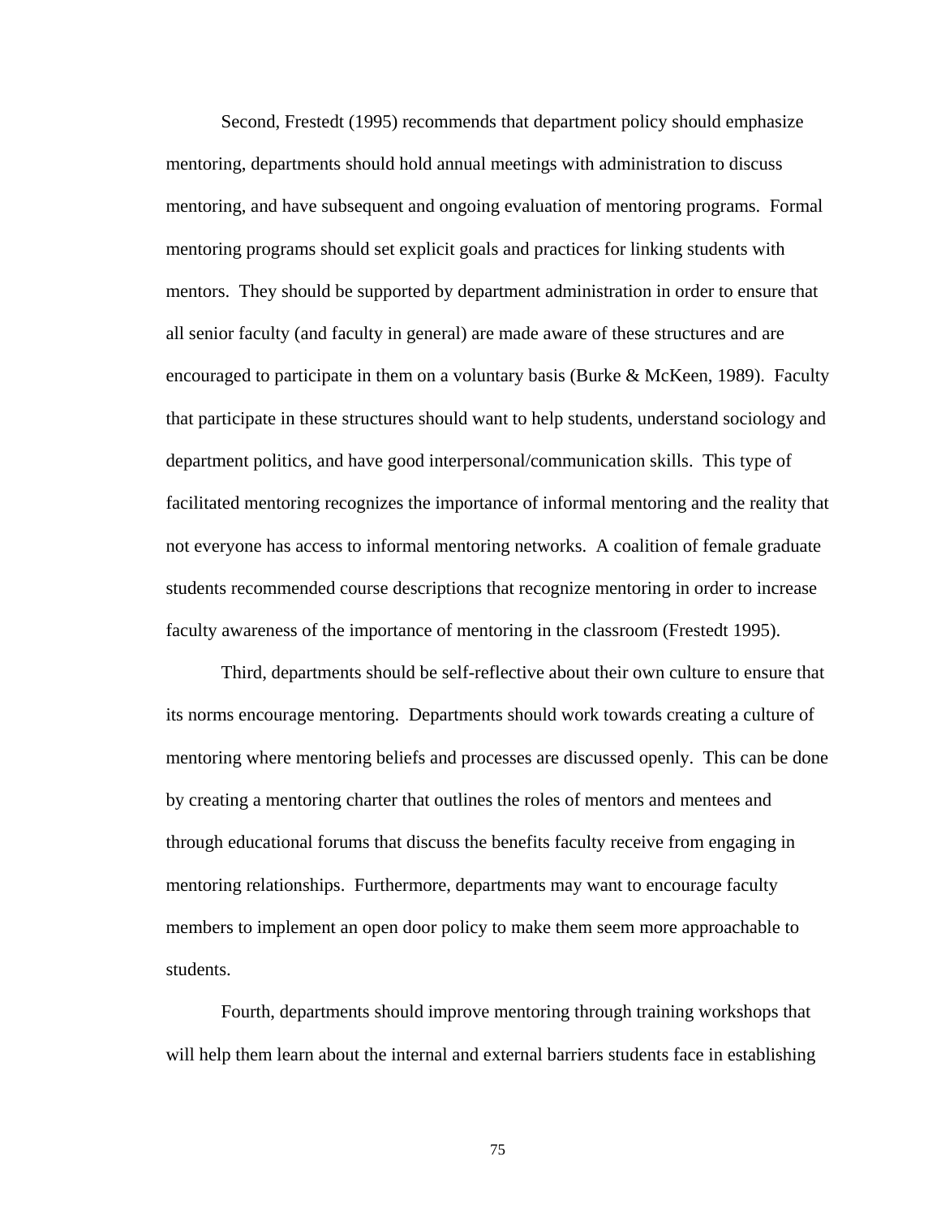Second, Frestedt (1995) recommends that department policy should emphasize mentoring, departments should hold annual meetings with administration to discuss mentoring, and have subsequent and ongoing evaluation of mentoring programs. Formal mentoring programs should set explicit goals and practices for linking students with mentors. They should be supported by department administration in order to ensure that all senior faculty (and faculty in general) are made aware of these structures and are encouraged to participate in them on a voluntary basis (Burke & McKeen, 1989). Faculty that participate in these structures should want to help students, understand sociology and department politics, and have good interpersonal/communication skills. This type of facilitated mentoring recognizes the importance of informal mentoring and the reality that not everyone has access to informal mentoring networks. A coalition of female graduate students recommended course descriptions that recognize mentoring in order to increase faculty awareness of the importance of mentoring in the classroom (Frestedt 1995).

Third, departments should be self-reflective about their own culture to ensure that its norms encourage mentoring. Departments should work towards creating a culture of mentoring where mentoring beliefs and processes are discussed openly. This can be done by creating a mentoring charter that outlines the roles of mentors and mentees and through educational forums that discuss the benefits faculty receive from engaging in mentoring relationships. Furthermore, departments may want to encourage faculty members to implement an open door policy to make them seem more approachable to students.

Fourth, departments should improve mentoring through training workshops that will help them learn about the internal and external barriers students face in establishing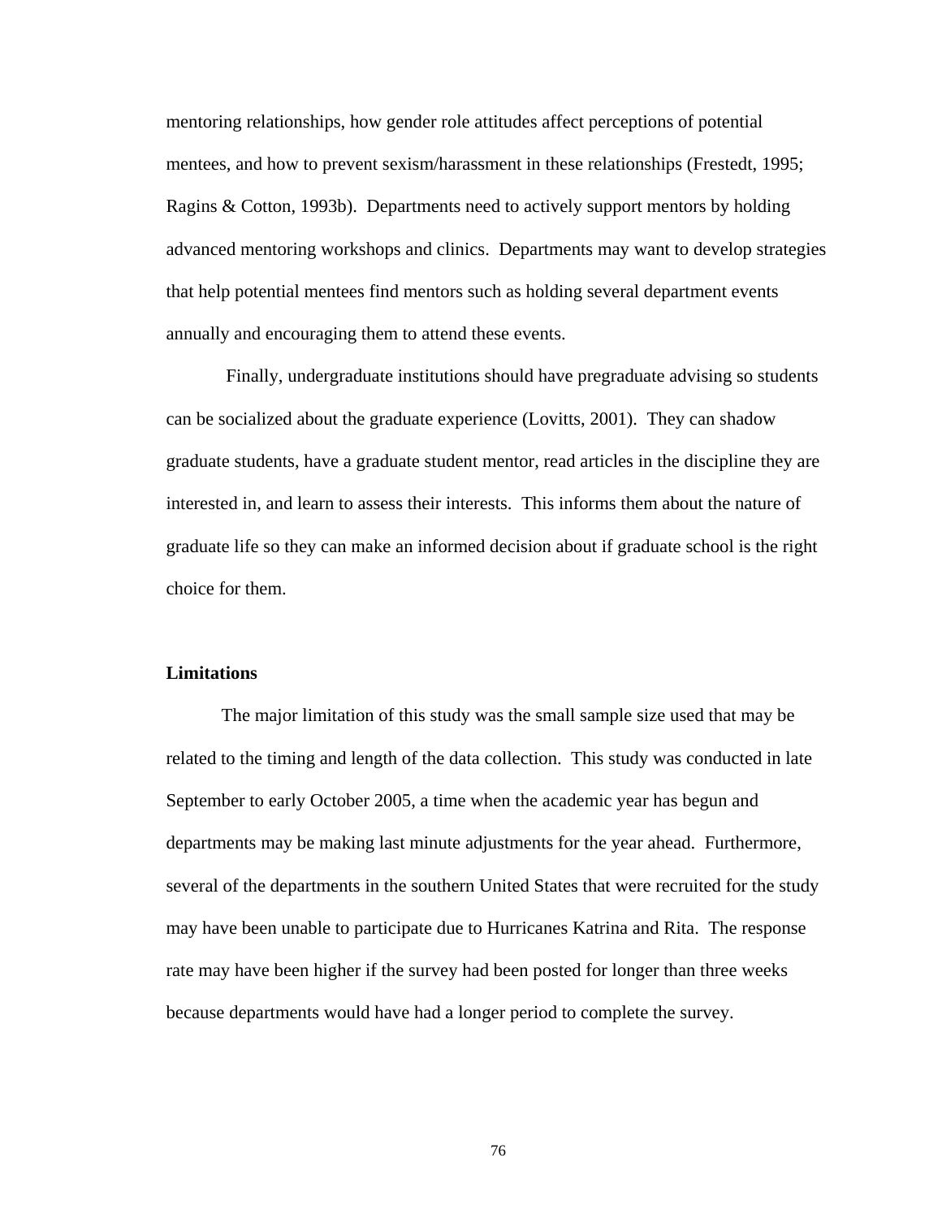mentoring relationships, how gender role attitudes affect perceptions of potential mentees, and how to prevent sexism/harassment in these relationships (Frestedt, 1995; Ragins & Cotton, 1993b). Departments need to actively support mentors by holding advanced mentoring workshops and clinics. Departments may want to develop strategies that help potential mentees find mentors such as holding several department events annually and encouraging them to attend these events.

Finally, undergraduate institutions should have pregraduate advising so students can be socialized about the graduate experience (Lovitts, 2001). They can shadow graduate students, have a graduate student mentor, read articles in the discipline they are interested in, and learn to assess their interests. This informs them about the nature of graduate life so they can make an informed decision about if graduate school is the right choice for them.

**Limitations**

The major limitation of this study was the small sample size used that may be related to the timing and length of the data collection. This study was conducted in late September to early October 2005, a time when the academic year has begun and departments may be making last minute adjustments for the year ahead. Furthermore, several of the departments in the southern United States that were recruited for the study may have been unable to participate due to Hurricanes Katrina and Rita. The response rate may have been higher if the survey had been posted for longer than three weeks because departments would have had a longer period to complete the survey.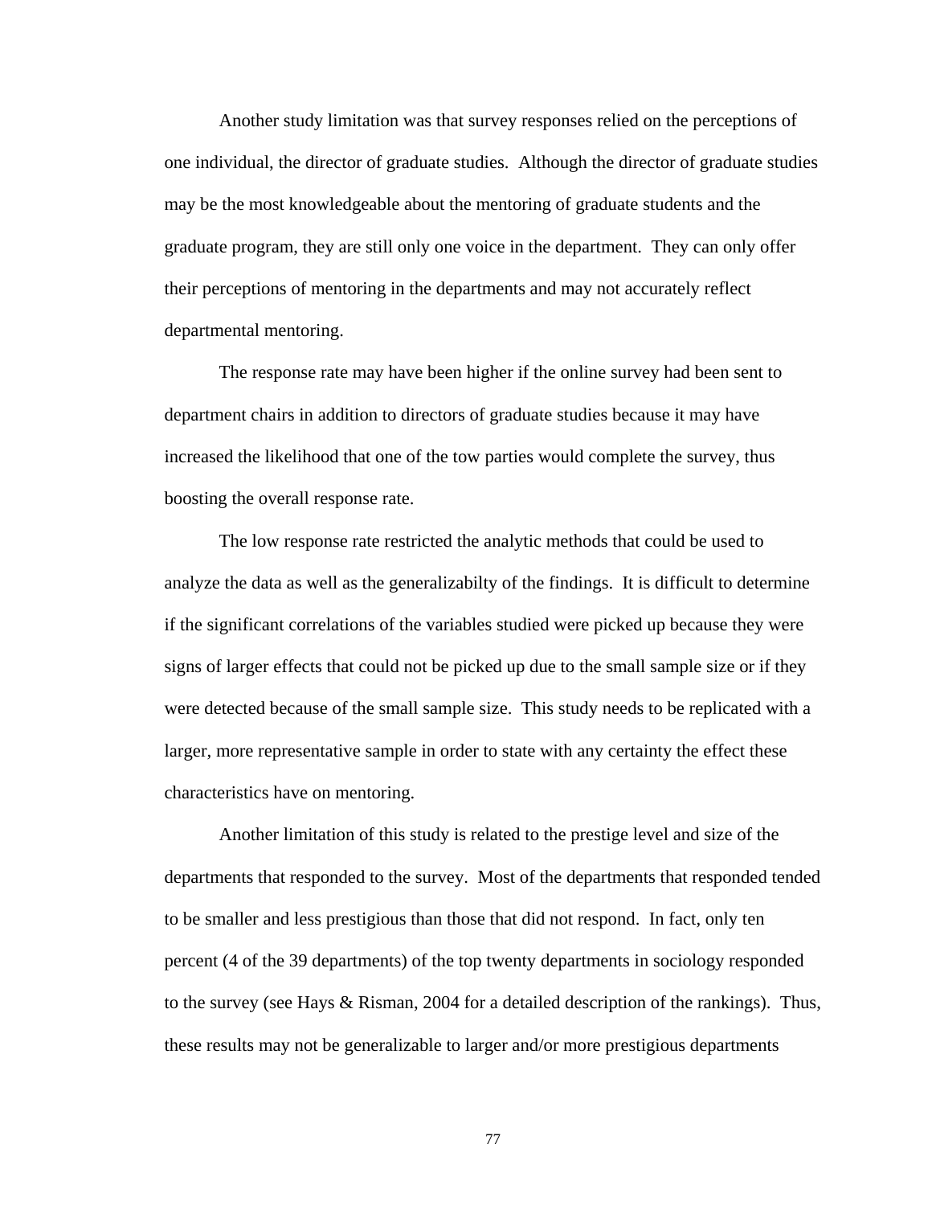Another study limitation was that survey responses relied on the perceptions of one individual, the director of graduate studies. Although the director of graduate studies may be the most knowledgeable about the mentoring of graduate students and the graduate program, they are still only one voice in the department. They can only offer their perceptions of mentoring in the departments and may not accurately reflect departmental mentoring.

The response rate may have been higher if the online survey had been sent to department chairs in addition to directors of graduate studies because it may have increased the likelihood that one of the tow parties would complete the survey, thus boosting the overall response rate.

The low response rate restricted the analytic methods that could be used to analyze the data as well as the generalizabilty of the findings. It is difficult to determine if the significant correlations of the variables studied were picked up because they were signs of larger effects that could not be picked up due to the small sample size or if they were detected because of the small sample size. This study needs to be replicated with a larger, more representative sample in order to state with any certainty the effect these characteristics have on mentoring.

Another limitation of this study is related to the prestige level and size of the departments that responded to the survey. Most of the departments that responded tended to be smaller and less prestigious than those that did not respond. In fact, only ten percent (4 of the 39 departments) of the top twenty departments in sociology responded to the survey (see Hays & Risman, 2004 for a detailed description of the rankings). Thus, these results may not be generalizable to larger and/or more prestigious departments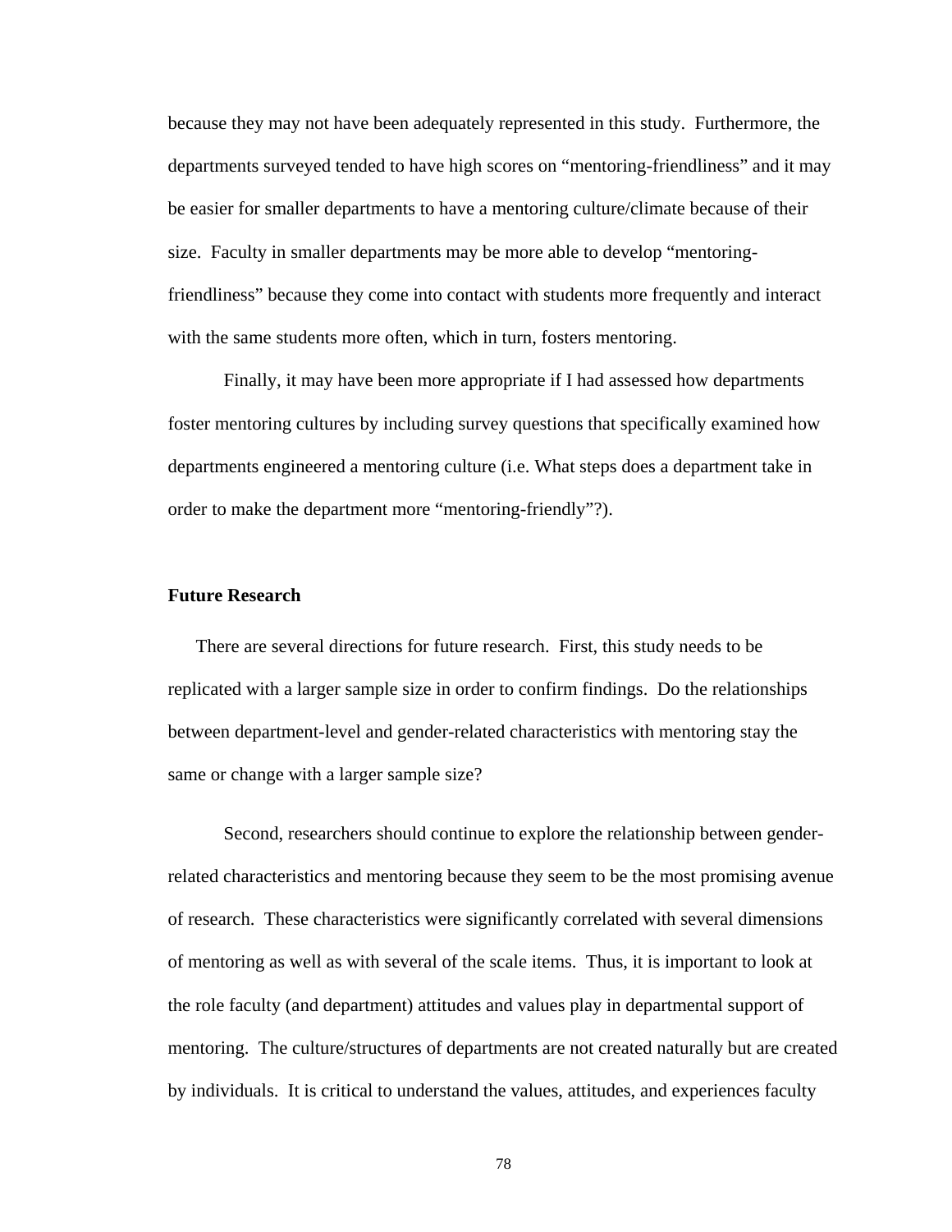because they may not have been adequately represented in this study. Furthermore, the departments surveyed tended to have high scores on "mentoring-friendliness" and it may be easier for smaller departments to have a mentoring culture/climate because of their size. Faculty in smaller departments may be more able to develop "mentoring-friendliness" because they come into contact with students more frequently and interact with the same students more often, which in turn, fosters mentoring.

Finally, it may have been more appropriate if I had assessed how departments foster mentoring cultures by including survey questions that specifically examined how departments engineered a mentoring culture (i.e. What steps does a department take in order to make the department more "mentoring-friendly"?).

**Future Research**

There are several directions for future research. First, this study needs to be replicated with a larger sample size in order to confirm findings. Do the relationships between department-level and gender-related characteristics with mentoring stay the same or change with a larger sample size?

Second, researchers should continue to explore the relationship between gender-related characteristics and mentoring because they seem to be the most promising avenue of research. These characteristics were significantly correlated with several dimensions of mentoring as well as with several of the scale items. Thus, it is important to look at the role faculty (and department) attitudes and values play in departmental support of mentoring. The culture/structures of departments are not created naturally but are created by individuals. It is critical to understand the values, attitudes, and experiences faculty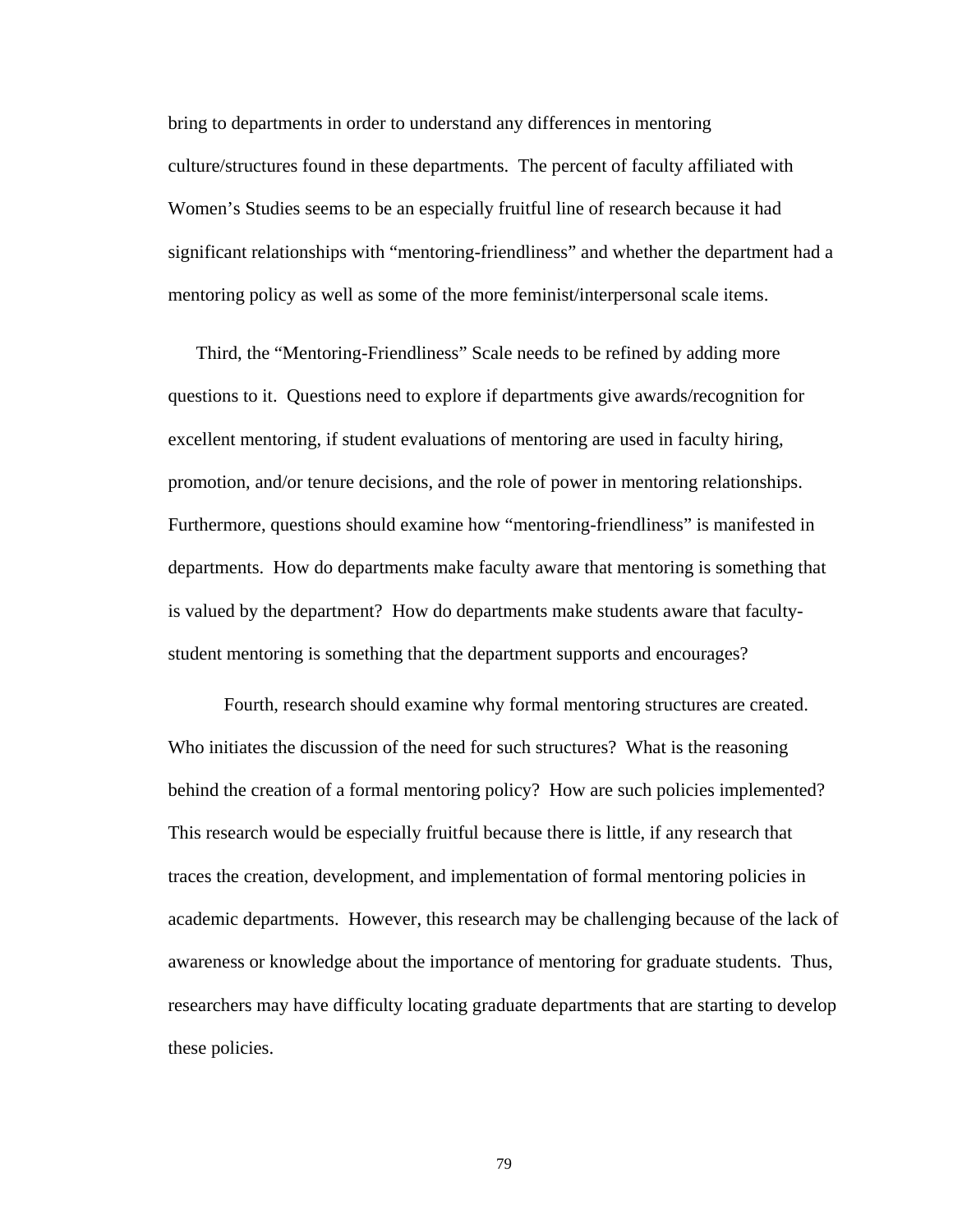bring to departments in order to understand any differences in mentoring culture/structures found in these departments. The percent of faculty affiliated with Women's Studies seems to be an especially fruitful line of research because it had significant relationships with "mentoring-friendliness" and whether the department had a mentoring policy as well as some of the more feminist/interpersonal scale items.

Third, the "Mentoring-Friendliness" Scale needs to be refined by adding more questions to it. Questions need to explore if departments give awards/recognition for excellent mentoring, if student evaluations of mentoring are used in faculty hiring, promotion, and/or tenure decisions, and the role of power in mentoring relationships. Furthermore, questions should examine how "mentoring-friendliness" is manifested in departments. How do departments make faculty aware that mentoring is something that is valued by the department? How do departments make students aware that faculty-student mentoring is something that the department supports and encourages?

Fourth, research should examine why formal mentoring structures are created. Who initiates the discussion of the need for such structures? What is the reasoning behind the creation of a formal mentoring policy? How are such policies implemented? This research would be especially fruitful because there is little, if any research that traces the creation, development, and implementation of formal mentoring policies in academic departments. However, this research may be challenging because of the lack of awareness or knowledge about the importance of mentoring for graduate students. Thus, researchers may have difficulty locating graduate departments that are starting to develop these policies.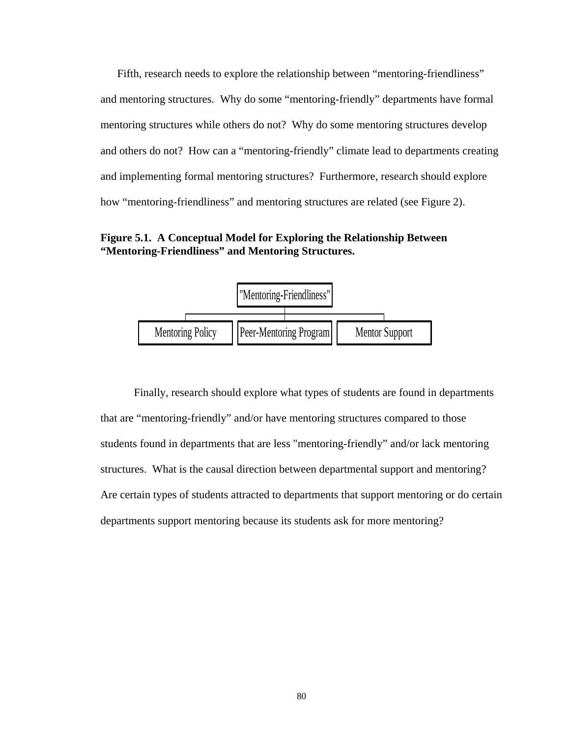Fifth, research needs to explore the relationship between “mentoring-friendliness” and mentoring structures. Why do some “mentoring-friendly” departments have formal mentoring structures while others do not? Why do some mentoring structures develop and others do not? How can a “mentoring-friendly” climate lead to departments creating and implementing formal mentoring structures? Furthermore, research should explore how “mentoring-friendliness” and mentoring structures are related (see Figure 2).

**Figure 5.1. A Conceptual Model for Exploring the Relationship Between “Mentoring-Friendliness” and Mentoring Structures.**

"Mentoring-Friendliness"

Mentoring Policy | Peer-Mentoring Program | Mentor Support

Finally, research should explore what types of students are found in departments that are “mentoring-friendly” and/or have mentoring structures compared to those students found in departments that are less "mentoring-friendly” and/or lack mentoring structures. What is the causal direction between departmental support and mentoring? Are certain types of students attracted to departments that support mentoring or do certain departments support mentoring because its students ask for more mentoring?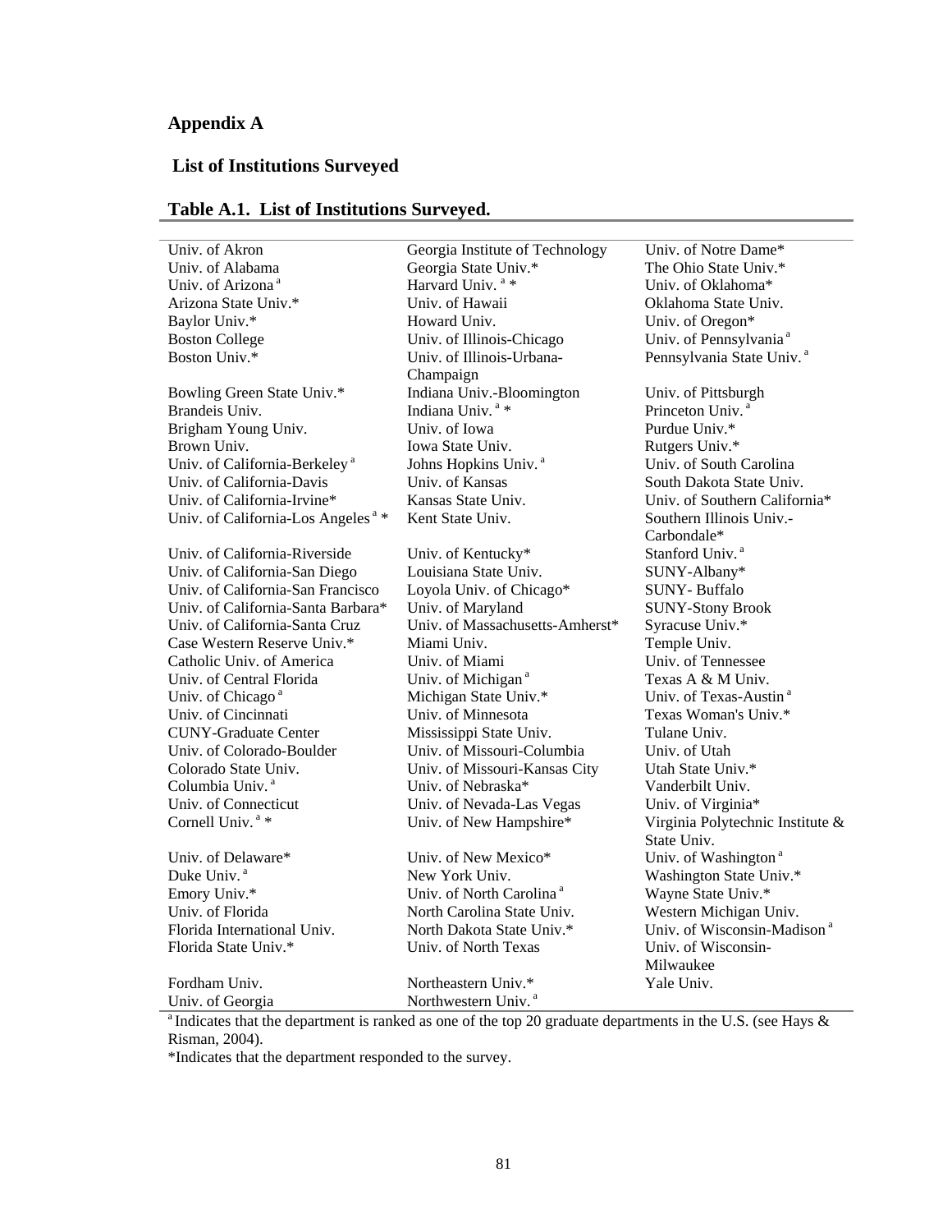## Appendix A

### List of Institutions Surveyed

**Table A.1. List of Institutions Surveyed.**

| | | |
|---|---|---|
| Univ. of Akron | Georgia Institute of Technology | Univ. of Notre Dame* |
| Univ. of Alabama | Georgia State Univ.* | The Ohio State Univ.* |
| Univ. of Arizona [a] | Harvard Univ. [a] * | Univ. of Oklahoma* |
| Arizona State Univ.* | Univ. of Hawaii | Oklahoma State Univ. |
| Baylor Univ.* | Howard Univ. | Univ. of Oregon* |
| Boston College | Univ. of Illinois-Chicago | Univ. of Pennsylvania [a] |
| Boston Univ.* | Univ. of Illinois-Urbana-Champaign | Pennsylvania State Univ. [a] |
| Bowling Green State Univ.* | Indiana Univ.-Bloomington | Univ. of Pittsburgh |
| Brandeis Univ. | Indiana Univ. [a] * | Princeton Univ. [a] |
| Brigham Young Univ. | Univ. of Iowa | Purdue Univ.* |
| Brown Univ. | Iowa State Univ. | Rutgers Univ.* |
| Univ. of California-Berkeley [a] | Johns Hopkins Univ. [a] | Univ. of South Carolina |
| Univ. of California-Davis | Univ. of Kansas | South Dakota State Univ. |
| Univ. of California-Irvine* | Kansas State Univ. | Univ. of Southern California* |
| Univ. of California-Los Angeles [a] * | Kent State Univ. | Southern Illinois Univ.-Carbondale* |
| Univ. of California-Riverside | Univ. of Kentucky* | Stanford Univ. [a] |
| Univ. of California-San Diego | Louisiana State Univ. | SUNY-Albany* |
| Univ. of California-San Francisco | Loyola Univ. of Chicago* | SUNY- Buffalo |
| Univ. of California-Santa Barbara* | Univ. of Maryland | SUNY-Stony Brook |
| Univ. of California-Santa Cruz | Univ. of Massachusetts-Amherst* | Syracuse Univ.* |
| Case Western Reserve Univ.* | Miami Univ. | Temple Univ. |
| Catholic Univ. of America | Univ. of Miami | Univ. of Tennessee |
| Univ. of Central Florida | Univ. of Michigan [a] | Texas A & M Univ. |
| Univ. of Chicago [a] | Michigan State Univ.* | Univ. of Texas-Austin [a] |
| Univ. of Cincinnati | Univ. of Minnesota | Texas Woman's Univ.* |
| CUNY-Graduate Center | Mississippi State Univ. | Tulane Univ. |
| Univ. of Colorado-Boulder | Univ. of Missouri-Columbia | Univ. of Utah |
| Colorado State Univ. | Univ. of Missouri-Kansas City | Utah State Univ.* |
| Columbia Univ. [a] | Univ. of Nebraska* | Vanderbilt Univ. |
| Univ. of Connecticut | Univ. of Nevada-Las Vegas | Univ. of Virginia* |
| Cornell Univ. [a] * | Univ. of New Hampshire* | Virginia Polytechnic Institute & State Univ. |
| Univ. of Delaware* | Univ. of New Mexico* | Univ. of Washington [a] |
| Duke Univ. [a] | New York Univ. | Washington State Univ.* |
| Emory Univ.* | Univ. of North Carolina [a] | Wayne State Univ.* |
| Univ. of Florida | North Carolina State Univ. | Western Michigan Univ. |
| Florida International Univ. | North Dakota State Univ.* | Univ. of Wisconsin-Madison [a] |
| Florida State Univ.* | Univ. of North Texas | Univ. of Wisconsin-Milwaukee |
| Fordham Univ. | Northeastern Univ.* | Yale Univ. |
| Univ. of Georgia | Northwestern Univ. [a] | |

[a] Indicates that the department is ranked as one of the top 20 graduate departments in the U.S. (see Hays & Risman, 2004).

*Indicates that the department responded to the survey.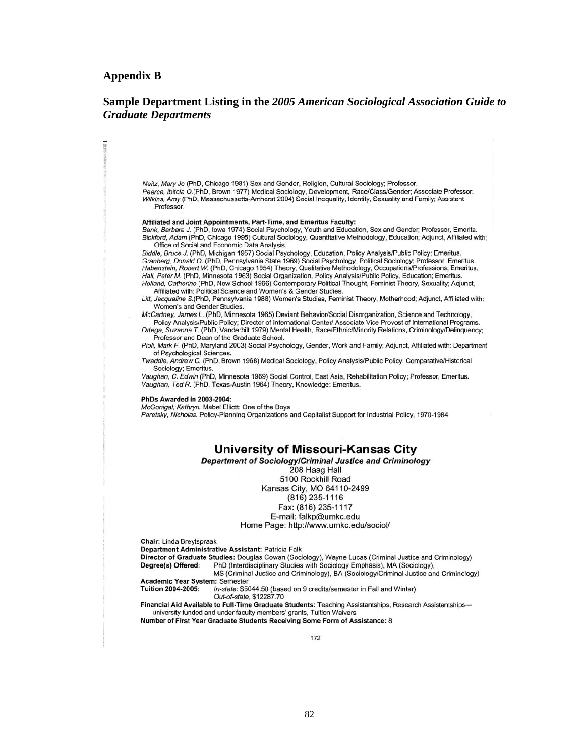## Appendix B

## Sample Department Listing in the *2005 American Sociological Association Guide to Graduate Departments*

*Neitz, Mary Jo* (PhD, Chicago 1981) Sex and Gender, Religion, Cultural Sociology; Professor.
*Pearce, Ibitola O.*(PhD, Brown 1977) Medical Sociology, Development, Race/Class/Gender; Associate Professor.
*Wilkins, Amy* (PhD, Massachussetts-Amherst 2004) Social Inequality, Identity, Sexuality and Family; Assistant Professor.

**Affiliated and Joint Appointments, Part-Time, and Emeritus Faculty:**
*Bank, Barbara J.* (PhD, Iowa 1974) Social Psychology, Youth and Education, Sex and Gender; Professor, Emerita.
*Bickford, Adam* (PhD, Chicago 1995) Cultural Sociology, Quantitative Methodology, Education; Adjunct, Affiliated with: Office of Social and Economic Data Analysis.
*Biddle, Bruce J.* (PhD, Michigan 1957) Social Psychology, Education, Policy Analysis/Public Policy; Emeritus.
*Granberg, Donald O.* (PhD, Pennsylvania State 1969) Social Psychology, Political Sociology; Professor, Emeritus.
*Habenstein, Robert W.* (PhD, Chicago 1954) Theory, Qualitative Methodology, Occupations/Professions; Emeritus.
*Hall, Peter M.* (PhD, Minnesota 1963) Social Organization, Policy Analysis/Public Policy, Education; Emeritus.
*Holland, Catherine* (PhD, New School 1996) Contemporary Political Thought, Feminist Theory, Sexuality; Adjunct, Affiliated with: Political Science and Women's & Gender Studies.
*Litt, Jacqualine S.*(PhD, Pennsylvania 1988) Women's Studies, Feminist Theory, Motherhood; Adjunct, Affiliated with: Women's and Gender Studies.
*McCartney, James L.* (PhD, Minnesota 1965) Deviant Behavior/Social Disorganization, Science and Technology, Policy Analysis/Public Policy; Director of International Center/ Associate Vice Provost of International Programs.
*Ortega, Suzanne T.* (PhD, Vanderbilt 1979) Mental Health, Race/Ethnic/Minority Relations, Criminology/Delinquency; Professor and Dean of the Graduate School.
*Pioli, Mark F.* (PhD, Maryland 2003) Social Psychology, Gender, Work and Family; Adjunct, Affiliated with: Department of Psychological Sciences.
*Twaddle, Andrew C.* (PhD, Brown 1968) Medical Sociology, Policy Analysis/Public Policy, Comparative/Historical Sociology; Emeritus.
*Vaughan, C. Edwin* (PhD, Minnesota 1969) Social Control, East Asia, Rehabilitation Policy; Professor, Emeritus.
*Vaughan, Ted R.* (PhD, Texas-Austin 1964) Theory, Knowledge; Emeritus.

**PhDs Awarded in 2003-2004:**
*McGonigal, Kathryn.* Mabel Elliott: One of the Boys
*Paretsky, Nicholas.* Policy-Planning Organizations and Capitalist Support for Industrial Policy, 1970-1984

### University of Missouri-Kansas City

***Department of Sociology/Criminal Justice and Criminology***
208 Haag Hall
5100 Rockhill Road
Kansas City, MO 64110-2499
(816) 235-1116
Fax: (816) 235-1117
E-mail: falkp@umkc.edu
Home Page: http://www.umkc.edu/sociol/

**Chair:** Linda Breytspraak
**Department Administrative Assistant:** Patricia Falk
**Director of Graduate Studies:** Douglas Cowan (Sociology), Wayne Lucas (Criminal Justice and Criminology)
**Degree(s) Offered:** PhD (Interdisciplinary Studies with Sociology Emphasis), MA (Sociology), MS (Criminal Justice and Criminology), BA (Sociology/Criminal Justice and Criminology)
**Academic Year System:** Semester
**Tuition 2004-2005:** *In-state*: $5044.50 (based on 9 credits/semester in Fall and Winter) *Out-of-state*, $12287.70
**Financial Aid Available to Full-Time Graduate Students:** Teaching Assistantships, Research Assistantships—university funded and under faculty members' grants, Tuition Waivers
**Number of First Year Graduate Students Receiving Some Form of Assistance:** 8

172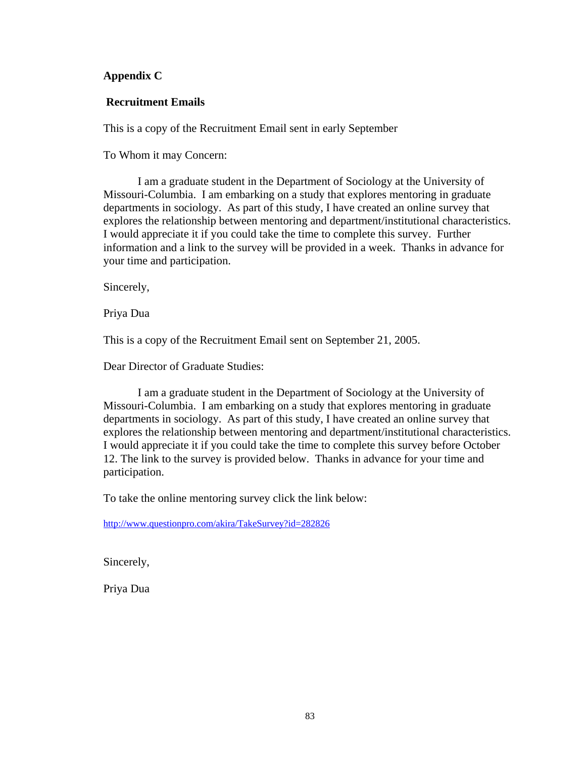## Appendix C

### Recruitment Emails

This is a copy of the Recruitment Email sent in early September

To Whom it may Concern:

I am a graduate student in the Department of Sociology at the University of Missouri-Columbia. I am embarking on a study that explores mentoring in graduate departments in sociology. As part of this study, I have created an online survey that explores the relationship between mentoring and department/institutional characteristics. I would appreciate it if you could take the time to complete this survey. Further information and a link to the survey will be provided in a week. Thanks in advance for your time and participation.

Sincerely,

Priya Dua

This is a copy of the Recruitment Email sent on September 21, 2005.

Dear Director of Graduate Studies:

I am a graduate student in the Department of Sociology at the University of Missouri-Columbia. I am embarking on a study that explores mentoring in graduate departments in sociology. As part of this study, I have created an online survey that explores the relationship between mentoring and department/institutional characteristics. I would appreciate it if you could take the time to complete this survey before October 12. The link to the survey is provided below. Thanks in advance for your time and participation.

To take the online mentoring survey click the link below:

http://www.questionpro.com/akira/TakeSurvey?id=282826

Sincerely,

Priya Dua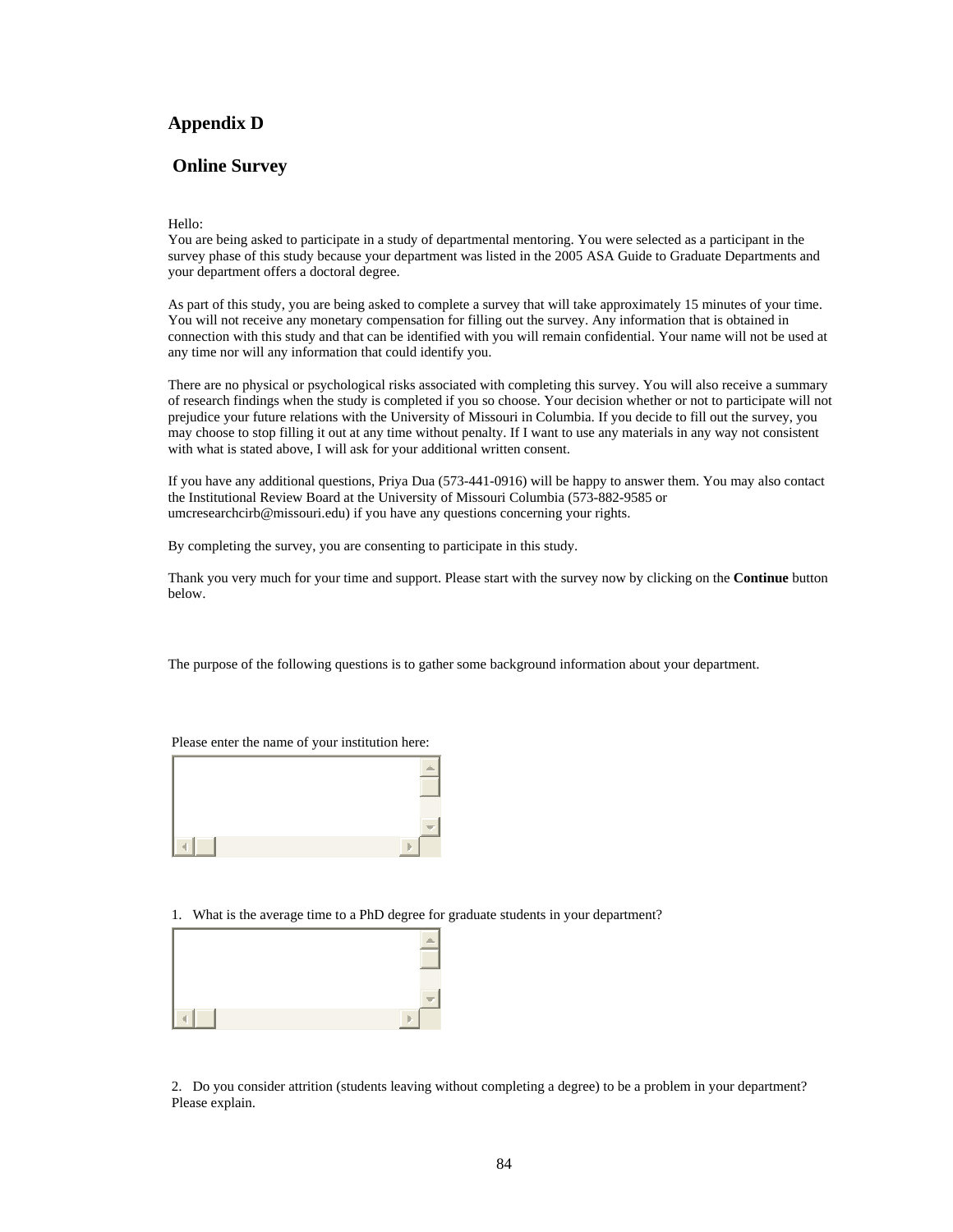# Appendix D

## Online Survey

Hello:
You are being asked to participate in a study of departmental mentoring. You were selected as a participant in the survey phase of this study because your department was listed in the 2005 ASA Guide to Graduate Departments and your department offers a doctoral degree.

As part of this study, you are being asked to complete a survey that will take approximately 15 minutes of your time. You will not receive any monetary compensation for filling out the survey. Any information that is obtained in connection with this study and that can be identified with you will remain confidential. Your name will not be used at any time nor will any information that could identify you.

There are no physical or psychological risks associated with completing this survey. You will also receive a summary of research findings when the study is completed if you so choose. Your decision whether or not to participate will not prejudice your future relations with the University of Missouri in Columbia. If you decide to fill out the survey, you may choose to stop filling it out at any time without penalty. If I want to use any materials in any way not consistent with what is stated above, I will ask for your additional written consent.

If you have any additional questions, Priya Dua (573-441-0916) will be happy to answer them. You may also contact the Institutional Review Board at the University of Missouri Columbia (573-882-9585 or umcresearchcirb@missouri.edu) if you have any questions concerning your rights.

By completing the survey, you are consenting to participate in this study.

Thank you very much for your time and support. Please start with the survey now by clicking on the **Continue** button below.

The purpose of the following questions is to gather some background information about your department.

Please enter the name of your institution here:

1. What is the average time to a PhD degree for graduate students in your department?

2. Do you consider attrition (students leaving without completing a degree) to be a problem in your department? Please explain.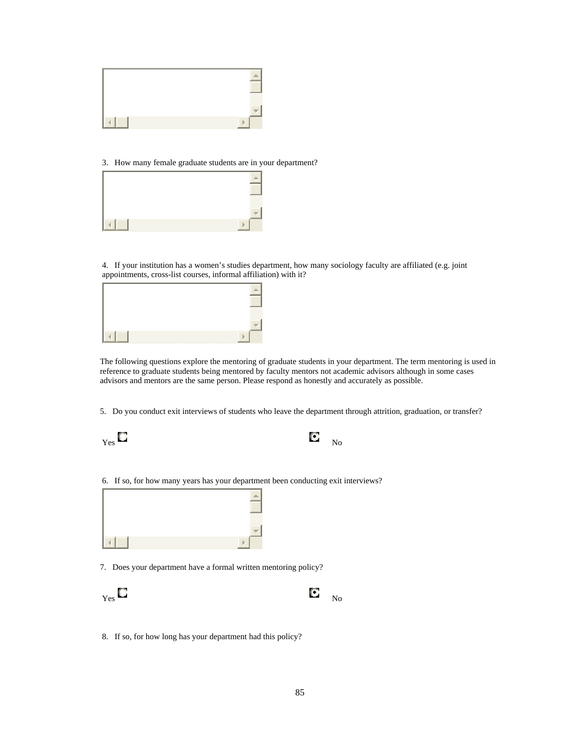3. How many female graduate students are in your department?

4. If your institution has a women's studies department, how many sociology faculty are affiliated (e.g. joint appointments, cross-list courses, informal affiliation) with it?

The following questions explore the mentoring of graduate students in your department. The term mentoring is used in reference to graduate students being mentored by faculty mentors not academic advisors although in some cases advisors and mentors are the same person. Please respond as honestly and accurately as possible.

5. Do you conduct exit interviews of students who leave the department through attrition, graduation, or transfer?

Yes ○ ● No

6. If so, for how many years has your department been conducting exit interviews?

7. Does your department have a formal written mentoring policy?

Yes ○ ● No

8. If so, for how long has your department had this policy?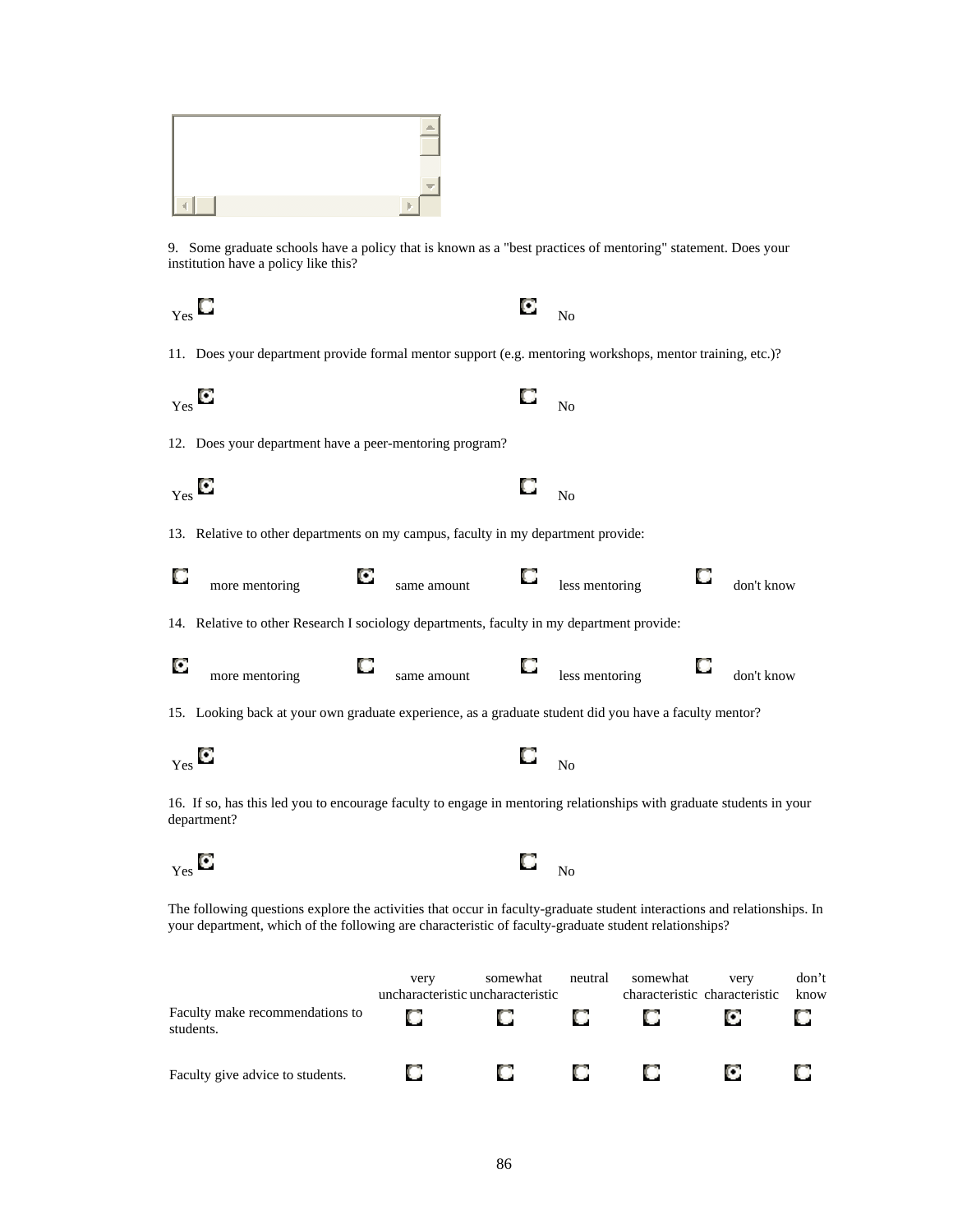9. Some graduate schools have a policy that is known as a "best practices of mentoring" statement. Does your institution have a policy like this?

Yes ○ ● No

11. Does your department provide formal mentor support (e.g. mentoring workshops, mentor training, etc.)?

Yes ● ○ No

12. Does your department have a peer-mentoring program?

Yes ● ○ No

13. Relative to other departments on my campus, faculty in my department provide:

○ more mentoring ● same amount ○ less mentoring ○ don't know

14. Relative to other Research I sociology departments, faculty in my department provide:

● more mentoring ○ same amount ○ less mentoring ○ don't know

15. Looking back at your own graduate experience, as a graduate student did you have a faculty mentor?

Yes ● ○ No

16. If so, has this led you to encourage faculty to engage in mentoring relationships with graduate students in your department?

Yes ● ○ No

The following questions explore the activities that occur in faculty-graduate student interactions and relationships. In your department, which of the following are characteristic of faculty-graduate student relationships?

| | very uncharacteristic | somewhat uncharacteristic | neutral | somewhat characteristic | very characteristic | don't know |
|---|---|---|---|---|---|---|
| Faculty make recommendations to students. | ○ | ○ | ○ | ○ | ● | ○ |
| Faculty give advice to students. | ○ | ○ | ○ | ○ | ● | ○ |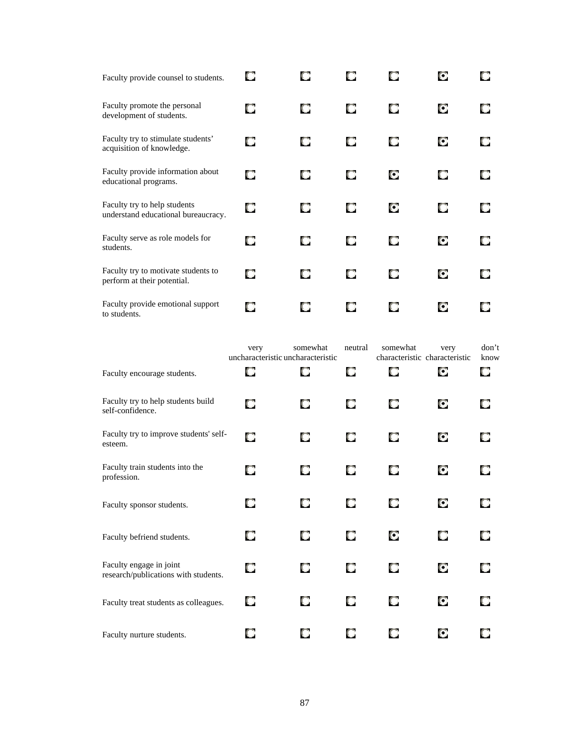| | very uncharacteristic | somewhat uncharacteristic | neutral | somewhat characteristic | very characteristic | don't know |
|---|---|---|---|---|---|---|
| Faculty provide counsel to students. | ○ | ○ | ○ | ○ | ● | ○ |
| Faculty promote the personal development of students. | ○ | ○ | ○ | ○ | ● | ○ |
| Faculty try to stimulate students' acquisition of knowledge. | ○ | ○ | ○ | ○ | ● | ○ |
| Faculty provide information about educational programs. | ○ | ○ | ○ | ● | ○ | ○ |
| Faculty try to help students understand educational bureaucracy. | ○ | ○ | ○ | ● | ○ | ○ |
| Faculty serve as role models for students. | ○ | ○ | ○ | ○ | ● | ○ |
| Faculty try to motivate students to perform at their potential. | ○ | ○ | ○ | ○ | ● | ○ |
| Faculty provide emotional support to students. | ○ | ○ | ○ | ○ | ● | ○ |

| | very uncharacteristic | somewhat uncharacteristic | neutral | somewhat characteristic | very characteristic | don't know |
|---|---|---|---|---|---|---|
| Faculty encourage students. | ○ | ○ | ○ | ○ | ● | ○ |
| Faculty try to help students build self-confidence. | ○ | ○ | ○ | ○ | ● | ○ |
| Faculty try to improve students' self-esteem. | ○ | ○ | ○ | ○ | ● | ○ |
| Faculty train students into the profession. | ○ | ○ | ○ | ○ | ● | ○ |
| Faculty sponsor students. | ○ | ○ | ○ | ○ | ● | ○ |
| Faculty befriend students. | ○ | ○ | ○ | ● | ○ | ○ |
| Faculty engage in joint research/publications with students. | ○ | ○ | ○ | ○ | ● | ○ |
| Faculty treat students as colleagues. | ○ | ○ | ○ | ○ | ● | ○ |
| Faculty nurture students. | ○ | ○ | ○ | ○ | ● | ○ |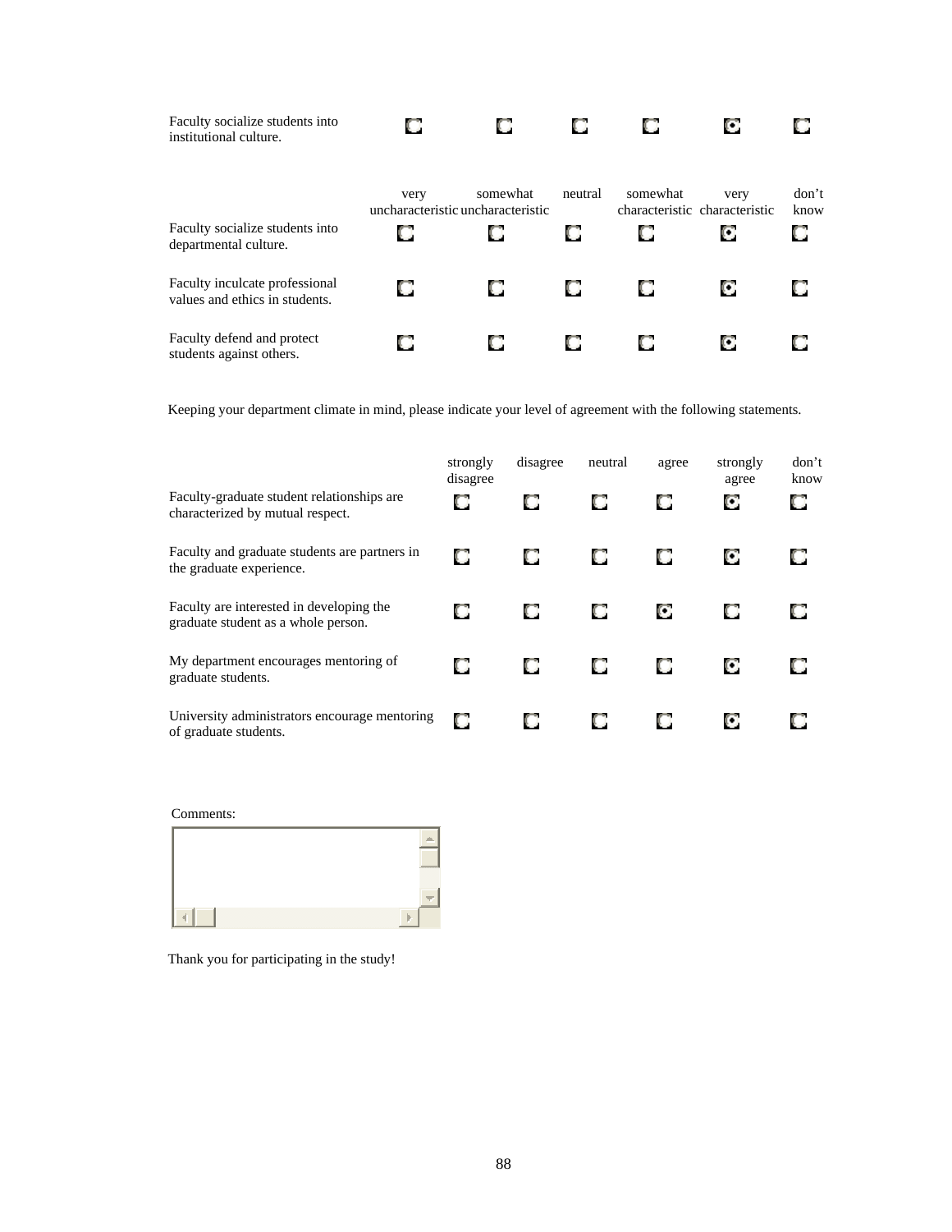| | very uncharacteristic | somewhat uncharacteristic | neutral | somewhat characteristic | very characteristic | don't know |
|---|---|---|---|---|---|---|
| Faculty socialize students into institutional culture. | ○ | ○ | ○ | ○ | ● | ○ |
| Faculty socialize students into departmental culture. | ○ | ○ | ○ | ○ | ● | ○ |
| Faculty inculcate professional values and ethics in students. | ○ | ○ | ○ | ○ | ● | ○ |
| Faculty defend and protect students against others. | ○ | ○ | ○ | ○ | ● | ○ |

Keeping your department climate in mind, please indicate your level of agreement with the following statements.

| | strongly disagree | disagree | neutral | agree | strongly agree | don't know |
|---|---|---|---|---|---|---|
| Faculty-graduate student relationships are characterized by mutual respect. | ○ | ○ | ○ | ○ | ● | ○ |
| Faculty and graduate students are partners in the graduate experience. | ○ | ○ | ○ | ○ | ● | ○ |
| Faculty are interested in developing the graduate student as a whole person. | ○ | ○ | ○ | ● | ○ | ○ |
| My department encourages mentoring of graduate students. | ○ | ○ | ○ | ○ | ● | ○ |
| University administrators encourage mentoring of graduate students. | ○ | ○ | ○ | ○ | ● | ○ |

Comments:

Thank you for participating in the study!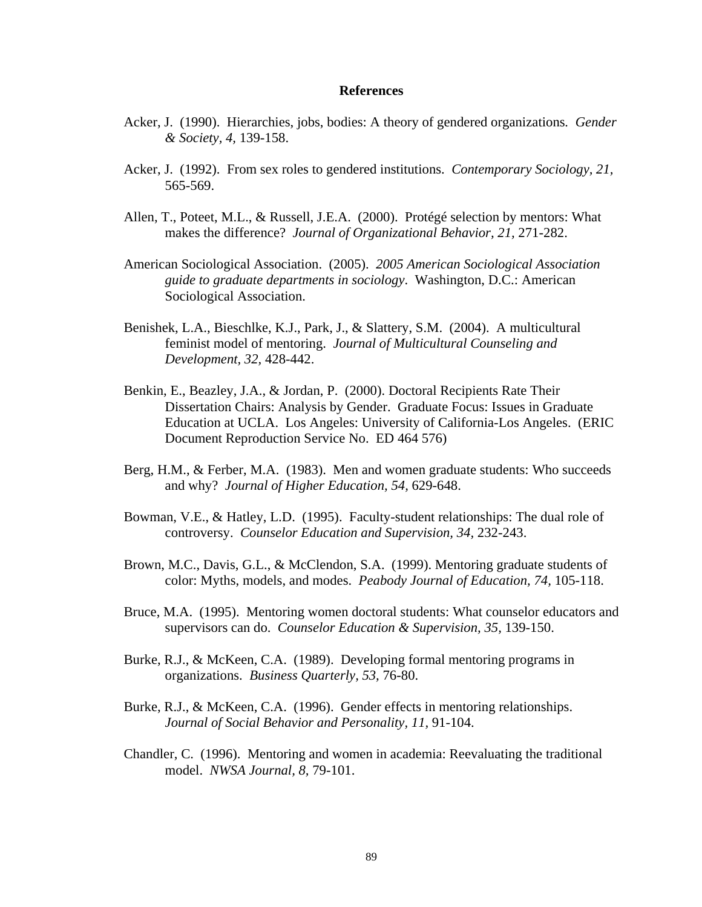# References

Acker, J. (1990). Hierarchies, jobs, bodies: A theory of gendered organizations. *Gender & Society, 4,* 139-158.

Acker, J. (1992). From sex roles to gendered institutions. *Contemporary Sociology, 21,* 565-569.

Allen, T., Poteet, M.L., & Russell, J.E.A. (2000). Protégé selection by mentors: What makes the difference? *Journal of Organizational Behavior, 21,* 271-282.

American Sociological Association. (2005). *2005 American Sociological Association guide to graduate departments in sociology*. Washington, D.C.: American Sociological Association.

Benishek, L.A., Bieschlke, K.J., Park, J., & Slattery, S.M. (2004). A multicultural feminist model of mentoring. *Journal of Multicultural Counseling and Development, 32,* 428-442.

Benkin, E., Beazley, J.A., & Jordan, P. (2000). Doctoral Recipients Rate Their Dissertation Chairs: Analysis by Gender. Graduate Focus: Issues in Graduate Education at UCLA. Los Angeles: University of California-Los Angeles. (ERIC Document Reproduction Service No. ED 464 576)

Berg, H.M., & Ferber, M.A. (1983). Men and women graduate students: Who succeeds and why? *Journal of Higher Education, 54,* 629-648.

Bowman, V.E., & Hatley, L.D. (1995). Faculty-student relationships: The dual role of controversy. *Counselor Education and Supervision, 34,* 232-243.

Brown, M.C., Davis, G.L., & McClendon, S.A. (1999). Mentoring graduate students of color: Myths, models, and modes. *Peabody Journal of Education, 74,* 105-118.

Bruce, M.A. (1995). Mentoring women doctoral students: What counselor educators and supervisors can do. *Counselor Education & Supervision, 35,* 139-150.

Burke, R.J., & McKeen, C.A. (1989). Developing formal mentoring programs in organizations. *Business Quarterly, 53,* 76-80.

Burke, R.J., & McKeen, C.A. (1996). Gender effects in mentoring relationships. *Journal of Social Behavior and Personality, 11,* 91-104.

Chandler, C. (1996). Mentoring and women in academia: Reevaluating the traditional model. *NWSA Journal, 8,* 79-101.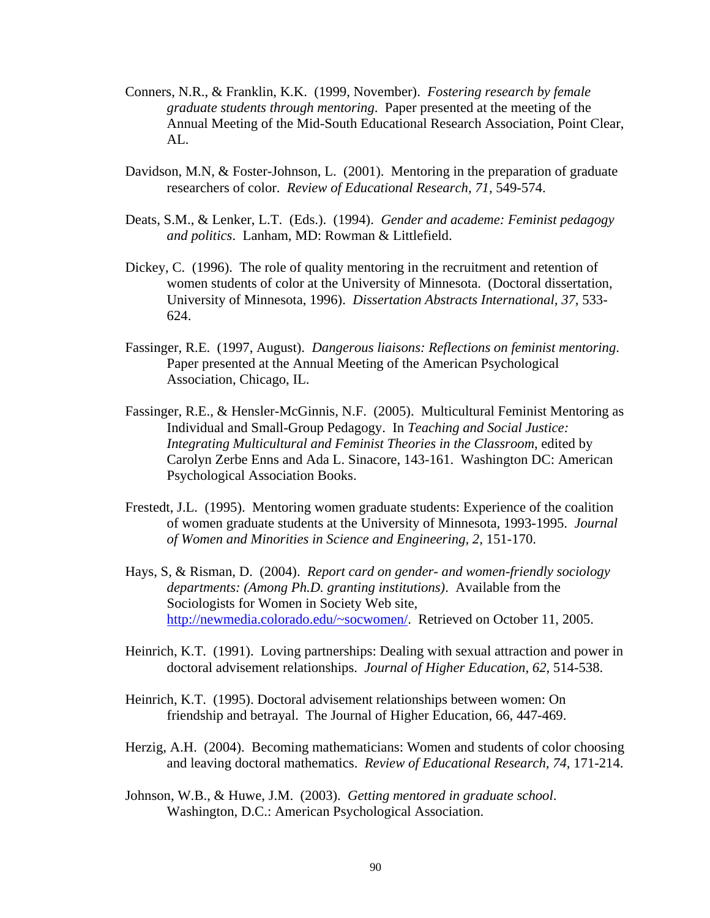Conners, N.R., & Franklin, K.K. (1999, November). *Fostering research by female graduate students through mentoring*. Paper presented at the meeting of the Annual Meeting of the Mid-South Educational Research Association, Point Clear, AL.

Davidson, M.N, & Foster-Johnson, L. (2001). Mentoring in the preparation of graduate researchers of color. *Review of Educational Research, 71*, 549-574.

Deats, S.M., & Lenker, L.T. (Eds.). (1994). *Gender and academe: Feminist pedagogy and politics*. Lanham, MD: Rowman & Littlefield.

Dickey, C. (1996). The role of quality mentoring in the recruitment and retention of women students of color at the University of Minnesota. (Doctoral dissertation, University of Minnesota, 1996). *Dissertation Abstracts International, 37*, 533-624.

Fassinger, R.E. (1997, August). *Dangerous liaisons: Reflections on feminist mentoring*. Paper presented at the Annual Meeting of the American Psychological Association, Chicago, IL.

Fassinger, R.E., & Hensler-McGinnis, N.F. (2005). Multicultural Feminist Mentoring as Individual and Small-Group Pedagogy. In *Teaching and Social Justice: Integrating Multicultural and Feminist Theories in the Classroom*, edited by Carolyn Zerbe Enns and Ada L. Sinacore, 143-161. Washington DC: American Psychological Association Books.

Frestedt, J.L. (1995). Mentoring women graduate students: Experience of the coalition of women graduate students at the University of Minnesota, 1993-1995. *Journal of Women and Minorities in Science and Engineering, 2,* 151-170.

Hays, S, & Risman, D. (2004). *Report card on gender- and women-friendly sociology departments: (Among Ph.D. granting institutions)*. Available from the Sociologists for Women in Society Web site, http://newmedia.colorado.edu/~socwomen/. Retrieved on October 11, 2005.

Heinrich, K.T. (1991). Loving partnerships: Dealing with sexual attraction and power in doctoral advisement relationships. *Journal of Higher Education, 62,* 514-538.

Heinrich, K.T. (1995). Doctoral advisement relationships between women: On friendship and betrayal. The Journal of Higher Education, 66, 447-469.

Herzig, A.H. (2004). Becoming mathematicians: Women and students of color choosing and leaving doctoral mathematics. *Review of Educational Research, 74,* 171-214.

Johnson, W.B., & Huwe, J.M. (2003). *Getting mentored in graduate school*. Washington, D.C.: American Psychological Association.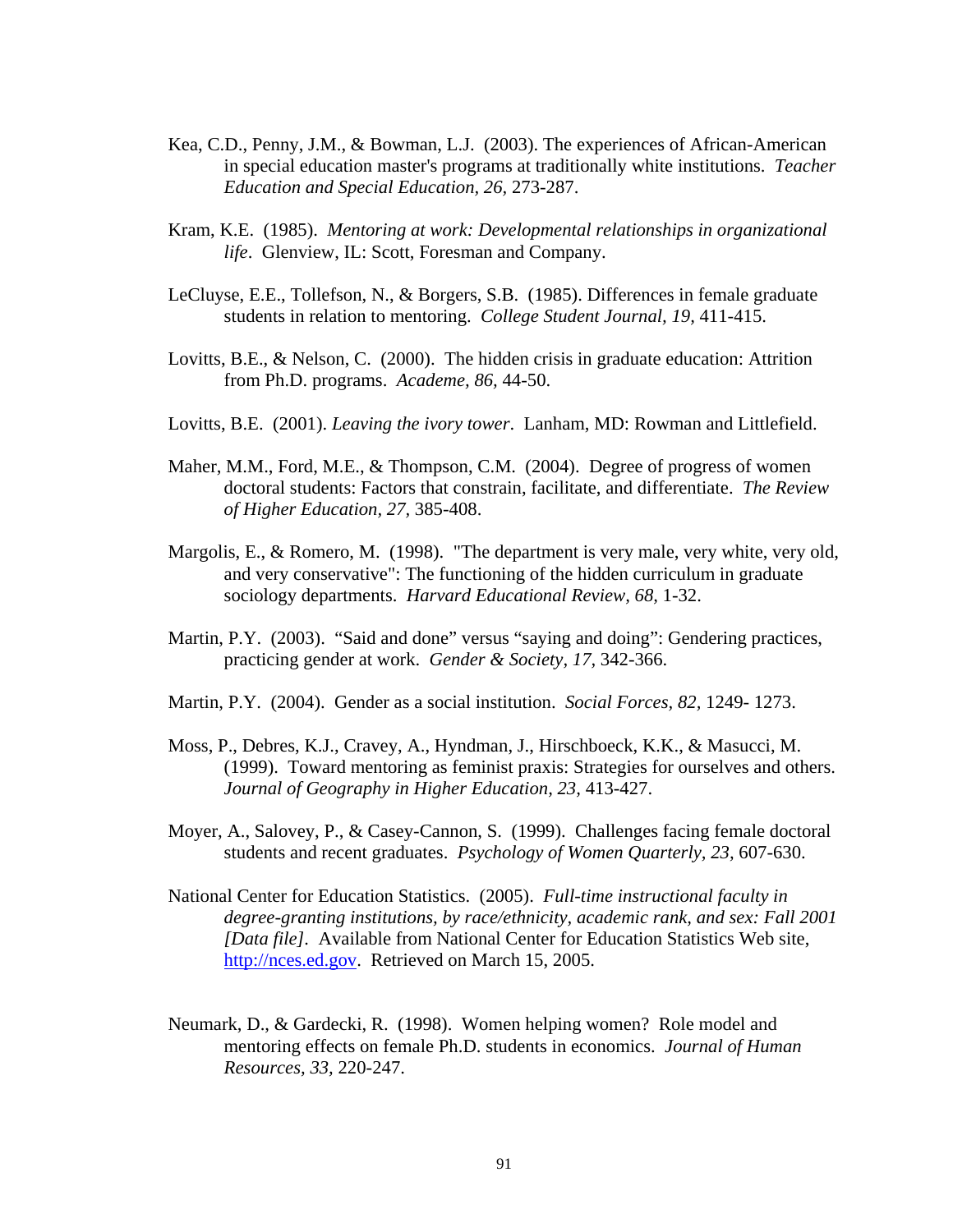Kea, C.D., Penny, J.M., & Bowman, L.J. (2003). The experiences of African-American in special education master's programs at traditionally white institutions. *Teacher Education and Special Education, 26,* 273-287.

Kram, K.E. (1985). *Mentoring at work: Developmental relationships in organizational life*. Glenview, IL: Scott, Foresman and Company.

LeCluyse, E.E., Tollefson, N., & Borgers, S.B. (1985). Differences in female graduate students in relation to mentoring. *College Student Journal, 19,* 411-415.

Lovitts, B.E., & Nelson, C. (2000). The hidden crisis in graduate education: Attrition from Ph.D. programs. *Academe, 86,* 44-50.

Lovitts, B.E. (2001). *Leaving the ivory tower*. Lanham, MD: Rowman and Littlefield.

Maher, M.M., Ford, M.E., & Thompson, C.M. (2004). Degree of progress of women doctoral students: Factors that constrain, facilitate, and differentiate. *The Review of Higher Education, 27,* 385-408.

Margolis, E., & Romero, M. (1998). "The department is very male, very white, very old, and very conservative": The functioning of the hidden curriculum in graduate sociology departments. *Harvard Educational Review, 68,* 1-32.

Martin, P.Y. (2003). "Said and done" versus "saying and doing": Gendering practices, practicing gender at work. *Gender & Society, 17,* 342-366.

Martin, P.Y. (2004). Gender as a social institution. *Social Forces, 82,* 1249- 1273.

Moss, P., Debres, K.J., Cravey, A., Hyndman, J., Hirschboeck, K.K., & Masucci, M. (1999). Toward mentoring as feminist praxis: Strategies for ourselves and others. *Journal of Geography in Higher Education, 23,* 413-427.

Moyer, A., Salovey, P., & Casey-Cannon, S. (1999). Challenges facing female doctoral students and recent graduates. *Psychology of Women Quarterly, 23,* 607-630.

National Center for Education Statistics. (2005). *Full-time instructional faculty in degree-granting institutions, by race/ethnicity, academic rank, and sex: Fall 2001 [Data file]*. Available from National Center for Education Statistics Web site, http://nces.ed.gov. Retrieved on March 15, 2005.

Neumark, D., & Gardecki, R. (1998). Women helping women? Role model and mentoring effects on female Ph.D. students in economics. *Journal of Human Resources, 33,* 220-247.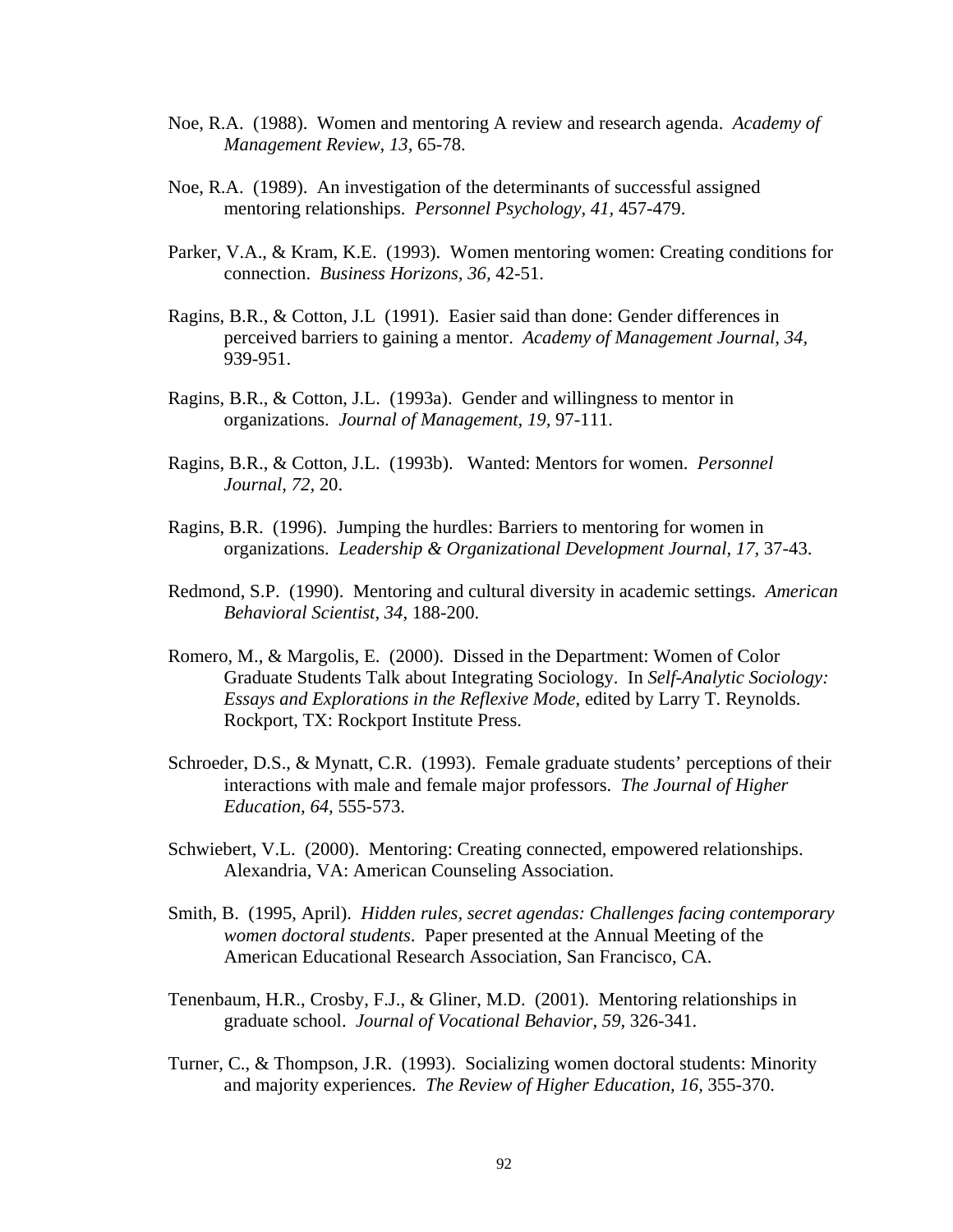Noe, R.A. (1988). Women and mentoring A review and research agenda. *Academy of Management Review, 13*, 65-78.

Noe, R.A. (1989). An investigation of the determinants of successful assigned mentoring relationships. *Personnel Psychology, 41*, 457-479.

Parker, V.A., & Kram, K.E. (1993). Women mentoring women: Creating conditions for connection. *Business Horizons, 36*, 42-51.

Ragins, B.R., & Cotton, J.L (1991). Easier said than done: Gender differences in perceived barriers to gaining a mentor. *Academy of Management Journal, 34*, 939-951.

Ragins, B.R., & Cotton, J.L. (1993a). Gender and willingness to mentor in organizations. *Journal of Management, 19*, 97-111.

Ragins, B.R., & Cotton, J.L. (1993b). Wanted: Mentors for women. *Personnel Journal, 72*, 20.

Ragins, B.R. (1996). Jumping the hurdles: Barriers to mentoring for women in organizations. *Leadership & Organizational Development Journal, 17*, 37-43.

Redmond, S.P. (1990). Mentoring and cultural diversity in academic settings. *American Behavioral Scientist, 34*, 188-200.

Romero, M., & Margolis, E. (2000). Dissed in the Department: Women of Color Graduate Students Talk about Integrating Sociology. In *Self-Analytic Sociology: Essays and Explorations in the Reflexive Mode*, edited by Larry T. Reynolds. Rockport, TX: Rockport Institute Press.

Schroeder, D.S., & Mynatt, C.R. (1993). Female graduate students' perceptions of their interactions with male and female major professors. *The Journal of Higher Education, 64*, 555-573.

Schwiebert, V.L. (2000). Mentoring: Creating connected, empowered relationships. Alexandria, VA: American Counseling Association.

Smith, B. (1995, April). *Hidden rules, secret agendas: Challenges facing contemporary women doctoral students*. Paper presented at the Annual Meeting of the American Educational Research Association, San Francisco, CA.

Tenenbaum, H.R., Crosby, F.J., & Gliner, M.D. (2001). Mentoring relationships in graduate school. *Journal of Vocational Behavior, 59*, 326-341.

Turner, C., & Thompson, J.R. (1993). Socializing women doctoral students: Minority and majority experiences. *The Review of Higher Education, 16*, 355-370.